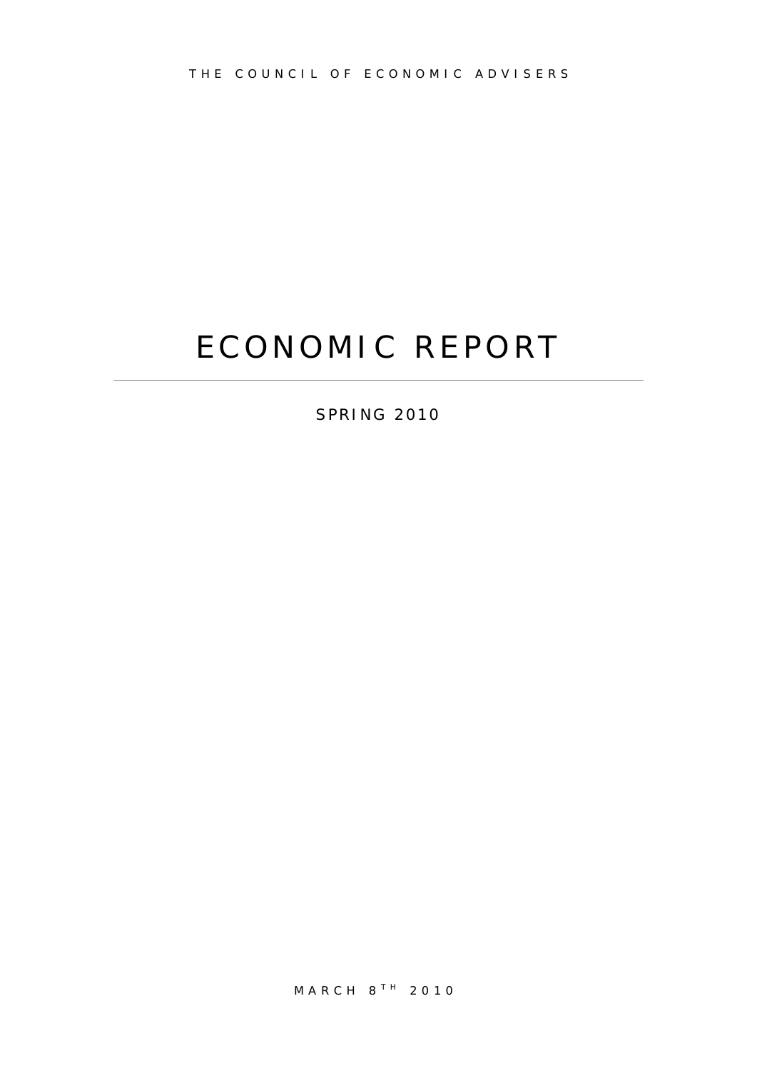THE COUNCIL OF ECONOMIC ADVISERS

# ECONOMIC REPORT

---

SPRING 2010

MARCH 8TH 2010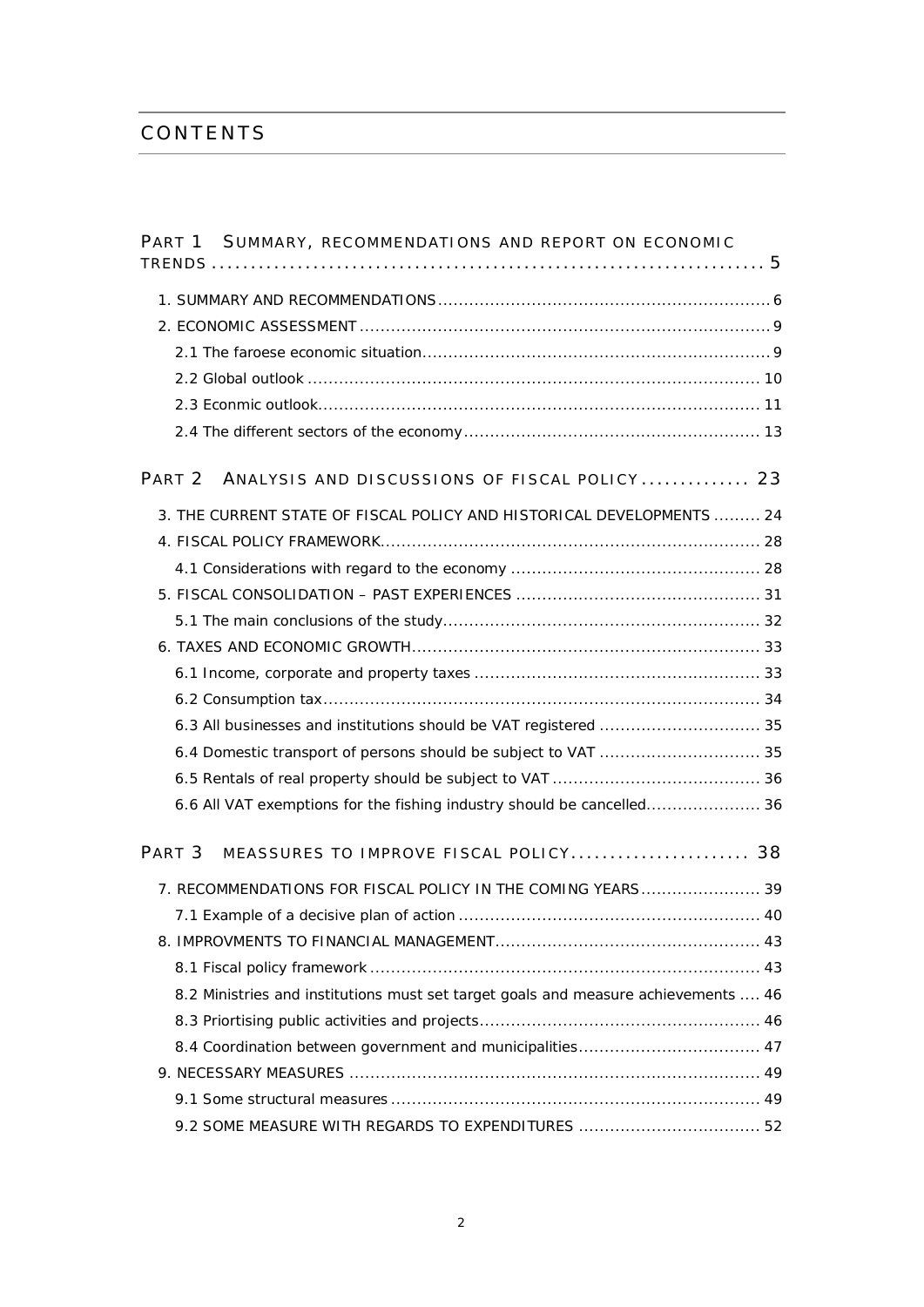# CONTENTS

PART 1 SUMMARY, RECOMMENDATIONS AND REPORT ON ECONOMIC TRENDS ........ 5

- 1. SUMMARY AND RECOMMENDATIONS ........ 6
- 2. ECONOMIC ASSESSMENT ........ 9
  - 2.1 The faroese economic situation ........ 9
  - 2.2 Global outlook ........ 10
  - 2.3 Econmic outlook ........ 11
  - 2.4 The different sectors of the economy ........ 13

PART 2 ANALYSIS AND DISCUSSIONS OF FISCAL POLICY ........ 23

- 3. THE CURRENT STATE OF FISCAL POLICY AND HISTORICAL DEVELOPMENTS ........ 24
- 4. FISCAL POLICY FRAMEWORK ........ 28
  - 4.1 Considerations with regard to the economy ........ 28
- 5. FISCAL CONSOLIDATION – PAST EXPERIENCES ........ 31
  - 5.1 The main conclusions of the study ........ 32
- 6. TAXES AND ECONOMIC GROWTH ........ 33
  - 6.1 Income, corporate and property taxes ........ 33
  - 6.2 Consumption tax ........ 34
  - 6.3 All businesses and institutions should be VAT registered ........ 35
  - 6.4 Domestic transport of persons should be subject to VAT ........ 35
  - 6.5 Rentals of real property should be subject to VAT ........ 36
  - 6.6 All VAT exemptions for the fishing industry should be cancelled ........ 36

PART 3 MEASSURES TO IMPROVE FISCAL POLICY ........ 38

- 7. RECOMMENDATIONS FOR FISCAL POLICY IN THE COMING YEARS ........ 39
  - 7.1 Example of a decisive plan of action ........ 40
- 8. IMPROVMENTS TO FINANCIAL MANAGEMENT ........ 43
  - 8.1 Fiscal policy framework ........ 43
  - 8.2 Ministries and institutions must set target goals and measure achievements ........ 46
  - 8.3 Priortising public activities and projects ........ 46
  - 8.4 Coordination between government and municipalities ........ 47
- 9. NECESSARY MEASURES ........ 49
  - 9.1 Some structural measures ........ 49
  - 9.2 SOME MEASURE WITH REGARDS TO EXPENDITURES ........ 52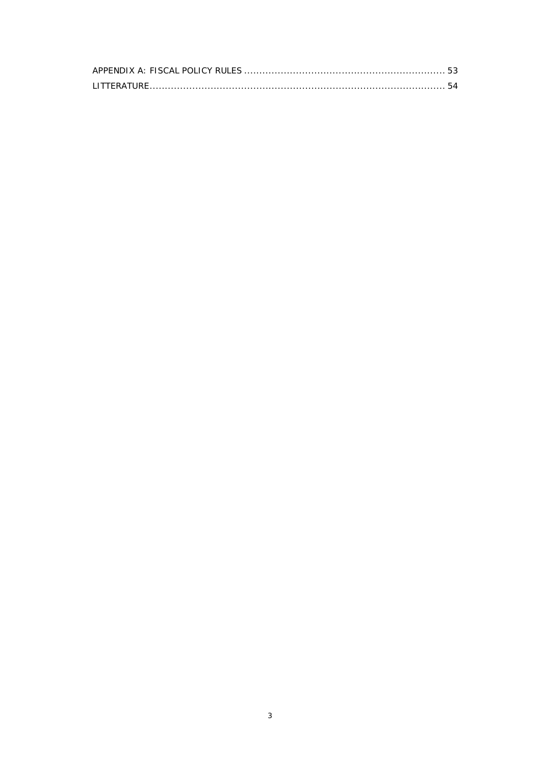APPENDIX A: FISCAL POLICY RULES .................................................................. 53

LITTERATURE.................................................................................................. 54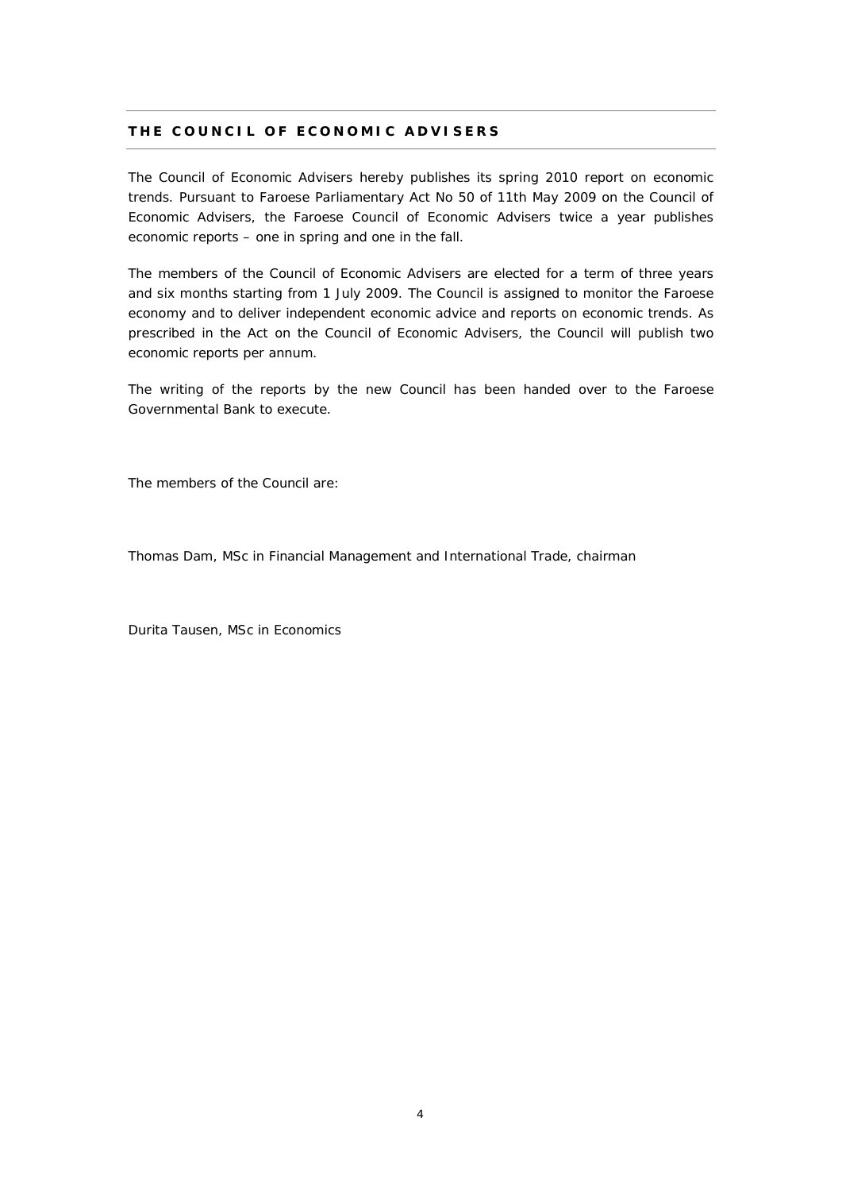## THE COUNCIL OF ECONOMIC ADVISERS

The Council of Economic Advisers hereby publishes its spring 2010 report on economic trends. Pursuant to Faroese Parliamentary Act No 50 of 11th May 2009 on the Council of Economic Advisers, the Faroese Council of Economic Advisers twice a year publishes economic reports – one in spring and one in the fall.

The members of the Council of Economic Advisers are elected for a term of three years and six months starting from 1 July 2009. The Council is assigned to monitor the Faroese economy and to deliver independent economic advice and reports on economic trends. As prescribed in the Act on the Council of Economic Advisers, the Council will publish two economic reports per annum.

The writing of the reports by the new Council has been handed over to the Faroese Governmental Bank to execute.

The members of the Council are:

Thomas Dam, MSc in Financial Management and International Trade, chairman

Durita Tausen, MSc in Economics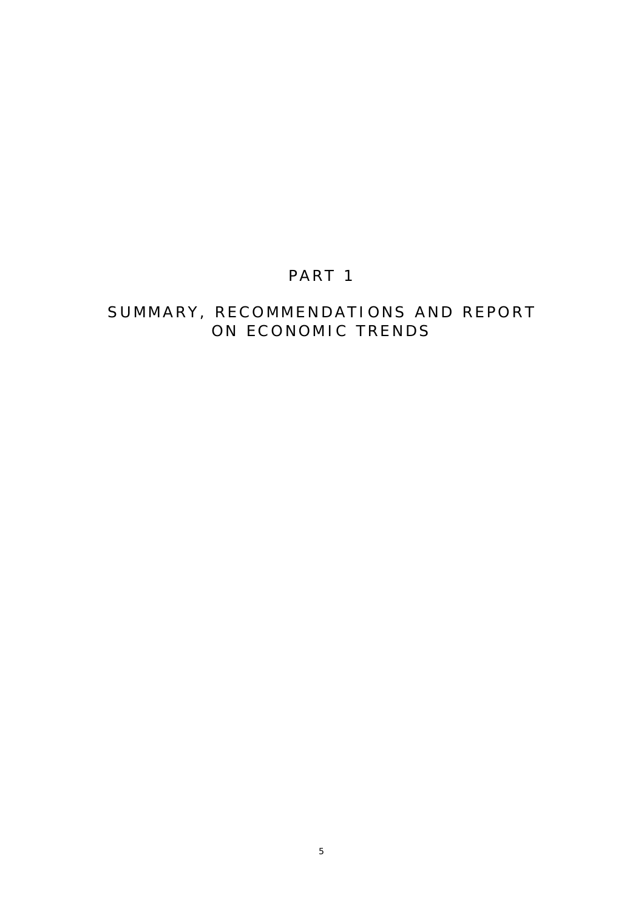# PART 1

# SUMMARY, RECOMMENDATIONS AND REPORT ON ECONOMIC TRENDS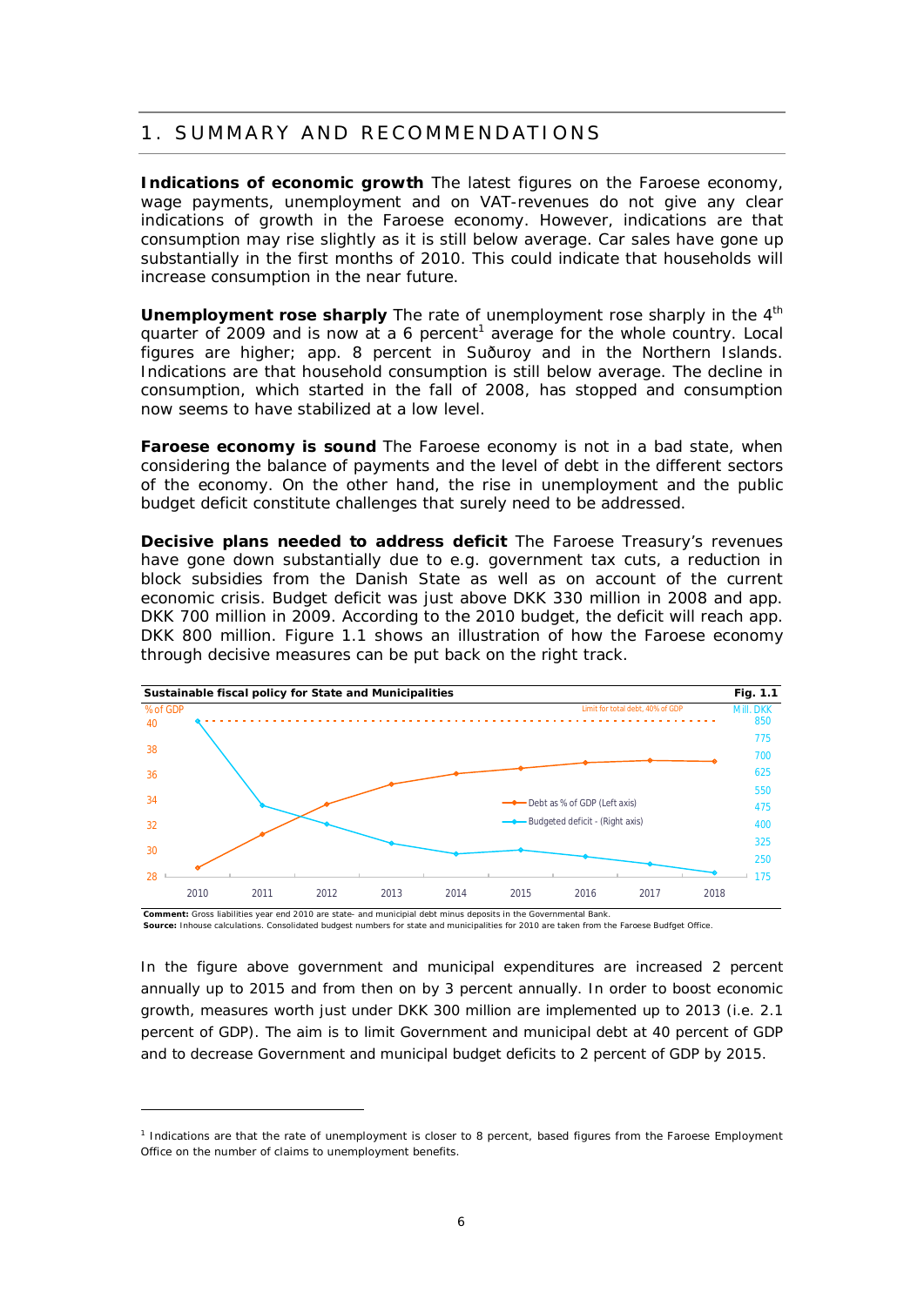# 1. SUMMARY AND RECOMMENDATIONS

**Indications of economic growth** The latest figures on the Faroese economy, wage payments, unemployment and on VAT-revenues do not give any clear indications of growth in the Faroese economy. However, indications are that consumption may rise slightly as it is still below average. Car sales have gone up substantially in the first months of 2010. This could indicate that households will increase consumption in the near future.

**Unemployment rose sharply** The rate of unemployment rose sharply in the 4th quarter of 2009 and is now at a 6 percent[1] average for the whole country. Local figures are higher; app. 8 percent in Suðuroy and in the Northern Islands. Indications are that household consumption is still below average. The decline in consumption, which started in the fall of 2008, has stopped and consumption now seems to have stabilized at a low level.

**Faroese economy is sound** The Faroese economy is not in a bad state, when considering the balance of payments and the level of debt in the different sectors of the economy. On the other hand, the rise in unemployment and the public budget deficit constitute challenges that surely need to be addressed.

**Decisive plans needed to address deficit** The Faroese Treasury's revenues have gone down substantially due to e.g. government tax cuts, a reduction in block subsidies from the Danish State as well as on account of the current economic crisis. Budget deficit was just above DKK 330 million in 2008 and app. DKK 700 million in 2009. According to the 2010 budget, the deficit will reach app. DKK 800 million. Figure 1.1 shows an illustration of how the Faroese economy through decisive measures can be put back on the right track.

**Sustainable fiscal policy for State and Municipalities** — **Fig. 1.1**

Left axis: % of GDP (28–40); Right axis: Mill. DKK (175–850). Limit for total debt, 40% of GDP. Series: Debt as % of GDP (Left axis); Budgeted deficit - (Right axis). Years 2010–2018.

**Comment:** Gross liabilities year end 2010 are state- and municipial debt minus deposits in the Governmental Bank.
**Source:** Inhouse calculations. Consolidated budgest numbers for state and municipalities for 2010 are taken from the Faroese Budfget Office.

In the figure above government and municipal expenditures are increased 2 percent annually up to 2015 and from then on by 3 percent annually. In order to boost economic growth, measures worth just under DKK 300 million are implemented up to 2013 (i.e. 2.1 percent of GDP). The aim is to limit Government and municipal debt at 40 percent of GDP and to decrease Government and municipal budget deficits to 2 percent of GDP by 2015.

---

[1] Indications are that the rate of unemployment is closer to 8 percent, based figures from the Faroese Employment Office on the number of claims to unemployment benefits.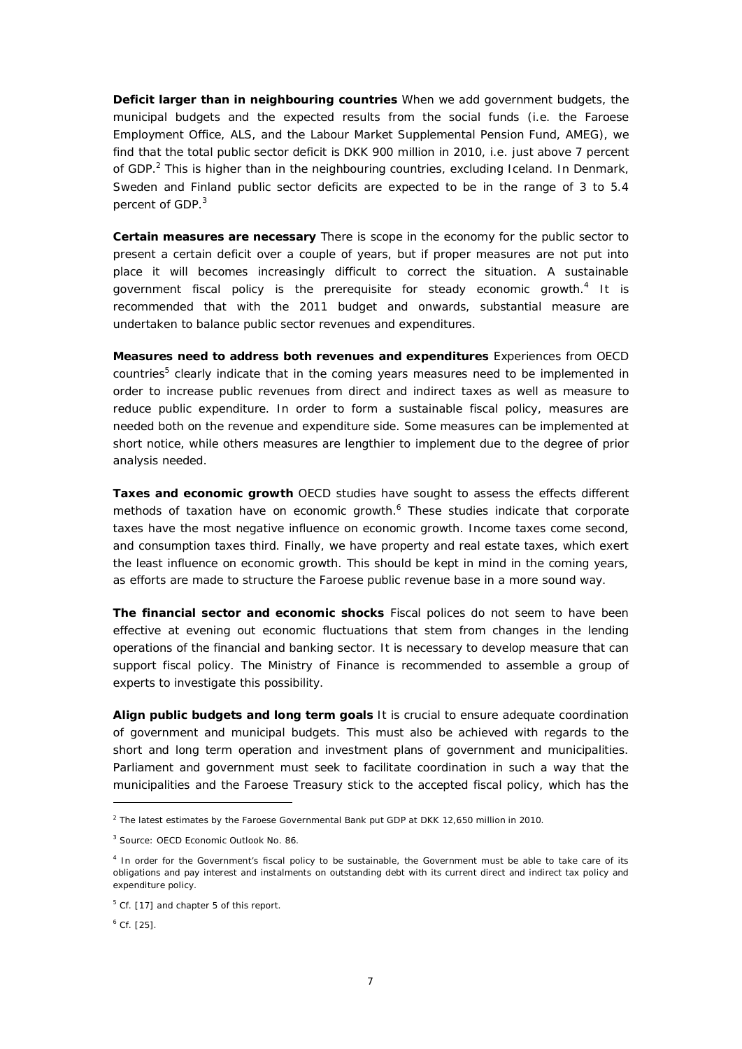**Deficit larger than in neighbouring countries** When we add government budgets, the municipal budgets and the expected results from the social funds (i.e. the Faroese Employment Office, ALS, and the Labour Market Supplemental Pension Fund, AMEG), we find that the total public sector deficit is DKK 900 million in 2010, i.e. just above 7 percent of GDP.[2] This is higher than in the neighbouring countries, excluding Iceland. In Denmark, Sweden and Finland public sector deficits are expected to be in the range of 3 to 5.4 percent of GDP.[3]

**Certain measures are necessary** There is scope in the economy for the public sector to present a certain deficit over a couple of years, but if proper measures are not put into place it will becomes increasingly difficult to correct the situation. A sustainable government fiscal policy is the prerequisite for steady economic growth.[4] It is recommended that with the 2011 budget and onwards, substantial measure are undertaken to balance public sector revenues and expenditures.

**Measures need to address both revenues and expenditures** Experiences from OECD countries[5] clearly indicate that in the coming years measures need to be implemented in order to increase public revenues from direct and indirect taxes as well as measure to reduce public expenditure. In order to form a sustainable fiscal policy, measures are needed both on the revenue and expenditure side. Some measures can be implemented at short notice, while others measures are lengthier to implement due to the degree of prior analysis needed.

**Taxes and economic growth** OECD studies have sought to assess the effects different methods of taxation have on economic growth.[6] These studies indicate that corporate taxes have the most negative influence on economic growth. Income taxes come second, and consumption taxes third. Finally, we have property and real estate taxes, which exert the least influence on economic growth. This should be kept in mind in the coming years, as efforts are made to structure the Faroese public revenue base in a more sound way.

**The financial sector and economic shocks** Fiscal polices do not seem to have been effective at evening out economic fluctuations that stem from changes in the lending operations of the financial and banking sector. It is necessary to develop measure that can support fiscal policy. The Ministry of Finance is recommended to assemble a group of experts to investigate this possibility.

**Align public budgets and long term goals** It is crucial to ensure adequate coordination of government and municipal budgets. This must also be achieved with regards to the short and long term operation and investment plans of government and municipalities. Parliament and government must seek to facilitate coordination in such a way that the municipalities and the Faroese Treasury stick to the accepted fiscal policy, which has the

---

[2] The latest estimates by the Faroese Governmental Bank put GDP at DKK 12,650 million in 2010.

[3] Source: OECD Economic Outlook No. 86.

[4] In order for the Government's fiscal policy to be sustainable, the Government must be able to take care of its obligations and pay interest and instalments on outstanding debt with its current direct and indirect tax policy and expenditure policy.

[5] Cf. [17] and chapter 5 of this report.

[6] Cf. [25].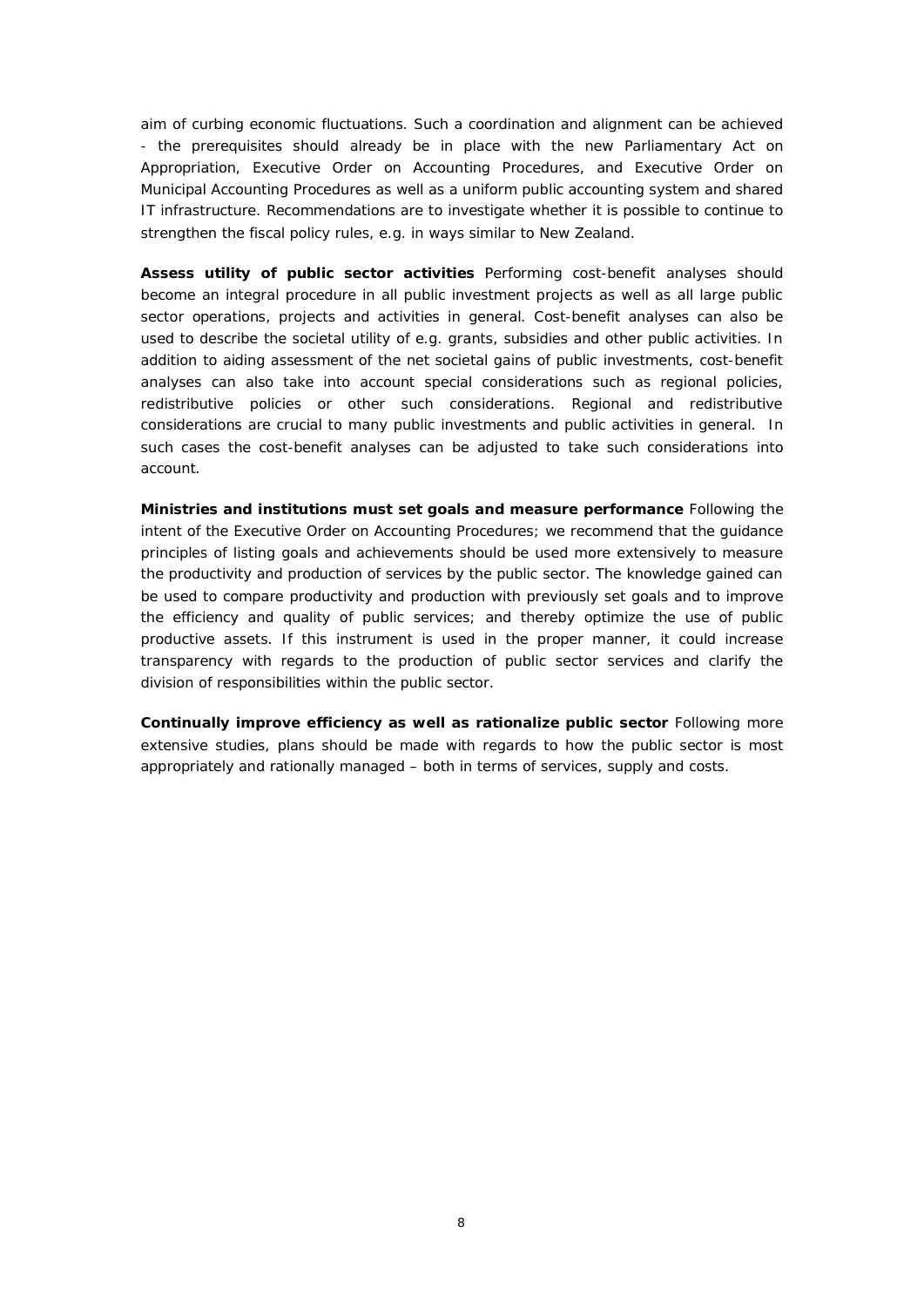aim of curbing economic fluctuations. Such a coordination and alignment can be achieved - the prerequisites should already be in place with the new Parliamentary Act on Appropriation, Executive Order on Accounting Procedures, and Executive Order on Municipal Accounting Procedures as well as a uniform public accounting system and shared IT infrastructure. Recommendations are to investigate whether it is possible to continue to strengthen the fiscal policy rules, e.g. in ways similar to New Zealand.

**Assess utility of public sector activities** Performing cost-benefit analyses should become an integral procedure in all public investment projects as well as all large public sector operations, projects and activities in general. Cost-benefit analyses can also be used to describe the societal utility of e.g. grants, subsidies and other public activities. In addition to aiding assessment of the net societal gains of public investments, cost-benefit analyses can also take into account special considerations such as regional policies, redistributive policies or other such considerations. Regional and redistributive considerations are crucial to many public investments and public activities in general. In such cases the cost-benefit analyses can be adjusted to take such considerations into account.

**Ministries and institutions must set goals and measure performance** Following the intent of the Executive Order on Accounting Procedures; we recommend that the guidance principles of listing goals and achievements should be used more extensively to measure the productivity and production of services by the public sector. The knowledge gained can be used to compare productivity and production with previously set goals and to improve the efficiency and quality of public services; and thereby optimize the use of public productive assets. If this instrument is used in the proper manner, it could increase transparency with regards to the production of public sector services and clarify the division of responsibilities within the public sector.

**Continually improve efficiency as well as rationalize public sector** Following more extensive studies, plans should be made with regards to how the public sector is most appropriately and rationally managed – both in terms of services, supply and costs.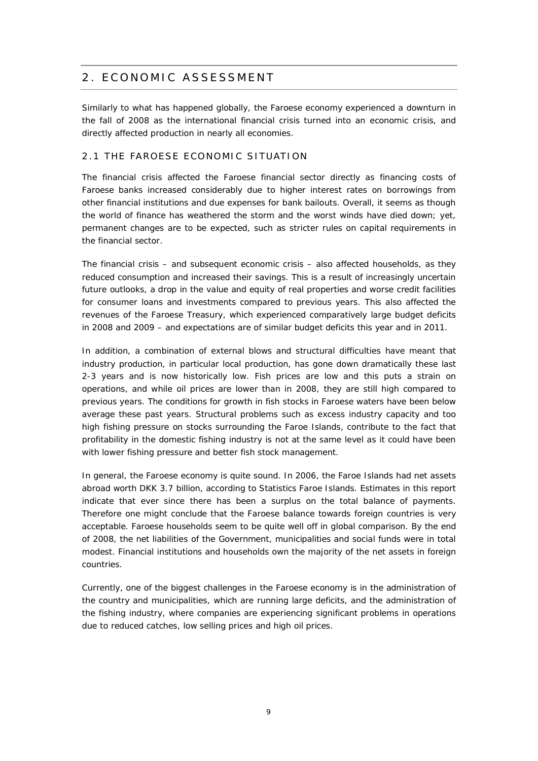# 2. ECONOMIC ASSESSMENT

Similarly to what has happened globally, the Faroese economy experienced a downturn in the fall of 2008 as the international financial crisis turned into an economic crisis, and directly affected production in nearly all economies.

## 2.1 THE FAROESE ECONOMIC SITUATION

The financial crisis affected the Faroese financial sector directly as financing costs of Faroese banks increased considerably due to higher interest rates on borrowings from other financial institutions and due expenses for bank bailouts. Overall, it seems as though the world of finance has weathered the storm and the worst winds have died down; yet, permanent changes are to be expected, such as stricter rules on capital requirements in the financial sector.

The financial crisis – and subsequent economic crisis – also affected households, as they reduced consumption and increased their savings. This is a result of increasingly uncertain future outlooks, a drop in the value and equity of real properties and worse credit facilities for consumer loans and investments compared to previous years. This also affected the revenues of the Faroese Treasury, which experienced comparatively large budget deficits in 2008 and 2009 – and expectations are of similar budget deficits this year and in 2011.

In addition, a combination of external blows and structural difficulties have meant that industry production, in particular local production, has gone down dramatically these last 2-3 years and is now historically low. Fish prices are low and this puts a strain on operations, and while oil prices are lower than in 2008, they are still high compared to previous years. The conditions for growth in fish stocks in Faroese waters have been below average these past years. Structural problems such as excess industry capacity and too high fishing pressure on stocks surrounding the Faroe Islands, contribute to the fact that profitability in the domestic fishing industry is not at the same level as it could have been with lower fishing pressure and better fish stock management.

In general, the Faroese economy is quite sound. In 2006, the Faroe Islands had net assets abroad worth DKK 3.7 billion, according to Statistics Faroe Islands. Estimates in this report indicate that ever since there has been a surplus on the total balance of payments. Therefore one might conclude that the Faroese balance towards foreign countries is very acceptable. Faroese households seem to be quite well off in global comparison. By the end of 2008, the net liabilities of the Government, municipalities and social funds were in total modest. Financial institutions and households own the majority of the net assets in foreign countries.

Currently, one of the biggest challenges in the Faroese economy is in the administration of the country and municipalities, which are running large deficits, and the administration of the fishing industry, where companies are experiencing significant problems in operations due to reduced catches, low selling prices and high oil prices.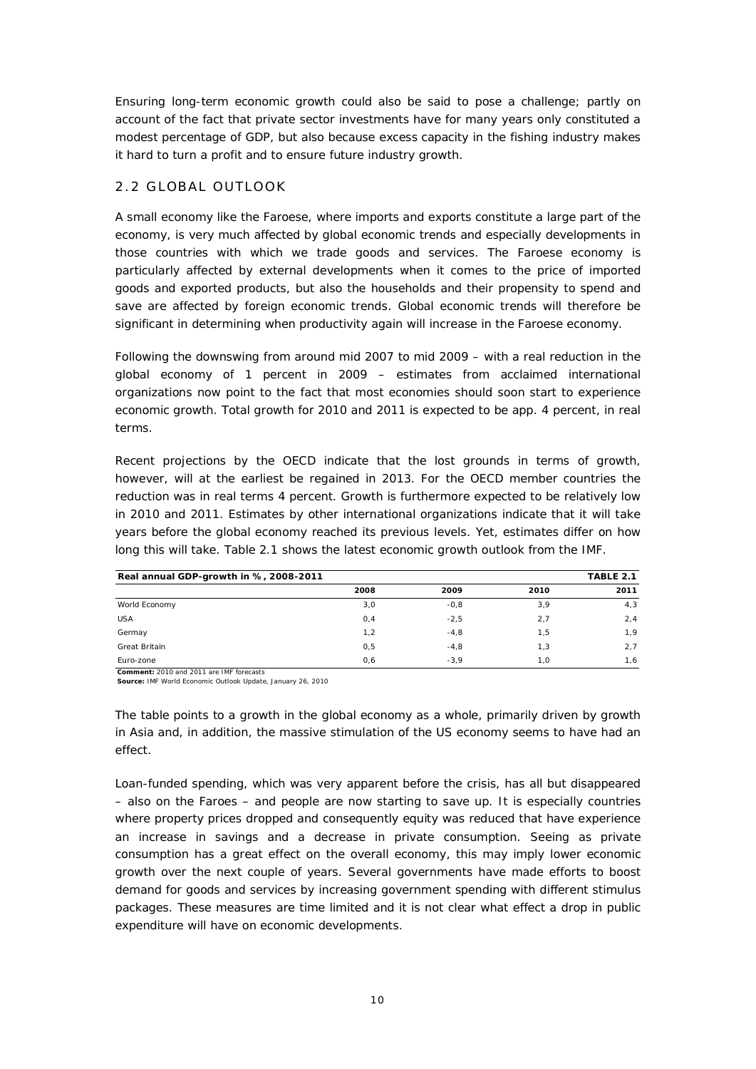Ensuring long-term economic growth could also be said to pose a challenge; partly on account of the fact that private sector investments have for many years only constituted a modest percentage of GDP, but also because excess capacity in the fishing industry makes it hard to turn a profit and to ensure future industry growth.

## 2.2 GLOBAL OUTLOOK

A small economy like the Faroese, where imports and exports constitute a large part of the economy, is very much affected by global economic trends and especially developments in those countries with which we trade goods and services. The Faroese economy is particularly affected by external developments when it comes to the price of imported goods and exported products, but also the households and their propensity to spend and save are affected by foreign economic trends. Global economic trends will therefore be significant in determining when productivity again will increase in the Faroese economy.

Following the downswing from around mid 2007 to mid 2009 – with a real reduction in the global economy of 1 percent in 2009 – estimates from acclaimed international organizations now point to the fact that most economies should soon start to experience economic growth. Total growth for 2010 and 2011 is expected to be app. 4 percent, in real terms.

Recent projections by the OECD indicate that the lost grounds in terms of growth, however, will at the earliest be regained in 2013. For the OECD member countries the reduction was in real terms 4 percent. Growth is furthermore expected to be relatively low in 2010 and 2011. Estimates by other international organizations indicate that it will take years before the global economy reached its previous levels. Yet, estimates differ on how long this will take. Table 2.1 shows the latest economic growth outlook from the IMF.

**Real annual GDP-growth in %, 2008-2011** — **TABLE 2.1**

| | 2008 | 2009 | 2010 | 2011 |
|---|---|---|---|---|
| World Economy | 3,0 | -0,8 | 3,9 | 4,3 |
| USA | 0,4 | -2,5 | 2,7 | 2,4 |
| Germay | 1,2 | -4,8 | 1,5 | 1,9 |
| Great Britain | 0,5 | -4,8 | 1,3 | 2,7 |
| Euro-zone | 0,6 | -3,9 | 1,0 | 1,6 |

**Comment:** 2010 and 2011 are IMF forecasts
**Source:** IMF World Economic Outlook Update, January 26, 2010

The table points to a growth in the global economy as a whole, primarily driven by growth in Asia and, in addition, the massive stimulation of the US economy seems to have had an effect.

Loan-funded spending, which was very apparent before the crisis, has all but disappeared – also on the Faroes – and people are now starting to save up. It is especially countries where property prices dropped and consequently equity was reduced that have experience an increase in savings and a decrease in private consumption. Seeing as private consumption has a great effect on the overall economy, this may imply lower economic growth over the next couple of years. Several governments have made efforts to boost demand for goods and services by increasing government spending with different stimulus packages. These measures are time limited and it is not clear what effect a drop in public expenditure will have on economic developments.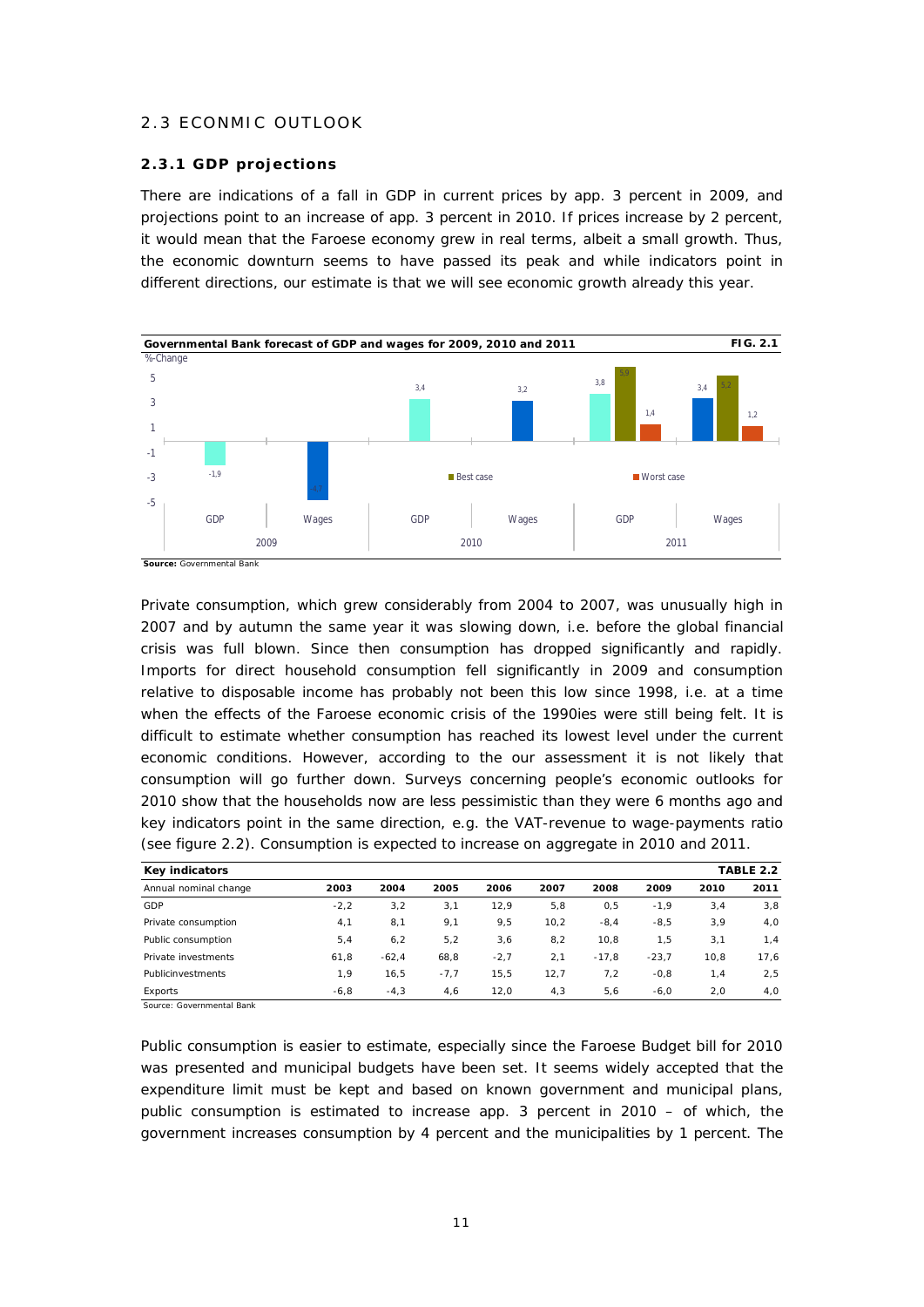## 2.3 ECONMIC OUTLOOK

### 2.3.1 GDP projections

There are indications of a fall in GDP in current prices by app. 3 percent in 2009, and projections point to an increase of app. 3 percent in 2010. If prices increase by 2 percent, it would mean that the Faroese economy grew in real terms, albeit a small growth. Thus, the economic downturn seems to have passed its peak and while indicators point in different directions, our estimate is that we will see economic growth already this year.

**Governmental Bank forecast of GDP and wages for 2009, 2010 and 2011** — **FIG. 2.1**

**Source:** Governmental Bank

Private consumption, which grew considerably from 2004 to 2007, was unusually high in 2007 and by autumn the same year it was slowing down, i.e. before the global financial crisis was full blown. Since then consumption has dropped significantly and rapidly. Imports for direct household consumption fell significantly in 2009 and consumption relative to disposable income has probably not been this low since 1998, i.e. at a time when the effects of the Faroese economic crisis of the 1990ies were still being felt. It is difficult to estimate whether consumption has reached its lowest level under the current economic conditions. However, according to the our assessment it is not likely that consumption will go further down. Surveys concerning people's economic outlooks for 2010 show that the households now are less pessimistic than they were 6 months ago and key indicators point in the same direction, e.g. the VAT-revenue to wage-payments ratio (see figure 2.2). Consumption is expected to increase on aggregate in 2010 and 2011.

**Key indicators** — **TABLE 2.2**

| Annual nominal change | 2003 | 2004 | 2005 | 2006 | 2007 | 2008 | 2009 | 2010 | 2011 |
|---|---|---|---|---|---|---|---|---|---|
| GDP | -2,2 | 3,2 | 3,1 | 12,9 | 5,8 | 0,5 | -1,9 | 3,4 | 3,8 |
| Private consumption | 4,1 | 8,1 | 9,1 | 9,5 | 10,2 | -8,4 | -8,5 | 3,9 | 4,0 |
| Public consumption | 5,4 | 6,2 | 5,2 | 3,6 | 8,2 | 10,8 | 1,5 | 3,1 | 1,4 |
| Private investments | 61,8 | -62,4 | 68,8 | -2,7 | 2,1 | -17,8 | -23,7 | 10,8 | 17,6 |
| Publicinvestments | 1,9 | 16,5 | -7,7 | 15,5 | 12,7 | 7,2 | -0,8 | 1,4 | 2,5 |
| Exports | -6,8 | -4,3 | 4,6 | 12,0 | 4,3 | 5,6 | -6,0 | 2,0 | 4,0 |

Source: Governmental Bank

Public consumption is easier to estimate, especially since the Faroese Budget bill for 2010 was presented and municipal budgets have been set. It seems widely accepted that the expenditure limit must be kept and based on known government and municipal plans, public consumption is estimated to increase app. 3 percent in 2010 – of which, the government increases consumption by 4 percent and the municipalities by 1 percent. The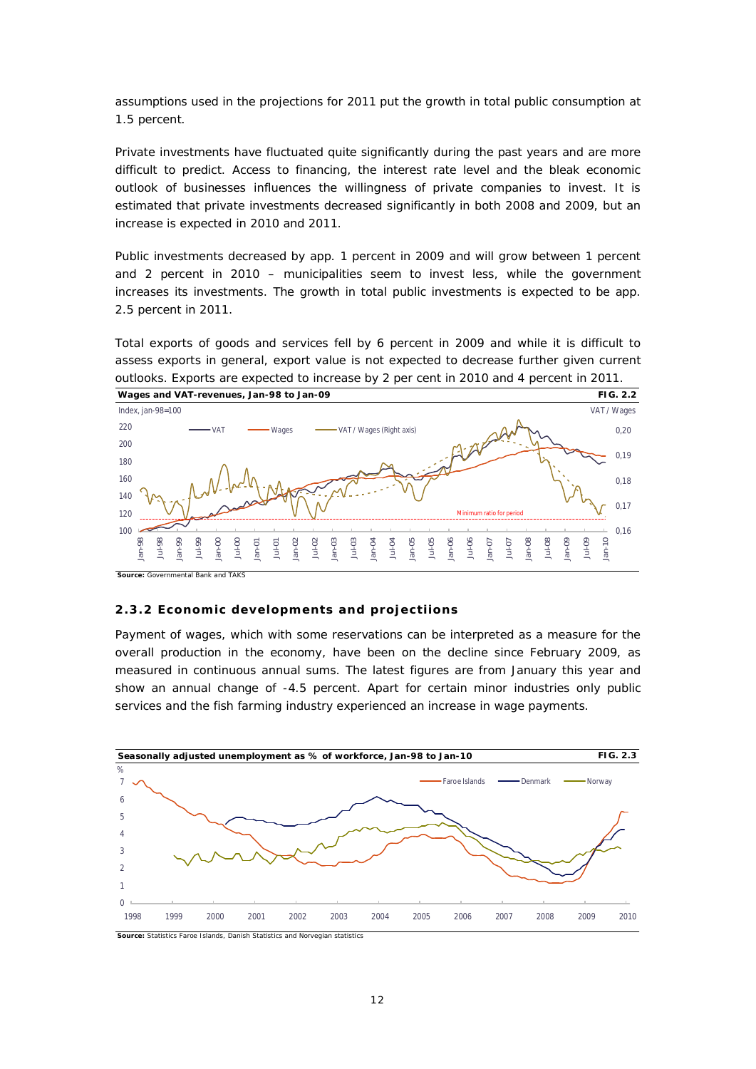assumptions used in the projections for 2011 put the growth in total public consumption at 1.5 percent.

Private investments have fluctuated quite significantly during the past years and are more difficult to predict. Access to financing, the interest rate level and the bleak economic outlook of businesses influences the willingness of private companies to invest. It is estimated that private investments decreased significantly in both 2008 and 2009, but an increase is expected in 2010 and 2011.

Public investments decreased by app. 1 percent in 2009 and will grow between 1 percent and 2 percent in 2010 – municipalities seem to invest less, while the government increases its investments. The growth in total public investments is expected to be app. 2.5 percent in 2011.

Total exports of goods and services fell by 6 percent in 2009 and while it is difficult to assess exports in general, export value is not expected to decrease further given current outlooks. Exports are expected to increase by 2 per cent in 2010 and 4 percent in 2011.

**Wages and VAT-revenues, Jan-98 to Jan-09** — **FIG. 2.2**

Source: Governmental Bank and TAKS

### 2.3.2 Economic developments and projectiions

Payment of wages, which with some reservations can be interpreted as a measure for the overall production in the economy, have been on the decline since February 2009, as measured in continuous annual sums. The latest figures are from January this year and show an annual change of -4.5 percent. Apart for certain minor industries only public services and the fish farming industry experienced an increase in wage payments.

**Seasonally adjusted unemployment as % of workforce, Jan-98 to Jan-10** — **FIG. 2.3**

Source: Statistics Faroe Islands, Danish Statistics and Norwegian statistics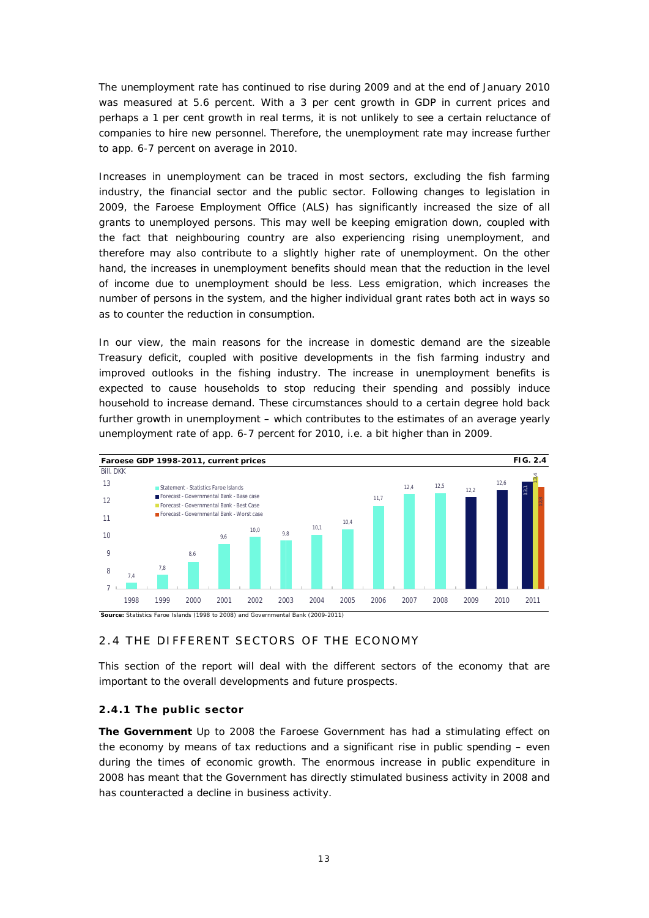The unemployment rate has continued to rise during 2009 and at the end of January 2010 was measured at 5.6 percent. With a 3 per cent growth in GDP in current prices and perhaps a 1 per cent growth in real terms, it is not unlikely to see a certain reluctance of companies to hire new personnel. Therefore, the unemployment rate may increase further to app. 6-7 percent on average in 2010.

Increases in unemployment can be traced in most sectors, excluding the fish farming industry, the financial sector and the public sector. Following changes to legislation in 2009, the Faroese Employment Office (ALS) has significantly increased the size of all grants to unemployed persons. This may well be keeping emigration down, coupled with the fact that neighbouring country are also experiencing rising unemployment, and therefore may also contribute to a slightly higher rate of unemployment. On the other hand, the increases in unemployment benefits should mean that the reduction in the level of income due to unemployment should be less. Less emigration, which increases the number of persons in the system, and the higher individual grant rates both act in ways so as to counter the reduction in consumption.

In our view, the main reasons for the increase in domestic demand are the sizeable Treasury deficit, coupled with positive developments in the fish farming industry and improved outlooks in the fishing industry. The increase in unemployment benefits is expected to cause households to stop reducing their spending and possibly induce household to increase demand. These circumstances should to a certain degree hold back further growth in unemployment – which contributes to the estimates of an average yearly unemployment rate of app. 6-7 percent for 2010, i.e. a bit higher than in 2009.

**Faroese GDP 1998-2011, current prices** — **FIG. 2.4**

Bill. DKK

| Year | Statement - Statistics Faroe Islands | Forecast - Governmental Bank - Base case | Forecast - Governmental Bank - Best Case | Forecast - Governmental Bank - Worst case |
|---|---|---|---|---|
| 1998 | 7,4 | | | |
| 1999 | 7,8 | | | |
| 2000 | 8,6 | | | |
| 2001 | 9,6 | | | |
| 2002 | 10,0 | | | |
| 2003 | 9,8 | | | |
| 2004 | 10,1 | | | |
| 2005 | 10,4 | | | |
| 2006 | 11,7 | | | |
| 2007 | 12,4 | | | |
| 2008 | 12,5 | | | |
| 2009 | | 12,2 | | |
| 2010 | | 12,6 | | |
| 2011 | | 13,1 | 13,4 | 12,8 |

**Source:** Statistics Faroe Islands (1998 to 2008) and Governmental Bank (2009-2011)

## 2.4 THE DIFFERENT SECTORS OF THE ECONOMY

This section of the report will deal with the different sectors of the economy that are important to the overall developments and future prospects.

### 2.4.1 The public sector

**The Government** Up to 2008 the Faroese Government has had a stimulating effect on the economy by means of tax reductions and a significant rise in public spending – even during the times of economic growth. The enormous increase in public expenditure in 2008 has meant that the Government has directly stimulated business activity in 2008 and has counteracted a decline in business activity.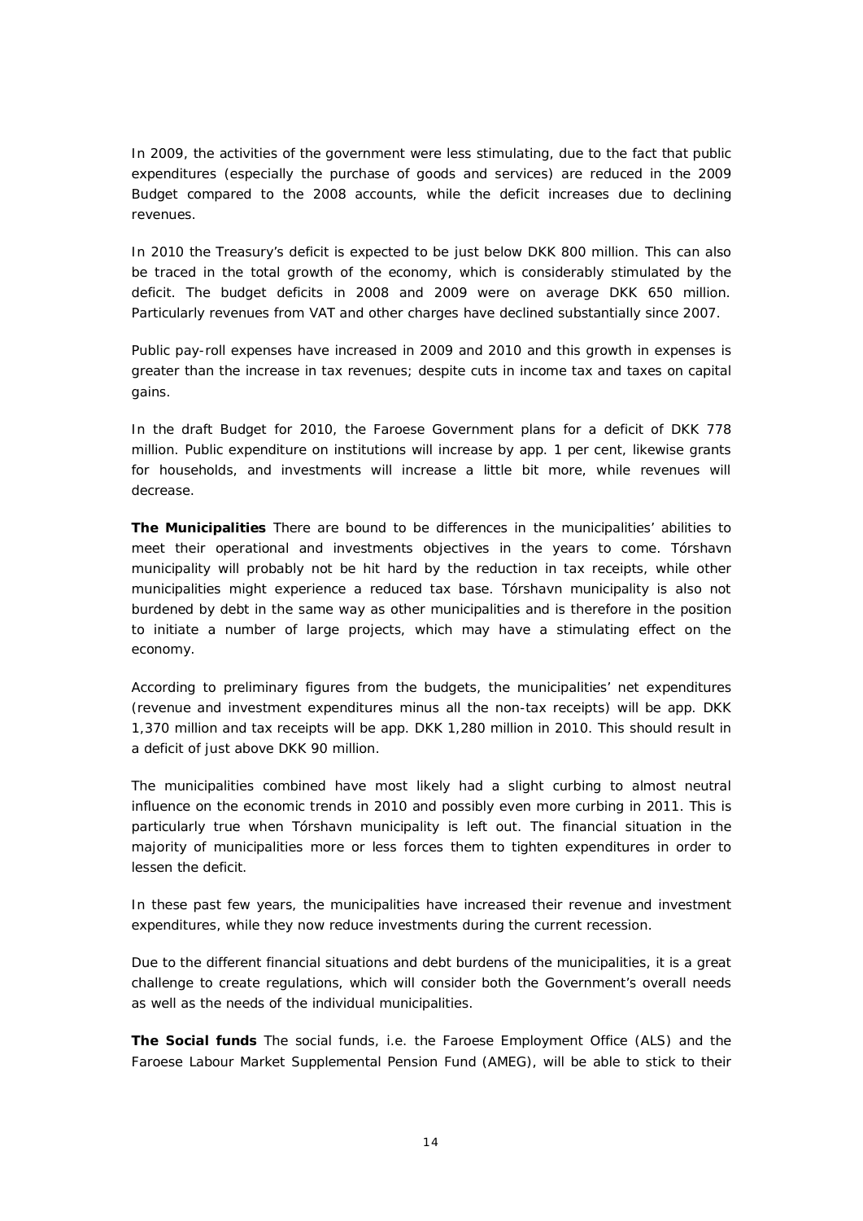In 2009, the activities of the government were less stimulating, due to the fact that public expenditures (especially the purchase of goods and services) are reduced in the 2009 Budget compared to the 2008 accounts, while the deficit increases due to declining revenues.

In 2010 the Treasury's deficit is expected to be just below DKK 800 million. This can also be traced in the total growth of the economy, which is considerably stimulated by the deficit. The budget deficits in 2008 and 2009 were on average DKK 650 million. Particularly revenues from VAT and other charges have declined substantially since 2007.

Public pay-roll expenses have increased in 2009 and 2010 and this growth in expenses is greater than the increase in tax revenues; despite cuts in income tax and taxes on capital gains.

In the draft Budget for 2010, the Faroese Government plans for a deficit of DKK 778 million. Public expenditure on institutions will increase by app. 1 per cent, likewise grants for households, and investments will increase a little bit more, while revenues will decrease.

**The Municipalities** There are bound to be differences in the municipalities' abilities to meet their operational and investments objectives in the years to come. Tórshavn municipality will probably not be hit hard by the reduction in tax receipts, while other municipalities might experience a reduced tax base. Tórshavn municipality is also not burdened by debt in the same way as other municipalities and is therefore in the position to initiate a number of large projects, which may have a stimulating effect on the economy.

According to preliminary figures from the budgets, the municipalities' net expenditures (revenue and investment expenditures minus all the non-tax receipts) will be app. DKK 1,370 million and tax receipts will be app. DKK 1,280 million in 2010. This should result in a deficit of just above DKK 90 million.

The municipalities combined have most likely had a slight curbing to almost neutral influence on the economic trends in 2010 and possibly even more curbing in 2011. This is particularly true when Tórshavn municipality is left out. The financial situation in the majority of municipalities more or less forces them to tighten expenditures in order to lessen the deficit.

In these past few years, the municipalities have increased their revenue and investment expenditures, while they now reduce investments during the current recession.

Due to the different financial situations and debt burdens of the municipalities, it is a great challenge to create regulations, which will consider both the Government's overall needs as well as the needs of the individual municipalities.

**The Social funds** The social funds, i.e. the Faroese Employment Office (ALS) and the Faroese Labour Market Supplemental Pension Fund (AMEG), will be able to stick to their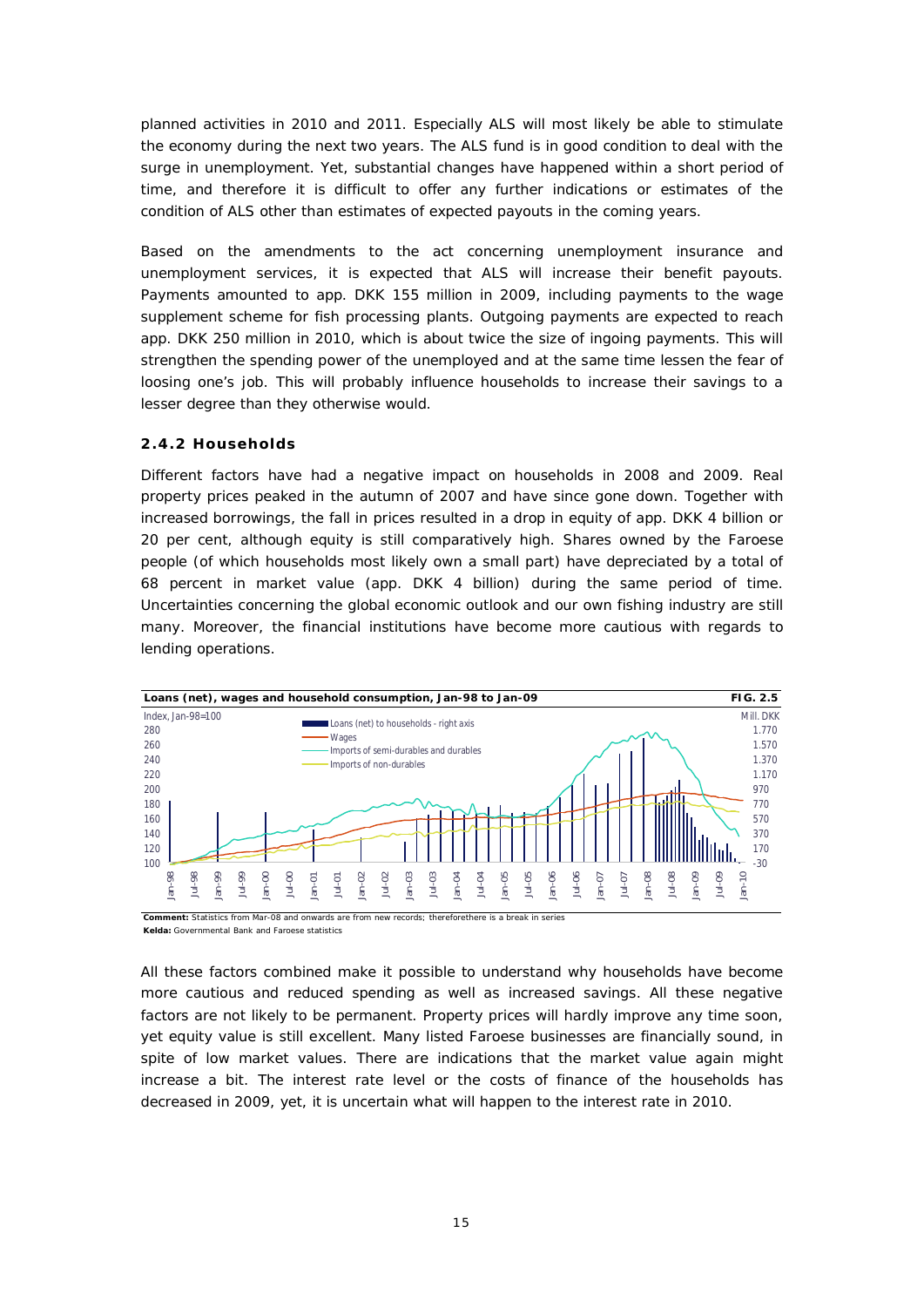planned activities in 2010 and 2011. Especially ALS will most likely be able to stimulate the economy during the next two years. The ALS fund is in good condition to deal with the surge in unemployment. Yet, substantial changes have happened within a short period of time, and therefore it is difficult to offer any further indications or estimates of the condition of ALS other than estimates of expected payouts in the coming years.

Based on the amendments to the act concerning unemployment insurance and unemployment services, it is expected that ALS will increase their benefit payouts. Payments amounted to app. DKK 155 million in 2009, including payments to the wage supplement scheme for fish processing plants. Outgoing payments are expected to reach app. DKK 250 million in 2010, which is about twice the size of ingoing payments. This will strengthen the spending power of the unemployed and at the same time lessen the fear of loosing one's job. This will probably influence households to increase their savings to a lesser degree than they otherwise would.

### 2.4.2 Households

Different factors have had a negative impact on households in 2008 and 2009. Real property prices peaked in the autumn of 2007 and have since gone down. Together with increased borrowings, the fall in prices resulted in a drop in equity of app. DKK 4 billion or 20 per cent, although equity is still comparatively high. Shares owned by the Faroese people (of which households most likely own a small part) have depreciated by a total of 68 percent in market value (app. DKK 4 billion) during the same period of time. Uncertainties concerning the global economic outlook and our own fishing industry are still many. Moreover, the financial institutions have become more cautious with regards to lending operations.

**Loans (net), wages and household consumption, Jan-98 to Jan-09** — **FIG. 2.5**

**Comment:** Statistics from Mar-08 and onwards are from new records; thereforethere is a break in series
**Kelda:** Governmental Bank and Faroese statistics

All these factors combined make it possible to understand why households have become more cautious and reduced spending as well as increased savings. All these negative factors are not likely to be permanent. Property prices will hardly improve any time soon, yet equity value is still excellent. Many listed Faroese businesses are financially sound, in spite of low market values. There are indications that the market value again might increase a bit. The interest rate level or the costs of finance of the households has decreased in 2009, yet, it is uncertain what will happen to the interest rate in 2010.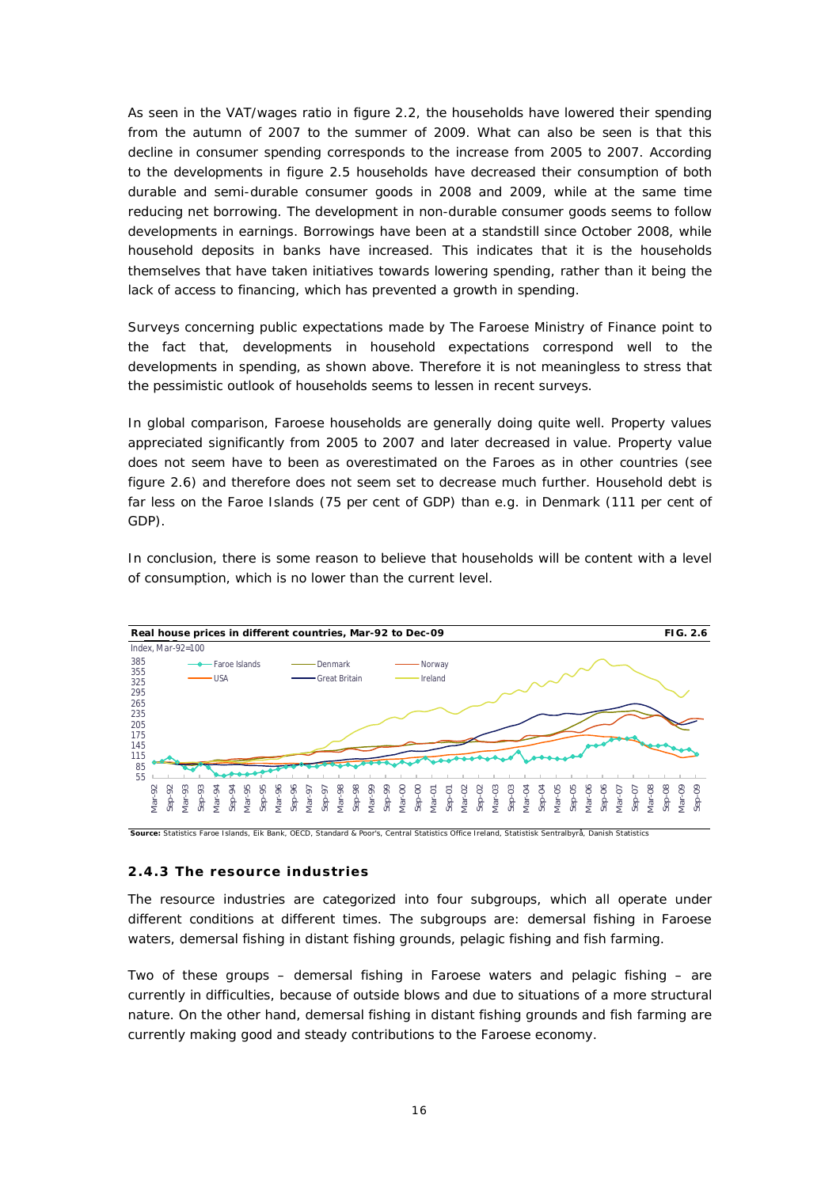As seen in the VAT/wages ratio in figure 2.2, the households have lowered their spending from the autumn of 2007 to the summer of 2009. What can also be seen is that this decline in consumer spending corresponds to the increase from 2005 to 2007. According to the developments in figure 2.5 households have decreased their consumption of both durable and semi-durable consumer goods in 2008 and 2009, while at the same time reducing net borrowing. The development in non-durable consumer goods seems to follow developments in earnings. Borrowings have been at a standstill since October 2008, while household deposits in banks have increased. This indicates that it is the households themselves that have taken initiatives towards lowering spending, rather than it being the lack of access to financing, which has prevented a growth in spending.

Surveys concerning public expectations made by The Faroese Ministry of Finance point to the fact that, developments in household expectations correspond well to the developments in spending, as shown above. Therefore it is not meaningless to stress that the pessimistic outlook of households seems to lessen in recent surveys.

In global comparison, Faroese households are generally doing quite well. Property values appreciated significantly from 2005 to 2007 and later decreased in value. Property value does not seem have to been as overestimated on the Faroes as in other countries (see figure 2.6) and therefore does not seem set to decrease much further. Household debt is far less on the Faroe Islands (75 per cent of GDP) than e.g. in Denmark (111 per cent of GDP).

In conclusion, there is some reason to believe that households will be content with a level of consumption, which is no lower than the current level.

**Real house prices in different countries, Mar-92 to Dec-09** — **FIG. 2.6**

Index, Mar-92=100

Legend: Faroe Islands, Denmark, Norway, USA, Great Britain, Ireland

**Source:** Statistics Faroe Islands, Eik Bank, OECD, Standard & Poor's, Central Statistics Office Ireland, Statistisk Sentralbyrå, Danish Statistics

### 2.4.3 The resource industries

The resource industries are categorized into four subgroups, which all operate under different conditions at different times. The subgroups are: demersal fishing in Faroese waters, demersal fishing in distant fishing grounds, pelagic fishing and fish farming.

Two of these groups – demersal fishing in Faroese waters and pelagic fishing – are currently in difficulties, because of outside blows and due to situations of a more structural nature. On the other hand, demersal fishing in distant fishing grounds and fish farming are currently making good and steady contributions to the Faroese economy.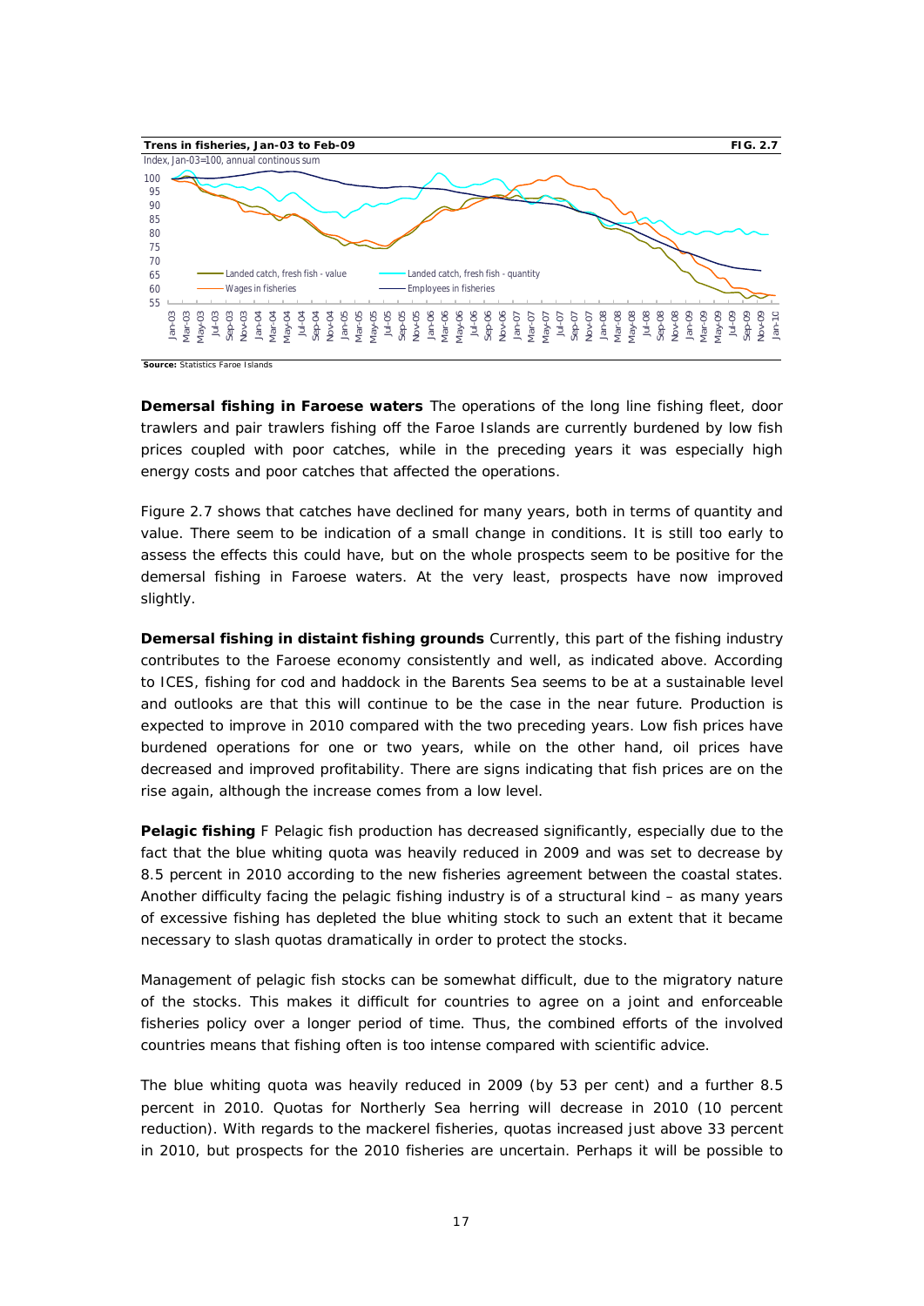**Trens in fisheries, Jan-03 to Feb-09** FIG. 2.7

Index, Jan-03=100, annual continous sum

Source: Statistics Faroe Islands

**Demersal fishing in Faroese waters** The operations of the long line fishing fleet, door trawlers and pair trawlers fishing off the Faroe Islands are currently burdened by low fish prices coupled with poor catches, while in the preceding years it was especially high energy costs and poor catches that affected the operations.

Figure 2.7 shows that catches have declined for many years, both in terms of quantity and value. There seem to be indication of a small change in conditions. It is still too early to assess the effects this could have, but on the whole prospects seem to be positive for the demersal fishing in Faroese waters. At the very least, prospects have now improved slightly.

**Demersal fishing in distaint fishing grounds** Currently, this part of the fishing industry contributes to the Faroese economy consistently and well, as indicated above. According to ICES, fishing for cod and haddock in the Barents Sea seems to be at a sustainable level and outlooks are that this will continue to be the case in the near future. Production is expected to improve in 2010 compared with the two preceding years. Low fish prices have burdened operations for one or two years, while on the other hand, oil prices have decreased and improved profitability. There are signs indicating that fish prices are on the rise again, although the increase comes from a low level.

**Pelagic fishing** F Pelagic fish production has decreased significantly, especially due to the fact that the blue whiting quota was heavily reduced in 2009 and was set to decrease by 8.5 percent in 2010 according to the new fisheries agreement between the coastal states. Another difficulty facing the pelagic fishing industry is of a structural kind – as many years of excessive fishing has depleted the blue whiting stock to such an extent that it became necessary to slash quotas dramatically in order to protect the stocks.

Management of pelagic fish stocks can be somewhat difficult, due to the migratory nature of the stocks. This makes it difficult for countries to agree on a joint and enforceable fisheries policy over a longer period of time. Thus, the combined efforts of the involved countries means that fishing often is too intense compared with scientific advice.

The blue whiting quota was heavily reduced in 2009 (by 53 per cent) and a further 8.5 percent in 2010. Quotas for Northerly Sea herring will decrease in 2010 (10 percent reduction). With regards to the mackerel fisheries, quotas increased just above 33 percent in 2010, but prospects for the 2010 fisheries are uncertain. Perhaps it will be possible to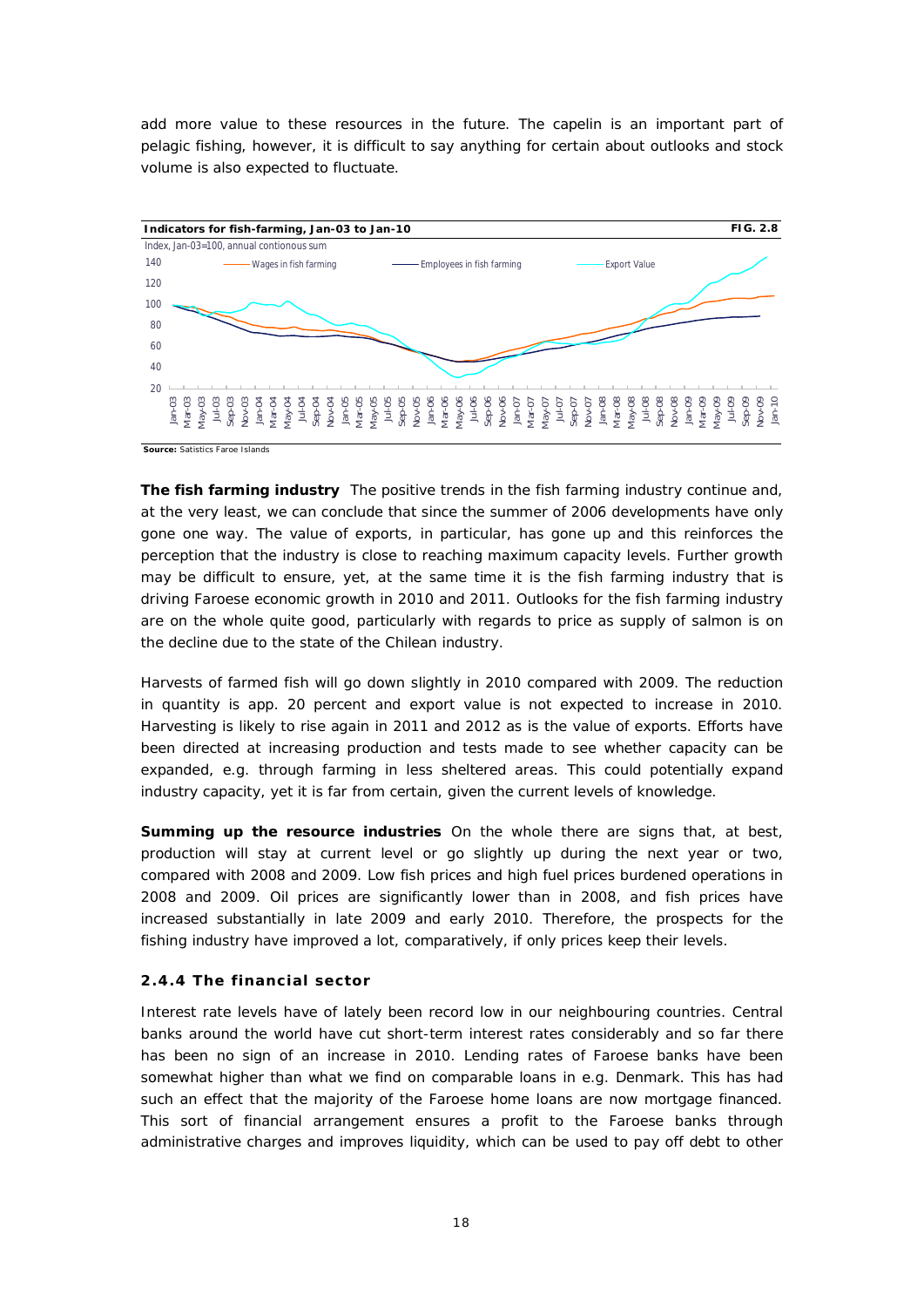add more value to these resources in the future. The capelin is an important part of pelagic fishing, however, it is difficult to say anything for certain about outlooks and stock volume is also expected to fluctuate.

**Indicators for fish-farming, Jan-03 to Jan-10** **FIG. 2.8**

Index, Jan-03=100, annual contionous sum

Source: Satistics Faroe Islands

**The fish farming industry** The positive trends in the fish farming industry continue and, at the very least, we can conclude that since the summer of 2006 developments have only gone one way. The value of exports, in particular, has gone up and this reinforces the perception that the industry is close to reaching maximum capacity levels. Further growth may be difficult to ensure, yet, at the same time it is the fish farming industry that is driving Faroese economic growth in 2010 and 2011. Outlooks for the fish farming industry are on the whole quite good, particularly with regards to price as supply of salmon is on the decline due to the state of the Chilean industry.

Harvests of farmed fish will go down slightly in 2010 compared with 2009. The reduction in quantity is app. 20 percent and export value is not expected to increase in 2010. Harvesting is likely to rise again in 2011 and 2012 as is the value of exports. Efforts have been directed at increasing production and tests made to see whether capacity can be expanded, e.g. through farming in less sheltered areas. This could potentially expand industry capacity, yet it is far from certain, given the current levels of knowledge.

**Summing up the resource industries** On the whole there are signs that, at best, production will stay at current level or go slightly up during the next year or two, compared with 2008 and 2009. Low fish prices and high fuel prices burdened operations in 2008 and 2009. Oil prices are significantly lower than in 2008, and fish prices have increased substantially in late 2009 and early 2010. Therefore, the prospects for the fishing industry have improved a lot, comparatively, if only prices keep their levels.

### 2.4.4 The financial sector

Interest rate levels have of lately been record low in our neighbouring countries. Central banks around the world have cut short-term interest rates considerably and so far there has been no sign of an increase in 2010. Lending rates of Faroese banks have been somewhat higher than what we find on comparable loans in e.g. Denmark. This has had such an effect that the majority of the Faroese home loans are now mortgage financed. This sort of financial arrangement ensures a profit to the Faroese banks through administrative charges and improves liquidity, which can be used to pay off debt to other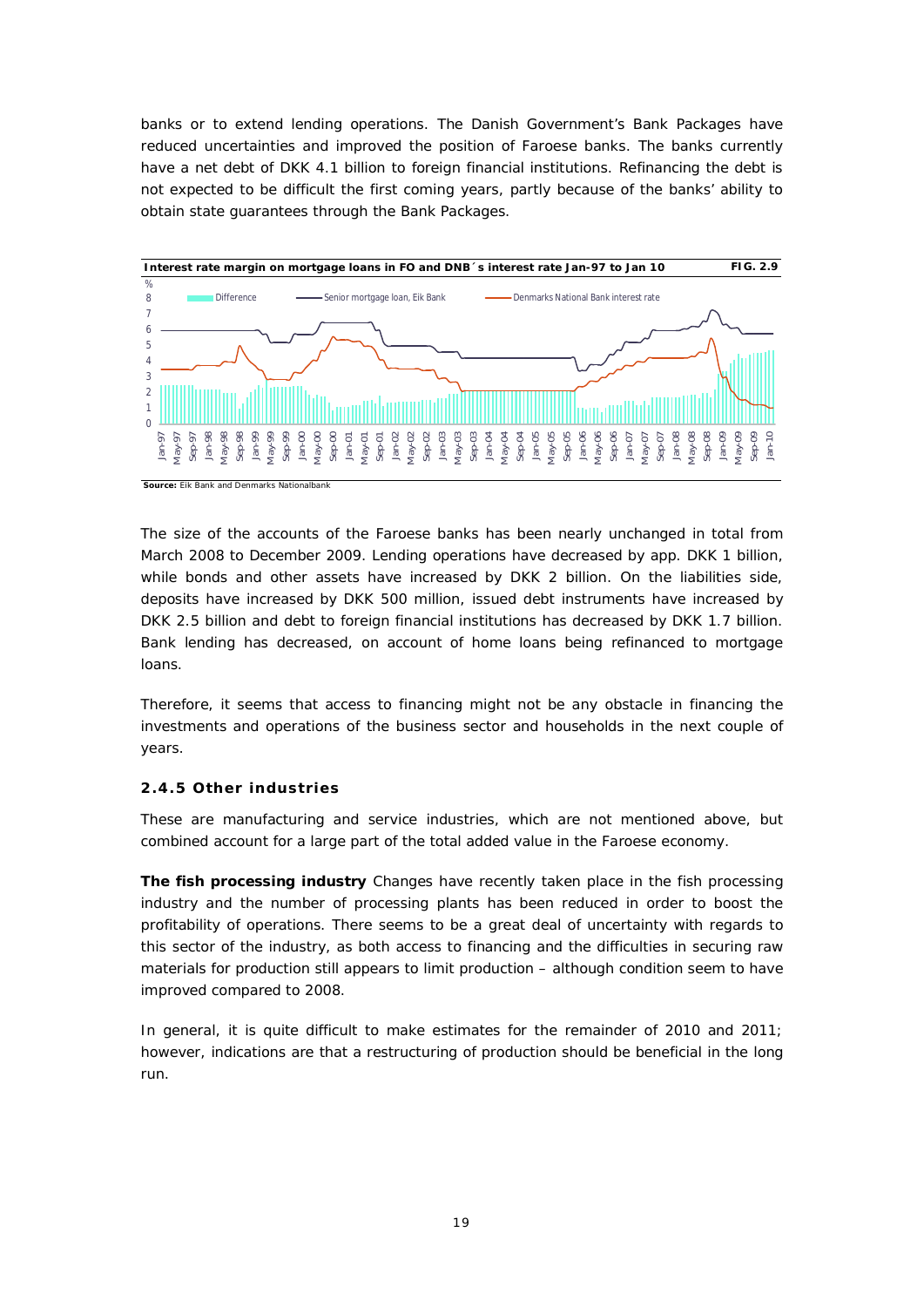banks or to extend lending operations. The Danish Government's Bank Packages have reduced uncertainties and improved the position of Faroese banks. The banks currently have a net debt of DKK 4.1 billion to foreign financial institutions. Refinancing the debt is not expected to be difficult the first coming years, partly because of the banks' ability to obtain state guarantees through the Bank Packages.

**Interest rate margin on mortgage loans in FO and DNB´s interest rate Jan-97 to Jan 10** **FIG. 2.9**

**Source:** Eik Bank and Denmarks Nationalbank

The size of the accounts of the Faroese banks has been nearly unchanged in total from March 2008 to December 2009. Lending operations have decreased by app. DKK 1 billion, while bonds and other assets have increased by DKK 2 billion. On the liabilities side, deposits have increased by DKK 500 million, issued debt instruments have increased by DKK 2.5 billion and debt to foreign financial institutions has decreased by DKK 1.7 billion. Bank lending has decreased, on account of home loans being refinanced to mortgage loans.

Therefore, it seems that access to financing might not be any obstacle in financing the investments and operations of the business sector and households in the next couple of years.

### 2.4.5 Other industries

These are manufacturing and service industries, which are not mentioned above, but combined account for a large part of the total added value in the Faroese economy.

**The fish processing industry** Changes have recently taken place in the fish processing industry and the number of processing plants has been reduced in order to boost the profitability of operations. There seems to be a great deal of uncertainty with regards to this sector of the industry, as both access to financing and the difficulties in securing raw materials for production still appears to limit production – although condition seem to have improved compared to 2008.

In general, it is quite difficult to make estimates for the remainder of 2010 and 2011; however, indications are that a restructuring of production should be beneficial in the long run.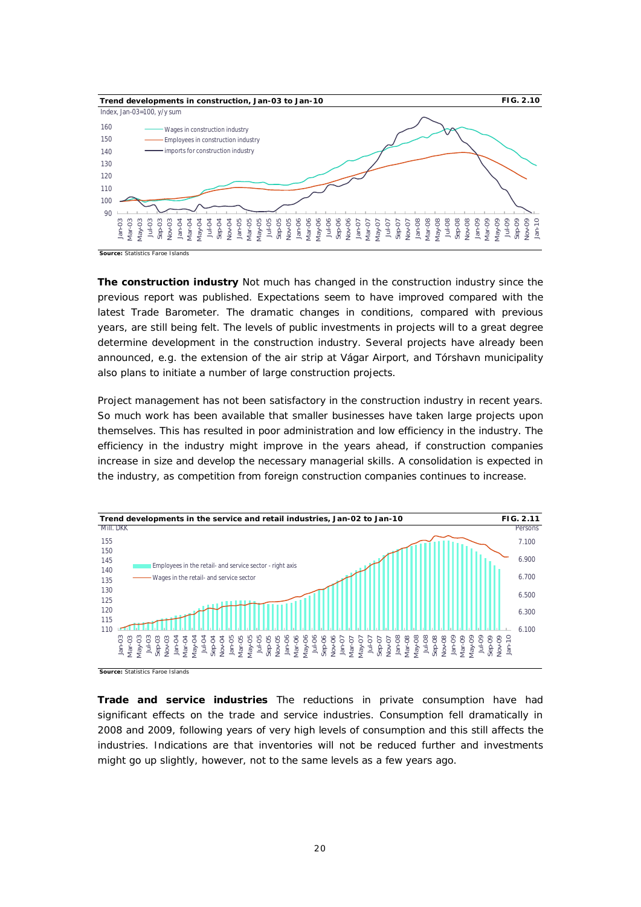**Trend developments in construction, Jan-03 to Jan-10** FIG. 2.10

Index, Jan-03=100, y/y sum

- Wages in construction industry
- Employees in construction industry
- imports for construction industry

**Source:** Statistics Faroe Islands

**The construction industry** Not much has changed in the construction industry since the previous report was published. Expectations seem to have improved compared with the latest Trade Barometer. The dramatic changes in conditions, compared with previous years, are still being felt. The levels of public investments in projects will to a great degree determine development in the construction industry. Several projects have already been announced, e.g. the extension of the air strip at Vágar Airport, and Tórshavn municipality also plans to initiate a number of large construction projects.

Project management has not been satisfactory in the construction industry in recent years. So much work has been available that smaller businesses have taken large projects upon themselves. This has resulted in poor administration and low efficiency in the industry. The efficiency in the industry might improve in the years ahead, if construction companies increase in size and develop the necessary managerial skills. A consolidation is expected in the industry, as competition from foreign construction companies continues to increase.

**Trend developments in the service and retail industries, Jan-02 to Jan-10** FIG. 2.11

Mill. DKK / Persons

- Employees in the retail- and service sector - right axis
- Wages in the retail- and service sector

**Source:** Statistics Faroe Islands

**Trade and service industries** The reductions in private consumption have had significant effects on the trade and service industries. Consumption fell dramatically in 2008 and 2009, following years of very high levels of consumption and this still affects the industries. Indications are that inventories will not be reduced further and investments might go up slightly, however, not to the same levels as a few years ago.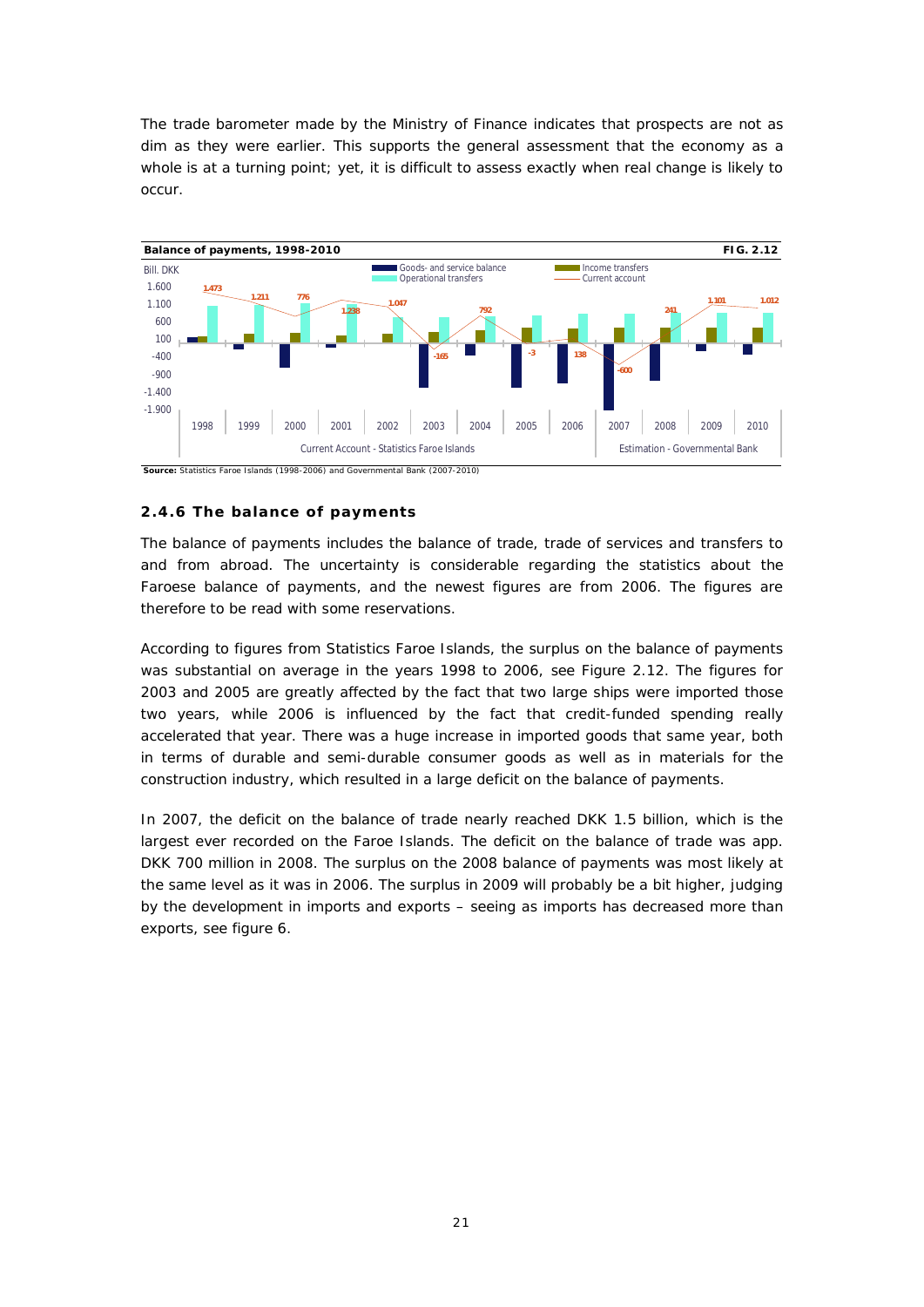The trade barometer made by the Ministry of Finance indicates that prospects are not as dim as they were earlier. This supports the general assessment that the economy as a whole is at a turning point; yet, it is difficult to assess exactly when real change is likely to occur.

**Balance of payments, 1998-2010** **FIG. 2.12**

**Source:** Statistics Faroe Islands (1998-2006) and Governmental Bank (2007-2010)

### 2.4.6 The balance of payments

The balance of payments includes the balance of trade, trade of services and transfers to and from abroad. The uncertainty is considerable regarding the statistics about the Faroese balance of payments, and the newest figures are from 2006. The figures are therefore to be read with some reservations.

According to figures from Statistics Faroe Islands, the surplus on the balance of payments was substantial on average in the years 1998 to 2006, see Figure 2.12. The figures for 2003 and 2005 are greatly affected by the fact that two large ships were imported those two years, while 2006 is influenced by the fact that credit-funded spending really accelerated that year. There was a huge increase in imported goods that same year, both in terms of durable and semi-durable consumer goods as well as in materials for the construction industry, which resulted in a large deficit on the balance of payments.

In 2007, the deficit on the balance of trade nearly reached DKK 1.5 billion, which is the largest ever recorded on the Faroe Islands. The deficit on the balance of trade was app. DKK 700 million in 2008. The surplus on the 2008 balance of payments was most likely at the same level as it was in 2006. The surplus in 2009 will probably be a bit higher, judging by the development in imports and exports – seeing as imports has decreased more than exports, see figure 6.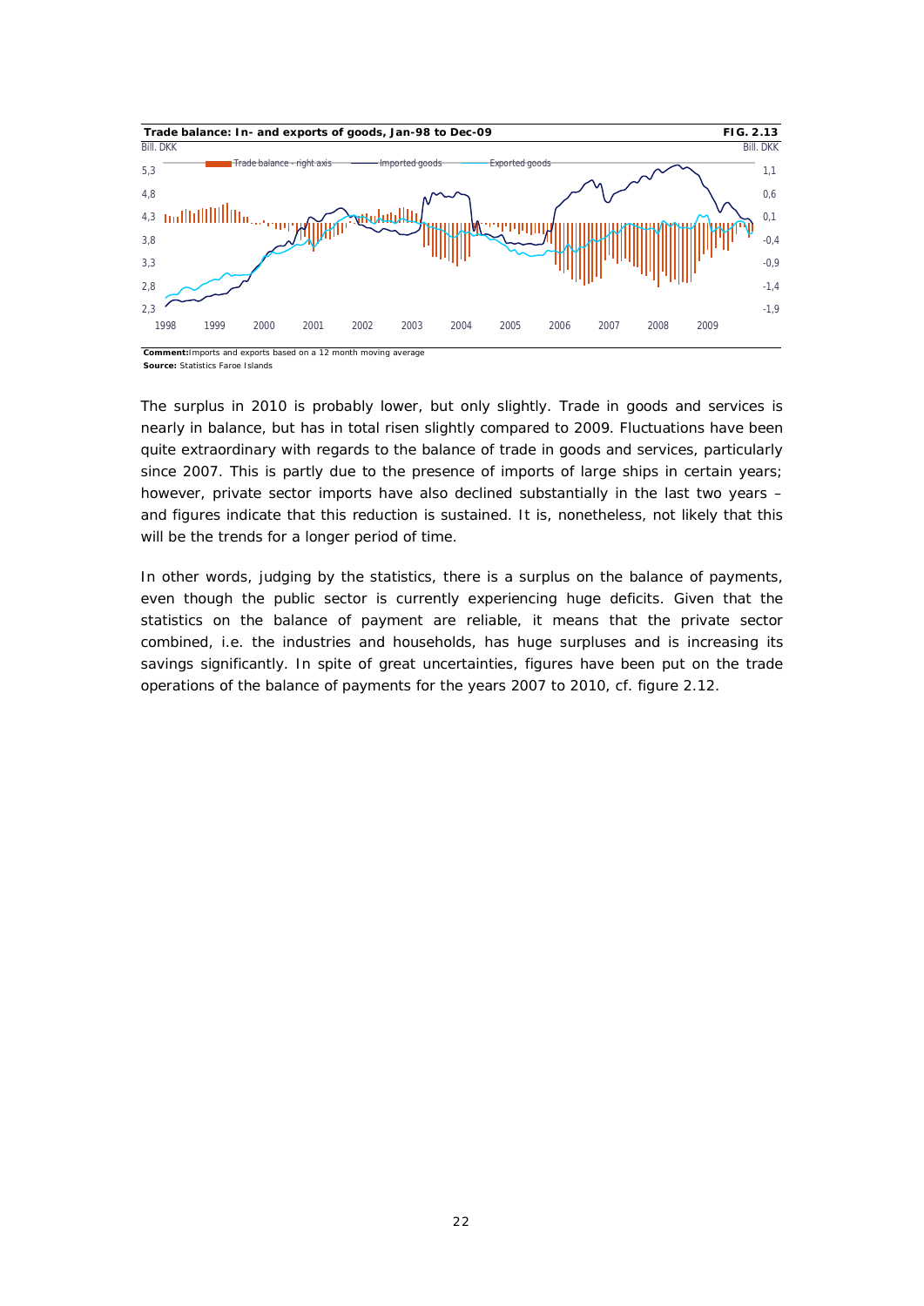**Trade balance: In- and exports of goods, Jan-98 to Dec-09** **FIG. 2.13**

Bill. DKK | Bill. DKK

Trade balance - right axis — Imported goods — Exported goods

**Comment:** Imports and exports based on a 12 month moving average
**Source:** Statistics Faroe Islands

The surplus in 2010 is probably lower, but only slightly. Trade in goods and services is nearly in balance, but has in total risen slightly compared to 2009. Fluctuations have been quite extraordinary with regards to the balance of trade in goods and services, particularly since 2007. This is partly due to the presence of imports of large ships in certain years; however, private sector imports have also declined substantially in the last two years – and figures indicate that this reduction is sustained. It is, nonetheless, not likely that this will be the trends for a longer period of time.

In other words, judging by the statistics, there is a surplus on the balance of payments, even though the public sector is currently experiencing huge deficits. Given that the statistics on the balance of payment are reliable, it means that the private sector combined, i.e. the industries and households, has huge surpluses and is increasing its savings significantly. In spite of great uncertainties, figures have been put on the trade operations of the balance of payments for the years 2007 to 2010, cf. figure 2.12.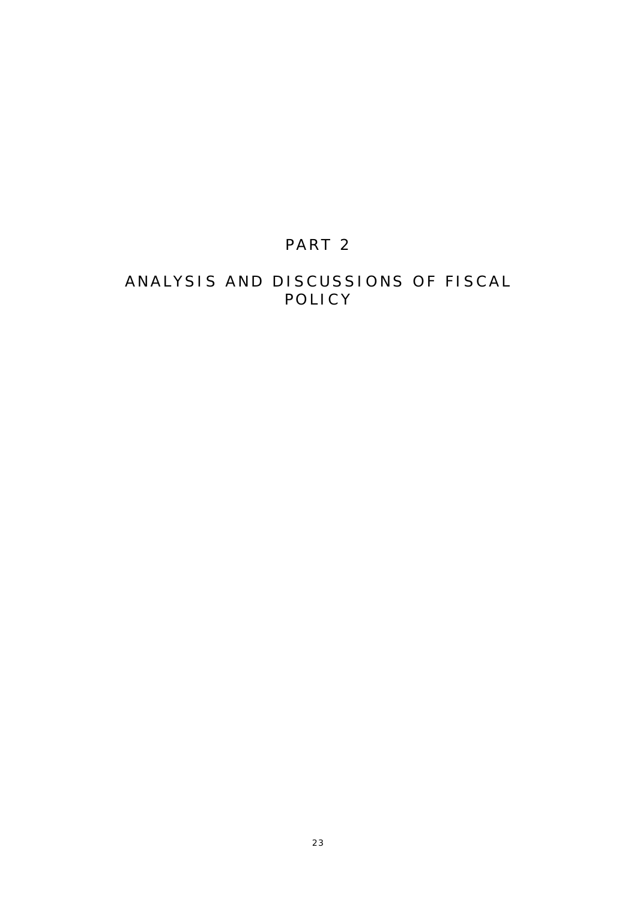# PART 2

# ANALYSIS AND DISCUSSIONS OF FISCAL POLICY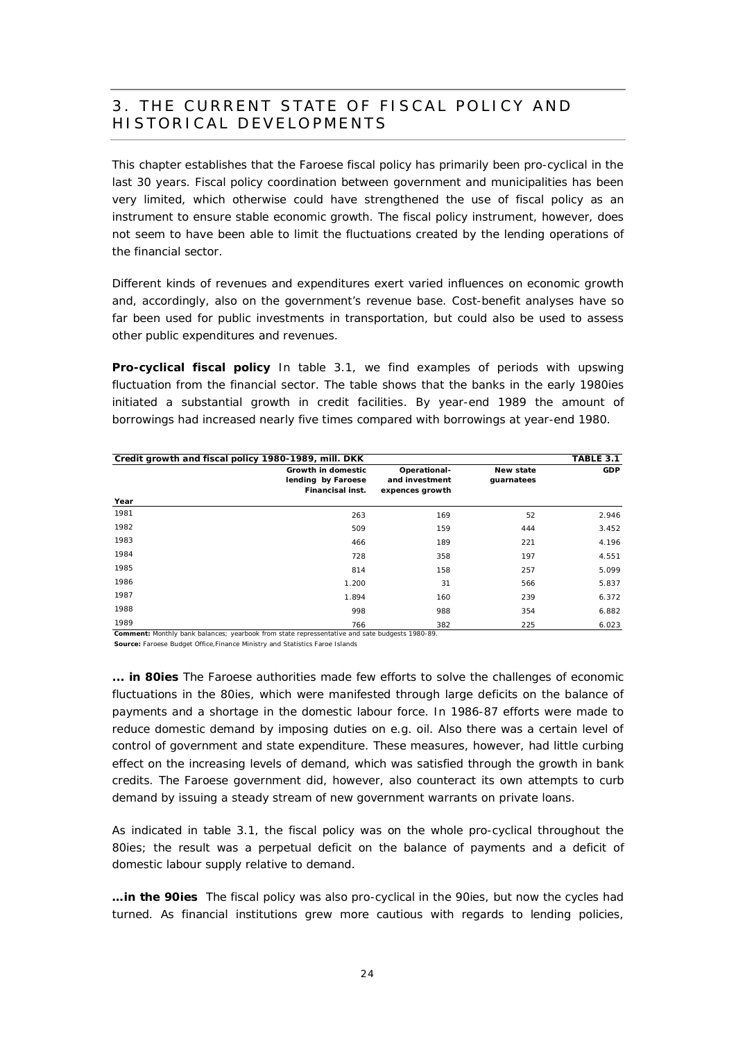# 3. THE CURRENT STATE OF FISCAL POLICY AND HISTORICAL DEVELOPMENTS

This chapter establishes that the Faroese fiscal policy has primarily been pro-cyclical in the last 30 years. Fiscal policy coordination between government and municipalities has been very limited, which otherwise could have strengthened the use of fiscal policy as an instrument to ensure stable economic growth. The fiscal policy instrument, however, does not seem to have been able to limit the fluctuations created by the lending operations of the financial sector.

Different kinds of revenues and expenditures exert varied influences on economic growth and, accordingly, also on the government's revenue base. Cost-benefit analyses have so far been used for public investments in transportation, but could also be used to assess other public expenditures and revenues.

**Pro-cyclical fiscal policy** In table 3.1, we find examples of periods with upswing fluctuation from the financial sector. The table shows that the banks in the early 1980ies initiated a substantial growth in credit facilities. By year-end 1989 the amount of borrowings had increased nearly five times compared with borrowings at year-end 1980.

**Credit growth and fiscal policy 1980-1989, mill. DKK** — **TABLE 3.1**

| Year | Growth in domestic lending by Faroese Financial inst. | Operational- and investment expences growth | New state guarantees | GDP |
|---|---|---|---|---|
| 1981 | 263 | 169 | 52 | 2.946 |
| 1982 | 509 | 159 | 444 | 3.452 |
| 1983 | 466 | 189 | 221 | 4.196 |
| 1984 | 728 | 358 | 197 | 4.551 |
| 1985 | 814 | 158 | 257 | 5.099 |
| 1986 | 1.200 | 31 | 566 | 5.837 |
| 1987 | 1.894 | 160 | 239 | 6.372 |
| 1988 | 998 | 988 | 354 | 6.882 |
| 1989 | 766 | 382 | 225 | 6.023 |

**Comment:** Monthly bank balances; yearbook from state representative and sate budgets 1980-89.
**Source:** Faroese Budget Office,Finance Ministry and Statistics Faroe Islands

**... in 80ies** The Faroese authorities made few efforts to solve the challenges of economic fluctuations in the 80ies, which were manifested through large deficits on the balance of payments and a shortage in the domestic labour force. In 1986-87 efforts were made to reduce domestic demand by imposing duties on e.g. oil. Also there was a certain level of control of government and state expenditure. These measures, however, had little curbing effect on the increasing levels of demand, which was satisfied through the growth in bank credits. The Faroese government did, however, also counteract its own attempts to curb demand by issuing a steady stream of new government warrants on private loans.

As indicated in table 3.1, the fiscal policy was on the whole pro-cyclical throughout the 80ies; the result was a perpetual deficit on the balance of payments and a deficit of domestic labour supply relative to demand.

**…in the 90ies** The fiscal policy was also pro-cyclical in the 90ies, but now the cycles had turned. As financial institutions grew more cautious with regards to lending policies,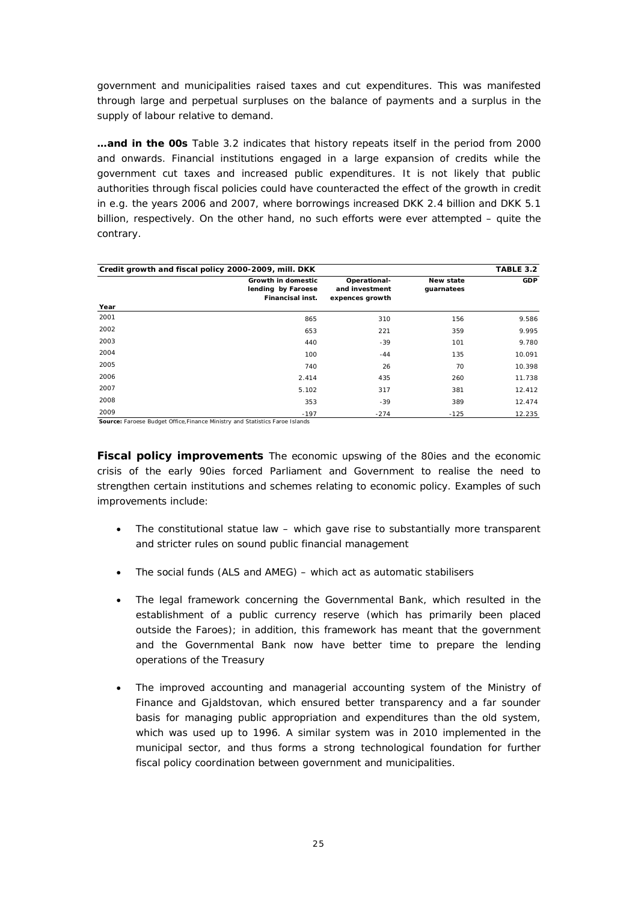government and municipalities raised taxes and cut expenditures. This was manifested through large and perpetual surpluses on the balance of payments and a surplus in the supply of labour relative to demand.

**…and in the 00s** Table 3.2 indicates that history repeats itself in the period from 2000 and onwards. Financial institutions engaged in a large expansion of credits while the government cut taxes and increased public expenditures. It is not likely that public authorities through fiscal policies could have counteracted the effect of the growth in credit in e.g. the years 2006 and 2007, where borrowings increased DKK 2.4 billion and DKK 5.1 billion, respectively. On the other hand, no such efforts were ever attempted – quite the contrary.

**Credit growth and fiscal policy 2000-2009, mill. DKK** — **TABLE 3.2**

| Year | Growth in domestic lending by Faroese Financial inst. | Operational- and investment expences growth | New state guarnatees | GDP |
|---|---|---|---|---|
| 2001 | 865 | 310 | 156 | 9.586 |
| 2002 | 653 | 221 | 359 | 9.995 |
| 2003 | 440 | -39 | 101 | 9.780 |
| 2004 | 100 | -44 | 135 | 10.091 |
| 2005 | 740 | 26 | 70 | 10.398 |
| 2006 | 2.414 | 435 | 260 | 11.738 |
| 2007 | 5.102 | 317 | 381 | 12.412 |
| 2008 | 353 | -39 | 389 | 12.474 |
| 2009 | -197 | -274 | -125 | 12.235 |

**Source:** Faroese Budget Office,Finance Ministry and Statistics Faroe Islands

**Fiscal policy improvements** The economic upswing of the 80ies and the economic crisis of the early 90ies forced Parliament and Government to realise the need to strengthen certain institutions and schemes relating to economic policy. Examples of such improvements include:

- The constitutional statue law – which gave rise to substantially more transparent and stricter rules on sound public financial management
- The social funds (ALS and AMEG) – which act as automatic stabilisers
- The legal framework concerning the Governmental Bank, which resulted in the establishment of a public currency reserve (which has primarily been placed outside the Faroes); in addition, this framework has meant that the government and the Governmental Bank now have better time to prepare the lending operations of the Treasury
- The improved accounting and managerial accounting system of the Ministry of Finance and Gjaldstovan, which ensured better transparency and a far sounder basis for managing public appropriation and expenditures than the old system, which was used up to 1996. A similar system was in 2010 implemented in the municipal sector, and thus forms a strong technological foundation for further fiscal policy coordination between government and municipalities.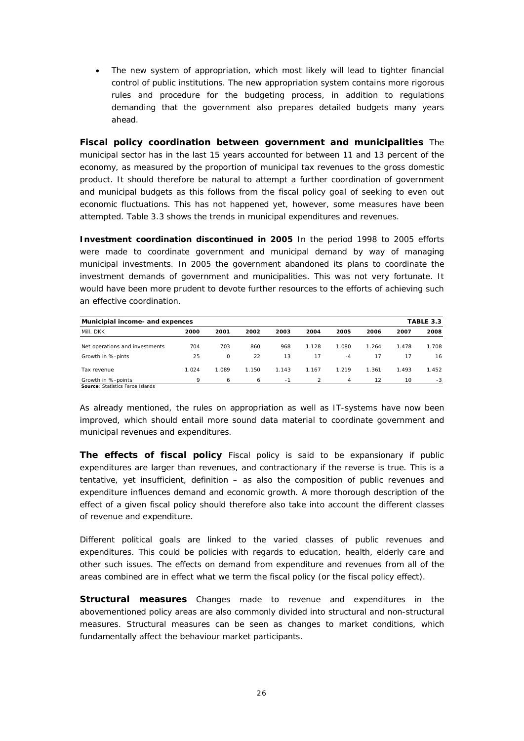- The new system of appropriation, which most likely will lead to tighter financial control of public institutions. The new appropriation system contains more rigorous rules and procedure for the budgeting process, in addition to regulations demanding that the government also prepares detailed budgets many years ahead.

**Fiscal policy coordination between government and municipalities** The municipal sector has in the last 15 years accounted for between 11 and 13 percent of the economy, as measured by the proportion of municipal tax revenues to the gross domestic product. It should therefore be natural to attempt a further coordination of government and municipal budgets as this follows from the fiscal policy goal of seeking to even out economic fluctuations. This has not happened yet, however, some measures have been attempted. Table 3.3 shows the trends in municipal expenditures and revenues.

**Investment coordination discontinued in 2005** In the period 1998 to 2005 efforts were made to coordinate government and municipal demand by way of managing municipal investments. In 2005 the government abandoned its plans to coordinate the investment demands of government and municipalities. This was not very fortunate. It would have been more prudent to devote further resources to the efforts of achieving such an effective coordination.

**Municipial income- and expences** — **TABLE 3.3**

| Mill. DKK | 2000 | 2001 | 2002 | 2003 | 2004 | 2005 | 2006 | 2007 | 2008 |
|---|---|---|---|---|---|---|---|---|---|
| Net operations and investments | 704 | 703 | 860 | 968 | 1.128 | 1.080 | 1.264 | 1.478 | 1.708 |
| Growth in %-pints | 25 | 0 | 22 | 13 | 17 | -4 | 17 | 17 | 16 |
| Tax revenue | 1.024 | 1.089 | 1.150 | 1.143 | 1.167 | 1.219 | 1.361 | 1.493 | 1.452 |
| Growth in %-points | 9 | 6 | 6 | -1 | 2 | 4 | 12 | 10 | -3 |

**Source**: Statistics Faroe Islands

As already mentioned, the rules on appropriation as well as IT-systems have now been improved, which should entail more sound data material to coordinate government and municipal revenues and expenditures.

**The effects of fiscal policy** Fiscal policy is said to be expansionary if public expenditures are larger than revenues, and contractionary if the reverse is true. This is a tentative, yet insufficient, definition – as also the composition of public revenues and expenditure influences demand and economic growth. A more thorough description of the effect of a given fiscal policy should therefore also take into account the different classes of revenue and expenditure.

Different political goals are linked to the varied classes of public revenues and expenditures. This could be policies with regards to education, health, elderly care and other such issues. The effects on demand from expenditure and revenues from all of the areas combined are in effect what we term the fiscal policy (or the fiscal policy effect).

**Structural measures** Changes made to revenue and expenditures in the abovementioned policy areas are also commonly divided into structural and non-structural measures. Structural measures can be seen as changes to market conditions, which fundamentally affect the behaviour market participants.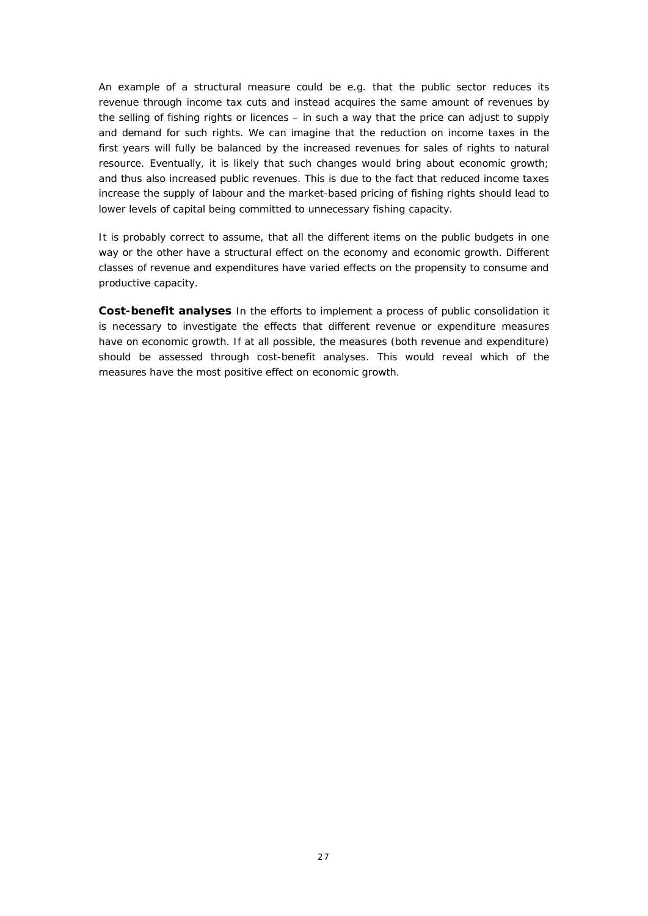An example of a structural measure could be e.g. that the public sector reduces its revenue through income tax cuts and instead acquires the same amount of revenues by the selling of fishing rights or licences – in such a way that the price can adjust to supply and demand for such rights. We can imagine that the reduction on income taxes in the first years will fully be balanced by the increased revenues for sales of rights to natural resource. Eventually, it is likely that such changes would bring about economic growth; and thus also increased public revenues. This is due to the fact that reduced income taxes increase the supply of labour and the market-based pricing of fishing rights should lead to lower levels of capital being committed to unnecessary fishing capacity.

It is probably correct to assume, that all the different items on the public budgets in one way or the other have a structural effect on the economy and economic growth. Different classes of revenue and expenditures have varied effects on the propensity to consume and productive capacity.

**Cost-benefit analyses** In the efforts to implement a process of public consolidation it is necessary to investigate the effects that different revenue or expenditure measures have on economic growth. If at all possible, the measures (both revenue and expenditure) should be assessed through cost-benefit analyses. This would reveal which of the measures have the most positive effect on economic growth.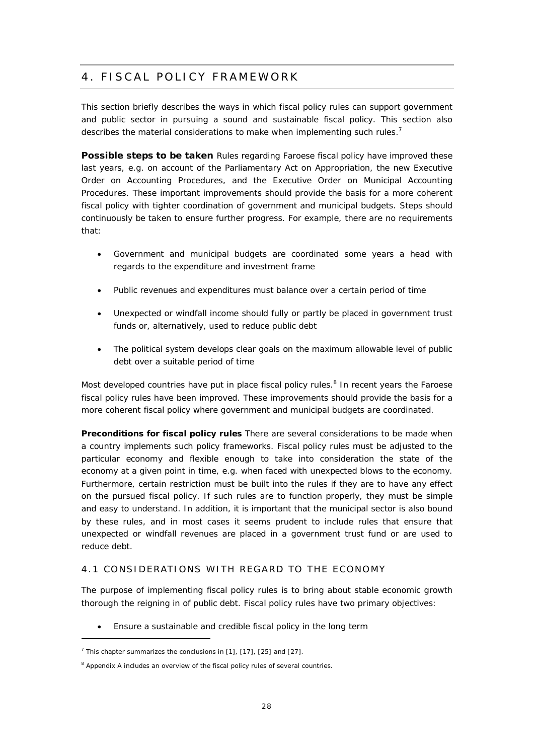## 4. FISCAL POLICY FRAMEWORK

This section briefly describes the ways in which fiscal policy rules can support government and public sector in pursuing a sound and sustainable fiscal policy. This section also describes the material considerations to make when implementing such rules.[7]

**Possible steps to be taken** Rules regarding Faroese fiscal policy have improved these last years, e.g. on account of the Parliamentary Act on Appropriation, the new Executive Order on Accounting Procedures, and the Executive Order on Municipal Accounting Procedures. These important improvements should provide the basis for a more coherent fiscal policy with tighter coordination of government and municipal budgets. Steps should continuously be taken to ensure further progress. For example, there are no requirements that:

- Government and municipal budgets are coordinated some years a head with regards to the expenditure and investment frame
- Public revenues and expenditures must balance over a certain period of time
- Unexpected or windfall income should fully or partly be placed in government trust funds or, alternatively, used to reduce public debt
- The political system develops clear goals on the maximum allowable level of public debt over a suitable period of time

Most developed countries have put in place fiscal policy rules.[8] In recent years the Faroese fiscal policy rules have been improved. These improvements should provide the basis for a more coherent fiscal policy where government and municipal budgets are coordinated.

**Preconditions for fiscal policy rules** There are several considerations to be made when a country implements such policy frameworks. Fiscal policy rules must be adjusted to the particular economy and flexible enough to take into consideration the state of the economy at a given point in time, e.g. when faced with unexpected blows to the economy. Furthermore, certain restriction must be built into the rules if they are to have any effect on the pursued fiscal policy. If such rules are to function properly, they must be simple and easy to understand. In addition, it is important that the municipal sector is also bound by these rules, and in most cases it seems prudent to include rules that ensure that unexpected or windfall revenues are placed in a government trust fund or are used to reduce debt.

### 4.1 CONSIDERATIONS WITH REGARD TO THE ECONOMY

The purpose of implementing fiscal policy rules is to bring about stable economic growth thorough the reigning in of public debt. Fiscal policy rules have two primary objectives:

- Ensure a sustainable and credible fiscal policy in the long term

[7] This chapter summarizes the conclusions in [1], [17], [25] and [27].

[8] Appendix A includes an overview of the fiscal policy rules of several countries.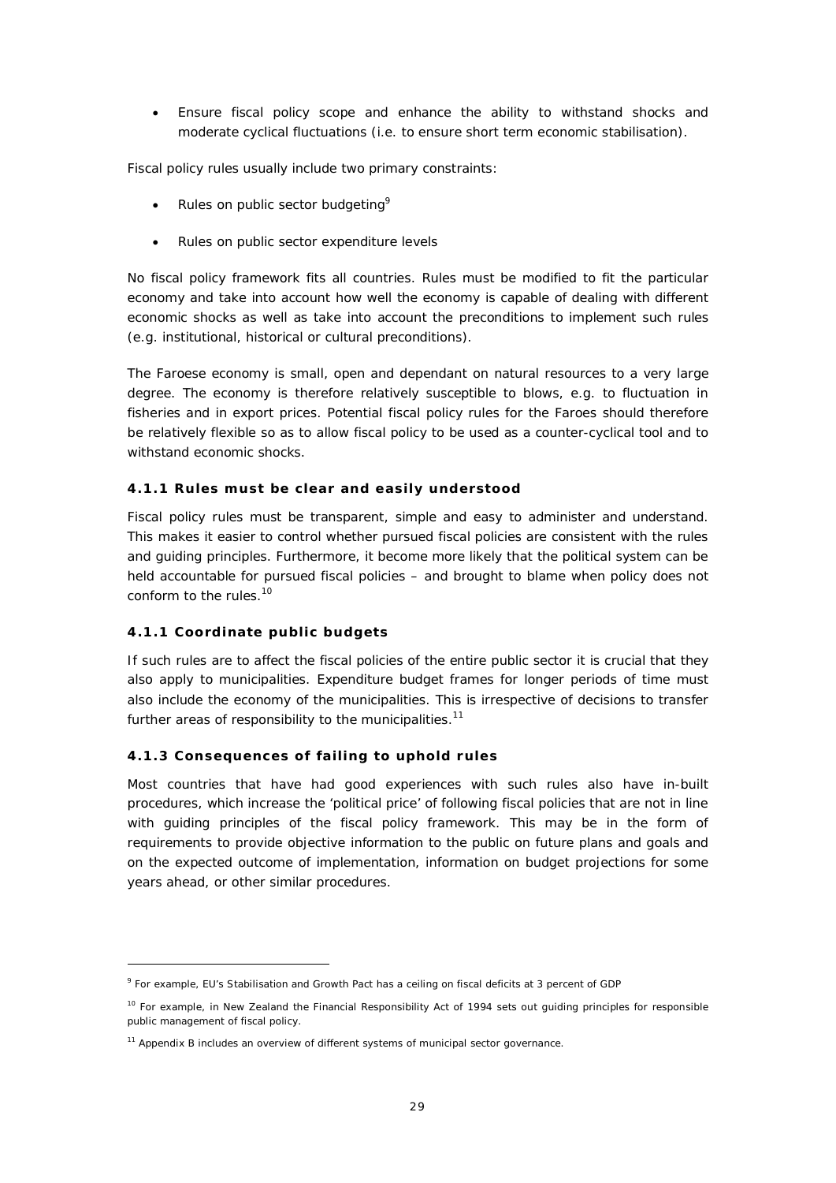- Ensure fiscal policy scope and enhance the ability to withstand shocks and moderate cyclical fluctuations (i.e. to ensure short term economic stabilisation).

Fiscal policy rules usually include two primary constraints:

- Rules on public sector budgeting[9]
- Rules on public sector expenditure levels

No fiscal policy framework fits all countries. Rules must be modified to fit the particular economy and take into account how well the economy is capable of dealing with different economic shocks as well as take into account the preconditions to implement such rules (e.g. institutional, historical or cultural preconditions).

The Faroese economy is small, open and dependant on natural resources to a very large degree. The economy is therefore relatively susceptible to blows, e.g. to fluctuation in fisheries and in export prices. Potential fiscal policy rules for the Faroes should therefore be relatively flexible so as to allow fiscal policy to be used as a counter-cyclical tool and to withstand economic shocks.

#### 4.1.1 Rules must be clear and easily understood

Fiscal policy rules must be transparent, simple and easy to administer and understand. This makes it easier to control whether pursued fiscal policies are consistent with the rules and guiding principles. Furthermore, it become more likely that the political system can be held accountable for pursued fiscal policies – and brought to blame when policy does not conform to the rules.[10]

#### 4.1.1 Coordinate public budgets

If such rules are to affect the fiscal policies of the entire public sector it is crucial that they also apply to municipalities. Expenditure budget frames for longer periods of time must also include the economy of the municipalities. This is irrespective of decisions to transfer further areas of responsibility to the municipalities.[11]

#### 4.1.3 Consequences of failing to uphold rules

Most countries that have had good experiences with such rules also have in-built procedures, which increase the 'political price' of following fiscal policies that are not in line with guiding principles of the fiscal policy framework. This may be in the form of requirements to provide objective information to the public on future plans and goals and on the expected outcome of implementation, information on budget projections for some years ahead, or other similar procedures.

---

[9] For example, EU's Stabilisation and Growth Pact has a ceiling on fiscal deficits at 3 percent of GDP

[10] For example, in New Zealand the Financial Responsibility Act of 1994 sets out guiding principles for responsible public management of fiscal policy.

[11] Appendix B includes an overview of different systems of municipal sector governance.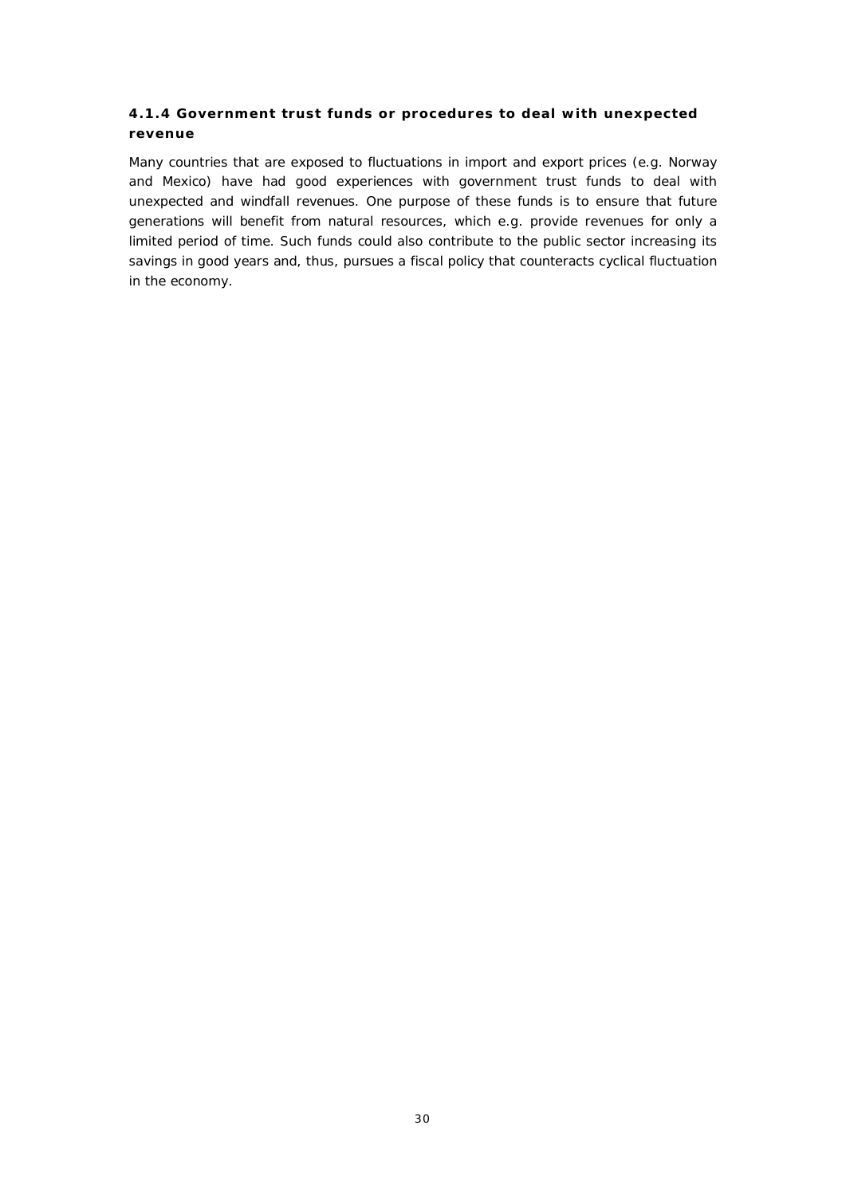#### 4.1.4 Government trust funds or procedures to deal with unexpected revenue

Many countries that are exposed to fluctuations in import and export prices (e.g. Norway and Mexico) have had good experiences with government trust funds to deal with unexpected and windfall revenues. One purpose of these funds is to ensure that future generations will benefit from natural resources, which e.g. provide revenues for only a limited period of time. Such funds could also contribute to the public sector increasing its savings in good years and, thus, pursues a fiscal policy that counteracts cyclical fluctuation in the economy.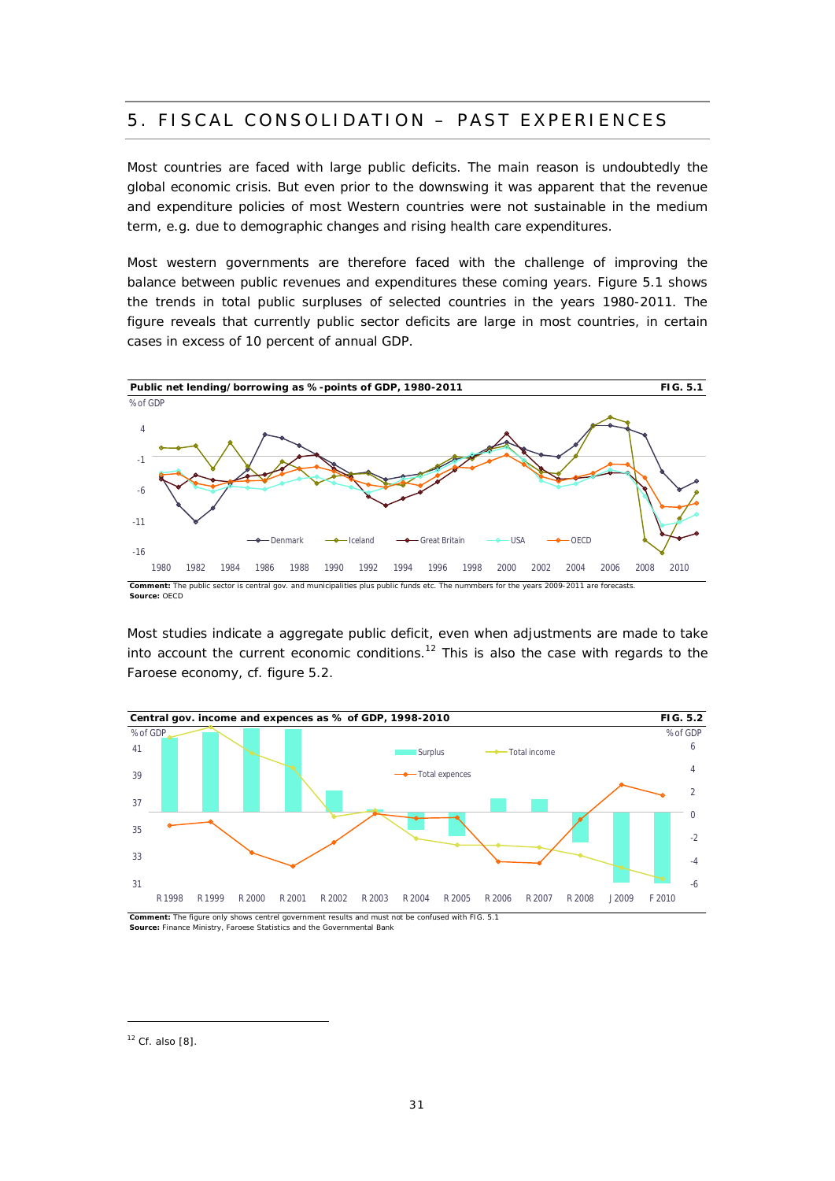## 5. FISCAL CONSOLIDATION – PAST EXPERIENCES

Most countries are faced with large public deficits. The main reason is undoubtedly the global economic crisis. But even prior to the downswing it was apparent that the revenue and expenditure policies of most Western countries were not sustainable in the medium term, e.g. due to demographic changes and rising health care expenditures.

Most western governments are therefore faced with the challenge of improving the balance between public revenues and expenditures these coming years. Figure 5.1 shows the trends in total public surpluses of selected countries in the years 1980-2011. The figure reveals that currently public sector deficits are large in most countries, in certain cases in excess of 10 percent of annual GDP.

**Public net lending/borrowing as %-points of GDP, 1980-2011** — **FIG. 5.1**

**Comment:** The public sector is central gov. and municipalities plus public funds etc. The nummbers for the years 2009-2011 are forecasts.
**Source:** OECD

Most studies indicate a aggregate public deficit, even when adjustments are made to take into account the current economic conditions.[12] This is also the case with regards to the Faroese economy, cf. figure 5.2.

**Central gov. income and expences as % of GDP, 1998-2010** — **FIG. 5.2**

**Comment:** The figure only shows centrel government results and must not be confused with FIG. 5.1
**Source:** Finance Ministry, Faroese Statistics and the Governmental Bank

[12] Cf. also [8].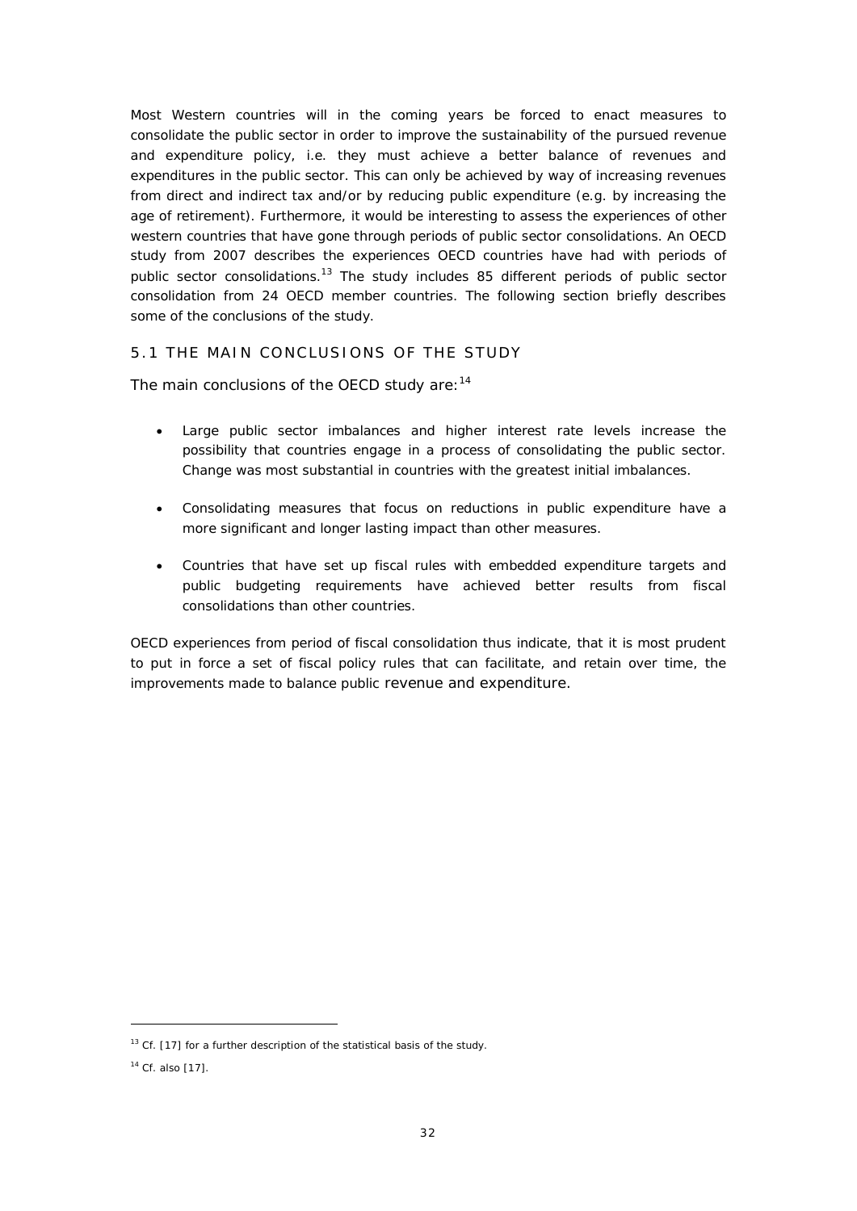Most Western countries will in the coming years be forced to enact measures to consolidate the public sector in order to improve the sustainability of the pursued revenue and expenditure policy, i.e. they must achieve a better balance of revenues and expenditures in the public sector. This can only be achieved by way of increasing revenues from direct and indirect tax and/or by reducing public expenditure (e.g. by increasing the age of retirement). Furthermore, it would be interesting to assess the experiences of other western countries that have gone through periods of public sector consolidations. An OECD study from 2007 describes the experiences OECD countries have had with periods of public sector consolidations.[13] The study includes 85 different periods of public sector consolidation from 24 OECD member countries. The following section briefly describes some of the conclusions of the study.

## 5.1 THE MAIN CONCLUSIONS OF THE STUDY

The main conclusions of the OECD study are:[14]

- Large public sector imbalances and higher interest rate levels increase the possibility that countries engage in a process of consolidating the public sector. Change was most substantial in countries with the greatest initial imbalances.
- Consolidating measures that focus on reductions in public expenditure have a more significant and longer lasting impact than other measures.
- Countries that have set up fiscal rules with embedded expenditure targets and public budgeting requirements have achieved better results from fiscal consolidations than other countries.

OECD experiences from period of fiscal consolidation thus indicate, that it is most prudent to put in force a set of fiscal policy rules that can facilitate, and retain over time, the improvements made to balance public revenue and expenditure.

[13] Cf. [17] for a further description of the statistical basis of the study.

[14] Cf. also [17].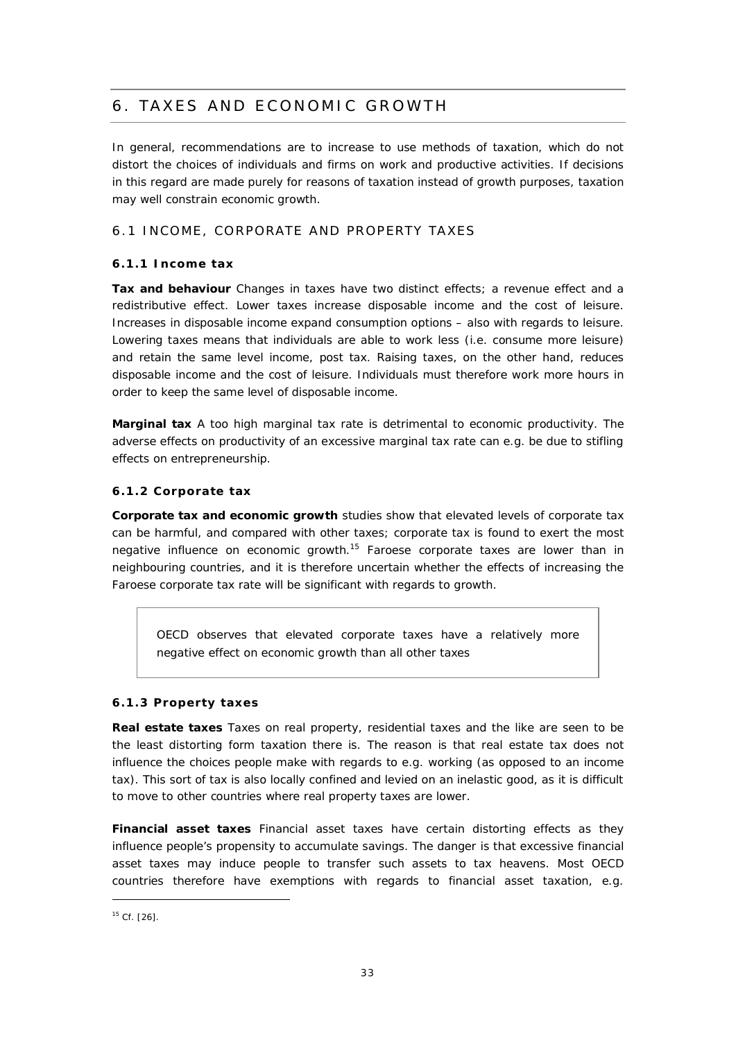# 6. TAXES AND ECONOMIC GROWTH

In general, recommendations are to increase to use methods of taxation, which do not distort the choices of individuals and firms on work and productive activities. If decisions in this regard are made purely for reasons of taxation instead of growth purposes, taxation may well constrain economic growth.

## 6.1 INCOME, CORPORATE AND PROPERTY TAXES

### 6.1.1 Income tax

**Tax and behaviour** Changes in taxes have two distinct effects; a revenue effect and a redistributive effect. Lower taxes increase disposable income and the cost of leisure. Increases in disposable income expand consumption options – also with regards to leisure. Lowering taxes means that individuals are able to work less (i.e. consume more leisure) and retain the same level income, post tax. Raising taxes, on the other hand, reduces disposable income and the cost of leisure. Individuals must therefore work more hours in order to keep the same level of disposable income.

**Marginal tax** A too high marginal tax rate is detrimental to economic productivity. The adverse effects on productivity of an excessive marginal tax rate can e.g. be due to stifling effects on entrepreneurship.

### 6.1.2 Corporate tax

**Corporate tax and economic growth** studies show that elevated levels of corporate tax can be harmful, and compared with other taxes; corporate tax is found to exert the most negative influence on economic growth.[15] Faroese corporate taxes are lower than in neighbouring countries, and it is therefore uncertain whether the effects of increasing the Faroese corporate tax rate will be significant with regards to growth.

> OECD observes that elevated corporate taxes have a relatively more negative effect on economic growth than all other taxes

### 6.1.3 Property taxes

**Real estate taxes** Taxes on real property, residential taxes and the like are seen to be the least distorting form taxation there is. The reason is that real estate tax does not influence the choices people make with regards to e.g. working (as opposed to an income tax). This sort of tax is also locally confined and levied on an inelastic good, as it is difficult to move to other countries where real property taxes are lower.

**Financial asset taxes** Financial asset taxes have certain distorting effects as they influence people's propensity to accumulate savings. The danger is that excessive financial asset taxes may induce people to transfer such assets to tax heavens. Most OECD countries therefore have exemptions with regards to financial asset taxation, e.g.

---

[15] Cf. [26].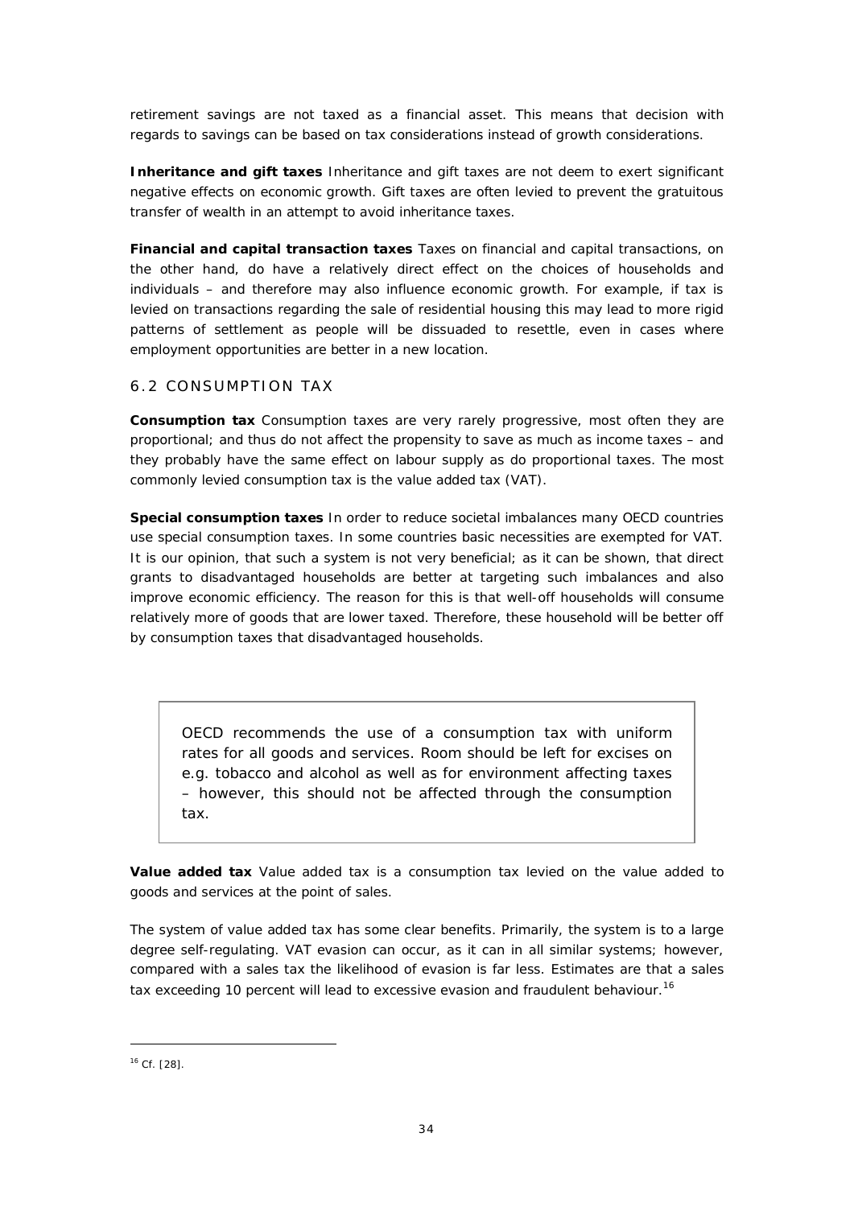retirement savings are not taxed as a financial asset. This means that decision with regards to savings can be based on tax considerations instead of growth considerations.

**Inheritance and gift taxes** Inheritance and gift taxes are not deem to exert significant negative effects on economic growth. Gift taxes are often levied to prevent the gratuitous transfer of wealth in an attempt to avoid inheritance taxes.

**Financial and capital transaction taxes** Taxes on financial and capital transactions, on the other hand, do have a relatively direct effect on the choices of households and individuals – and therefore may also influence economic growth. For example, if tax is levied on transactions regarding the sale of residential housing this may lead to more rigid patterns of settlement as people will be dissuaded to resettle, even in cases where employment opportunities are better in a new location.

## 6.2 CONSUMPTION TAX

**Consumption tax** Consumption taxes are very rarely progressive, most often they are proportional; and thus do not affect the propensity to save as much as income taxes – and they probably have the same effect on labour supply as do proportional taxes. The most commonly levied consumption tax is the value added tax (VAT).

**Special consumption taxes** In order to reduce societal imbalances many OECD countries use special consumption taxes. In some countries basic necessities are exempted for VAT. It is our opinion, that such a system is not very beneficial; as it can be shown, that direct grants to disadvantaged households are better at targeting such imbalances and also improve economic efficiency. The reason for this is that well-off households will consume relatively more of goods that are lower taxed. Therefore, these household will be better off by consumption taxes that disadvantaged households.

> OECD recommends the use of a consumption tax with uniform rates for all goods and services. Room should be left for excises on e.g. tobacco and alcohol as well as for environment affecting taxes – however, this should not be affected through the consumption tax.

**Value added tax** Value added tax is a consumption tax levied on the value added to goods and services at the point of sales.

The system of value added tax has some clear benefits. Primarily, the system is to a large degree self-regulating. VAT evasion can occur, as it can in all similar systems; however, compared with a sales tax the likelihood of evasion is far less. Estimates are that a sales tax exceeding 10 percent will lead to excessive evasion and fraudulent behaviour.[16]

---

[16] Cf. [28].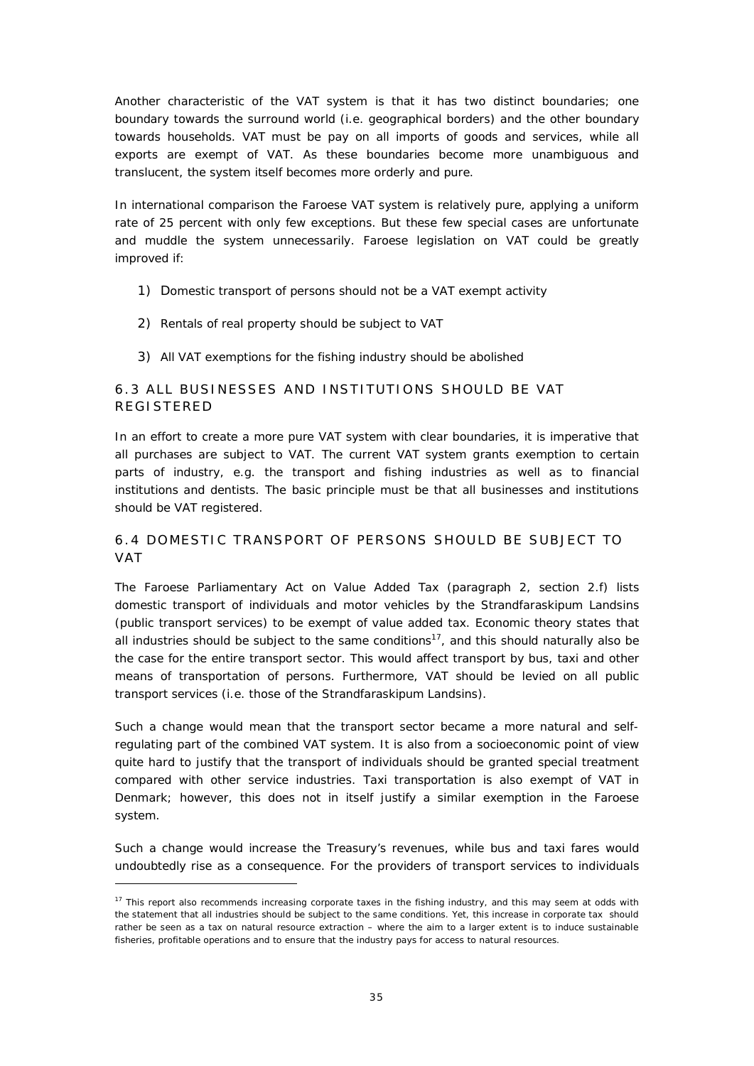Another characteristic of the VAT system is that it has two distinct boundaries; one boundary towards the surround world (i.e. geographical borders) and the other boundary towards households. VAT must be pay on all imports of goods and services, while all exports are exempt of VAT. As these boundaries become more unambiguous and translucent, the system itself becomes more orderly and pure.

In international comparison the Faroese VAT system is relatively pure, applying a uniform rate of 25 percent with only few exceptions. But these few special cases are unfortunate and muddle the system unnecessarily. Faroese legislation on VAT could be greatly improved if:

1) Domestic transport of persons should not be a VAT exempt activity
2) Rentals of real property should be subject to VAT
3) All VAT exemptions for the fishing industry should be abolished

## 6.3 ALL BUSINESSES AND INSTITUTIONS SHOULD BE VAT REGISTERED

In an effort to create a more pure VAT system with clear boundaries, it is imperative that all purchases are subject to VAT. The current VAT system grants exemption to certain parts of industry, e.g. the transport and fishing industries as well as to financial institutions and dentists. The basic principle must be that all businesses and institutions should be VAT registered.

## 6.4 DOMESTIC TRANSPORT OF PERSONS SHOULD BE SUBJECT TO VAT

The Faroese Parliamentary Act on Value Added Tax (paragraph 2, section 2.f) lists domestic transport of individuals and motor vehicles by the Strandfaraskipum Landsins (public transport services) to be exempt of value added tax. Economic theory states that all industries should be subject to the same conditions[17], and this should naturally also be the case for the entire transport sector. This would affect transport by bus, taxi and other means of transportation of persons. Furthermore, VAT should be levied on all public transport services (i.e. those of the Strandfaraskipum Landsins).

Such a change would mean that the transport sector became a more natural and self-regulating part of the combined VAT system. It is also from a socioeconomic point of view quite hard to justify that the transport of individuals should be granted special treatment compared with other service industries. Taxi transportation is also exempt of VAT in Denmark; however, this does not in itself justify a similar exemption in the Faroese system.

Such a change would increase the Treasury's revenues, while bus and taxi fares would undoubtedly rise as a consequence. For the providers of transport services to individuals

---

[17] This report also recommends increasing corporate taxes in the fishing industry, and this may seem at odds with the statement that all industries should be subject to the same conditions. Yet, this increase in corporate tax should rather be seen as a tax on natural resource extraction – where the aim to a larger extent is to induce sustainable fisheries, profitable operations and to ensure that the industry pays for access to natural resources.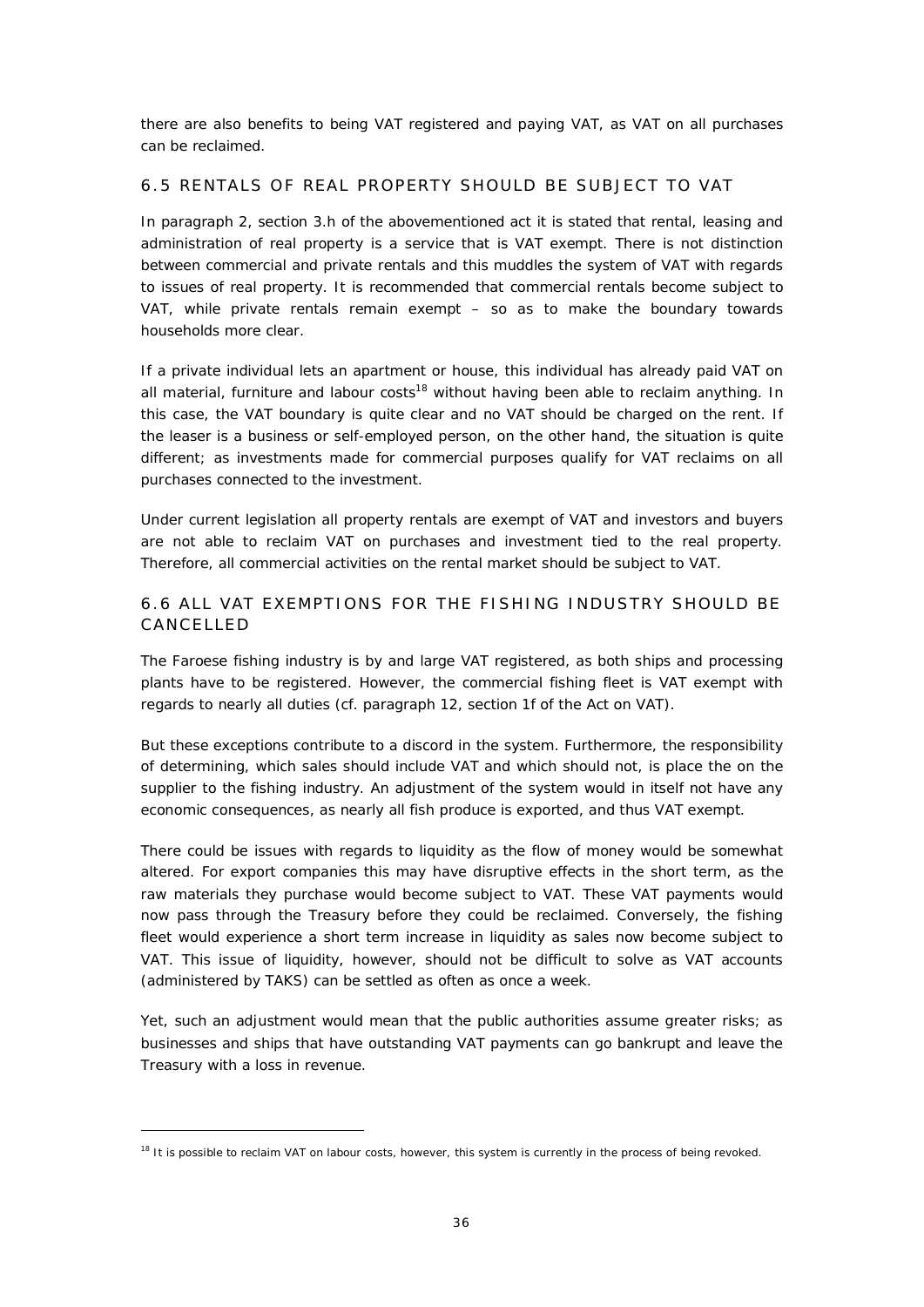there are also benefits to being VAT registered and paying VAT, as VAT on all purchases can be reclaimed.

## 6.5 RENTALS OF REAL PROPERTY SHOULD BE SUBJECT TO VAT

In paragraph 2, section 3.h of the abovementioned act it is stated that rental, leasing and administration of real property is a service that is VAT exempt. There is not distinction between commercial and private rentals and this muddles the system of VAT with regards to issues of real property. It is recommended that commercial rentals become subject to VAT, while private rentals remain exempt – so as to make the boundary towards households more clear.

If a private individual lets an apartment or house, this individual has already paid VAT on all material, furniture and labour costs[18] without having been able to reclaim anything. In this case, the VAT boundary is quite clear and no VAT should be charged on the rent. If the leaser is a business or self-employed person, on the other hand, the situation is quite different; as investments made for commercial purposes qualify for VAT reclaims on all purchases connected to the investment.

Under current legislation all property rentals are exempt of VAT and investors and buyers are not able to reclaim VAT on purchases and investment tied to the real property. Therefore, all commercial activities on the rental market should be subject to VAT.

## 6.6 ALL VAT EXEMPTIONS FOR THE FISHING INDUSTRY SHOULD BE CANCELLED

The Faroese fishing industry is by and large VAT registered, as both ships and processing plants have to be registered. However, the commercial fishing fleet is VAT exempt with regards to nearly all duties (cf. paragraph 12, section 1f of the Act on VAT).

But these exceptions contribute to a discord in the system. Furthermore, the responsibility of determining, which sales should include VAT and which should not, is place the on the supplier to the fishing industry. An adjustment of the system would in itself not have any economic consequences, as nearly all fish produce is exported, and thus VAT exempt.

There could be issues with regards to liquidity as the flow of money would be somewhat altered. For export companies this may have disruptive effects in the short term, as the raw materials they purchase would become subject to VAT. These VAT payments would now pass through the Treasury before they could be reclaimed. Conversely, the fishing fleet would experience a short term increase in liquidity as sales now become subject to VAT. This issue of liquidity, however, should not be difficult to solve as VAT accounts (administered by TAKS) can be settled as often as once a week.

Yet, such an adjustment would mean that the public authorities assume greater risks; as businesses and ships that have outstanding VAT payments can go bankrupt and leave the Treasury with a loss in revenue.

---

[18] It is possible to reclaim VAT on labour costs, however, this system is currently in the process of being revoked.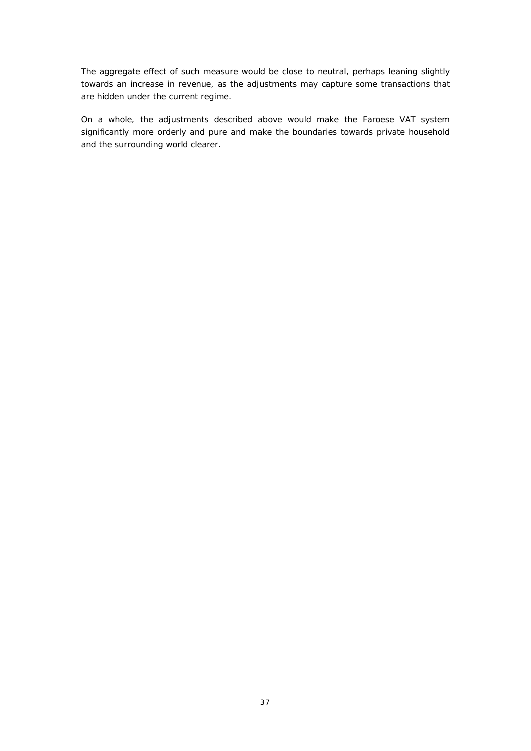The aggregate effect of such measure would be close to neutral, perhaps leaning slightly towards an increase in revenue, as the adjustments may capture some transactions that are hidden under the current regime.

On a whole, the adjustments described above would make the Faroese VAT system significantly more orderly and pure and make the boundaries towards private household and the surrounding world clearer.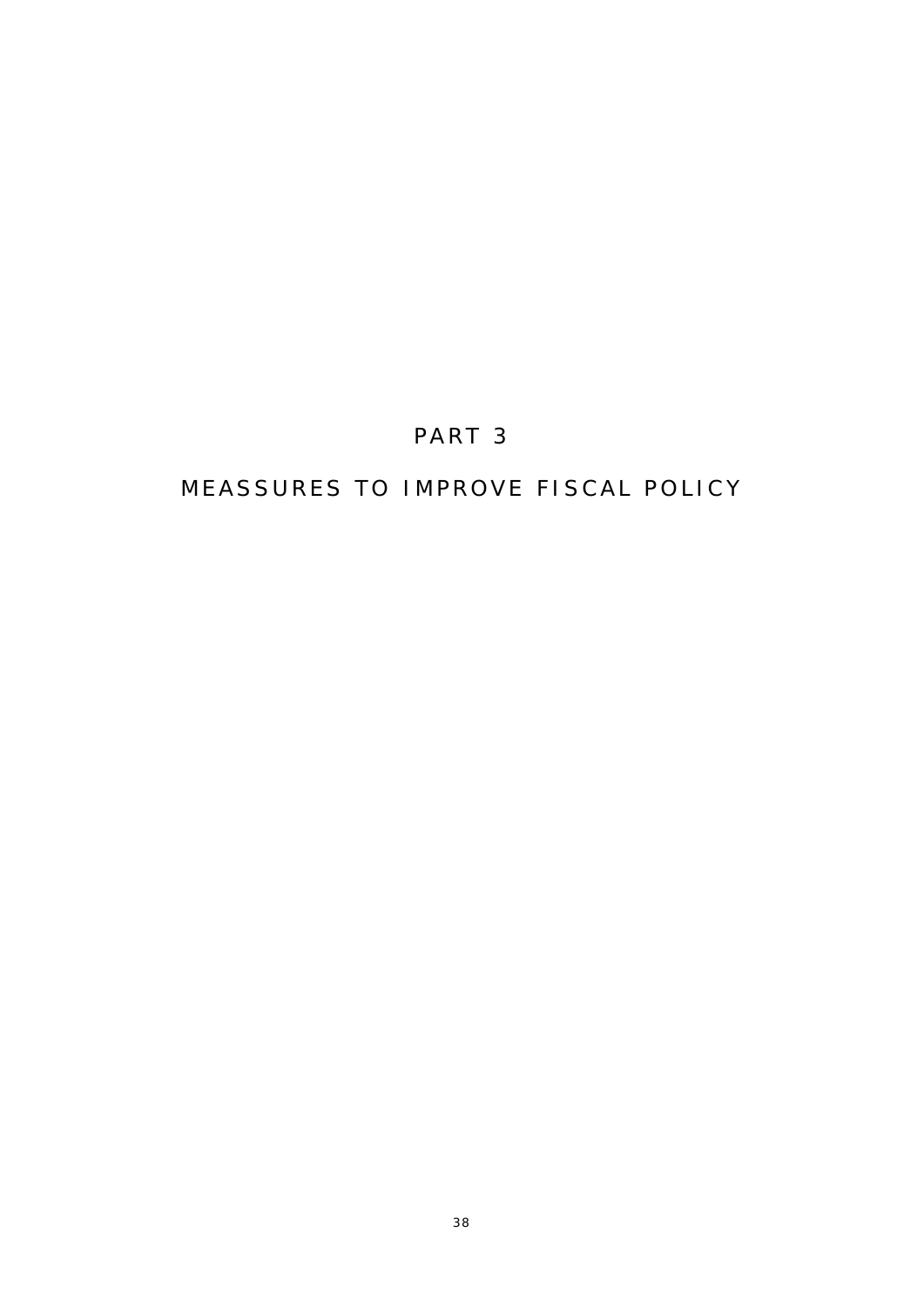# PART 3

# MEASSURES TO IMPROVE FISCAL POLICY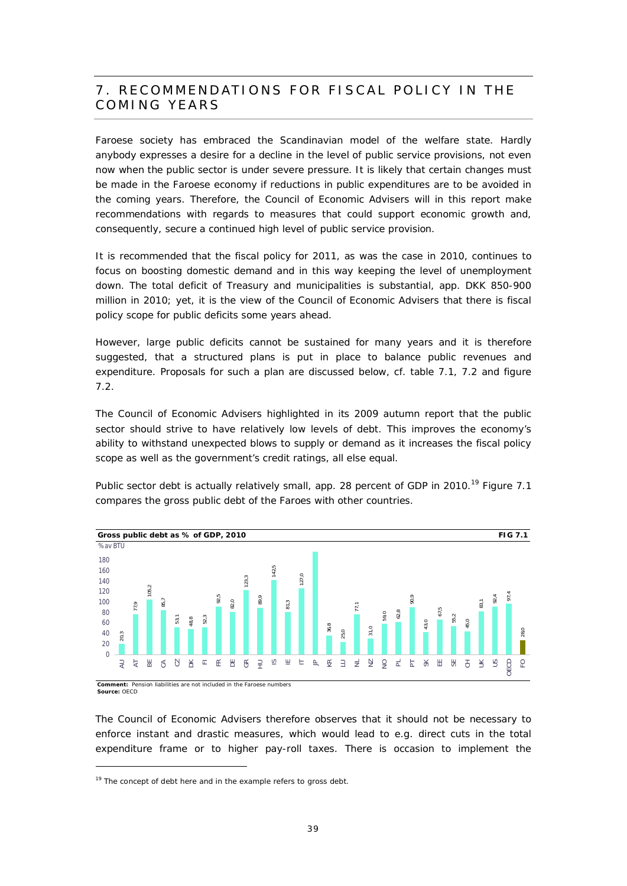## 7. RECOMMENDATIONS FOR FISCAL POLICY IN THE COMING YEARS

Faroese society has embraced the Scandinavian model of the welfare state. Hardly anybody expresses a desire for a decline in the level of public service provisions, not even now when the public sector is under severe pressure. It is likely that certain changes must be made in the Faroese economy if reductions in public expenditures are to be avoided in the coming years. Therefore, the Council of Economic Advisers will in this report make recommendations with regards to measures that could support economic growth and, consequently, secure a continued high level of public service provision.

It is recommended that the fiscal policy for 2011, as was the case in 2010, continues to focus on boosting domestic demand and in this way keeping the level of unemployment down. The total deficit of Treasury and municipalities is substantial, app. DKK 850-900 million in 2010; yet, it is the view of the Council of Economic Advisers that there is fiscal policy scope for public deficits some years ahead.

However, large public deficits cannot be sustained for many years and it is therefore suggested, that a structured plans is put in place to balance public revenues and expenditure. Proposals for such a plan are discussed below, cf. table 7.1, 7.2 and figure 7.2.

The Council of Economic Advisers highlighted in its 2009 autumn report that the public sector should strive to have relatively low levels of debt. This improves the economy's ability to withstand unexpected blows to supply or demand as it increases the fiscal policy scope as well as the government's credit ratings, all else equal.

Public sector debt is actually relatively small, app. 28 percent of GDP in 2010.[19] Figure 7.1 compares the gross public debt of the Faroes with other countries.

**Gross public debt as % of GDP, 2010** — **FIG 7.1**

% av BTÚ

| Country | % of GDP |
|---|---|
| AU | 20,3 |
| AT | 77,9 |
| BE | 105,2 |
| CA | 85,7 |
| CZ | 53,1 |
| DK | 48,8 |
| FI | 52,3 |
| FR | 92,5 |
| DE | 82,0 |
| GR | 123,3 |
| HU | 89,9 |
| IS | 142,5 |
| IE | 81,3 |
| IT | 127,0 |
| JP | |
| KR | 36,8 |
| LU | 25,0 |
| NL | 77,1 |
| NZ | 31,0 |
| NO | 59,0 |
| PL | 62,8 |
| PT | 90,9 |
| SK | 43,0 |
| EE | 67,5 |
| SE | 55,2 |
| CH | 45,0 |
| UK | 83,1 |
| US | 92,4 |
| OECD | 97,4 |
| FO | 28,0 |

**Comment:** Pension liabilities are not included in the Faroese numbers
**Source:** OECD

The Council of Economic Advisers therefore observes that it should not be necessary to enforce instant and drastic measures, which would lead to e.g. direct cuts in the total expenditure frame or to higher pay-roll taxes. There is occasion to implement the

[19] The concept of debt here and in the example refers to gross debt.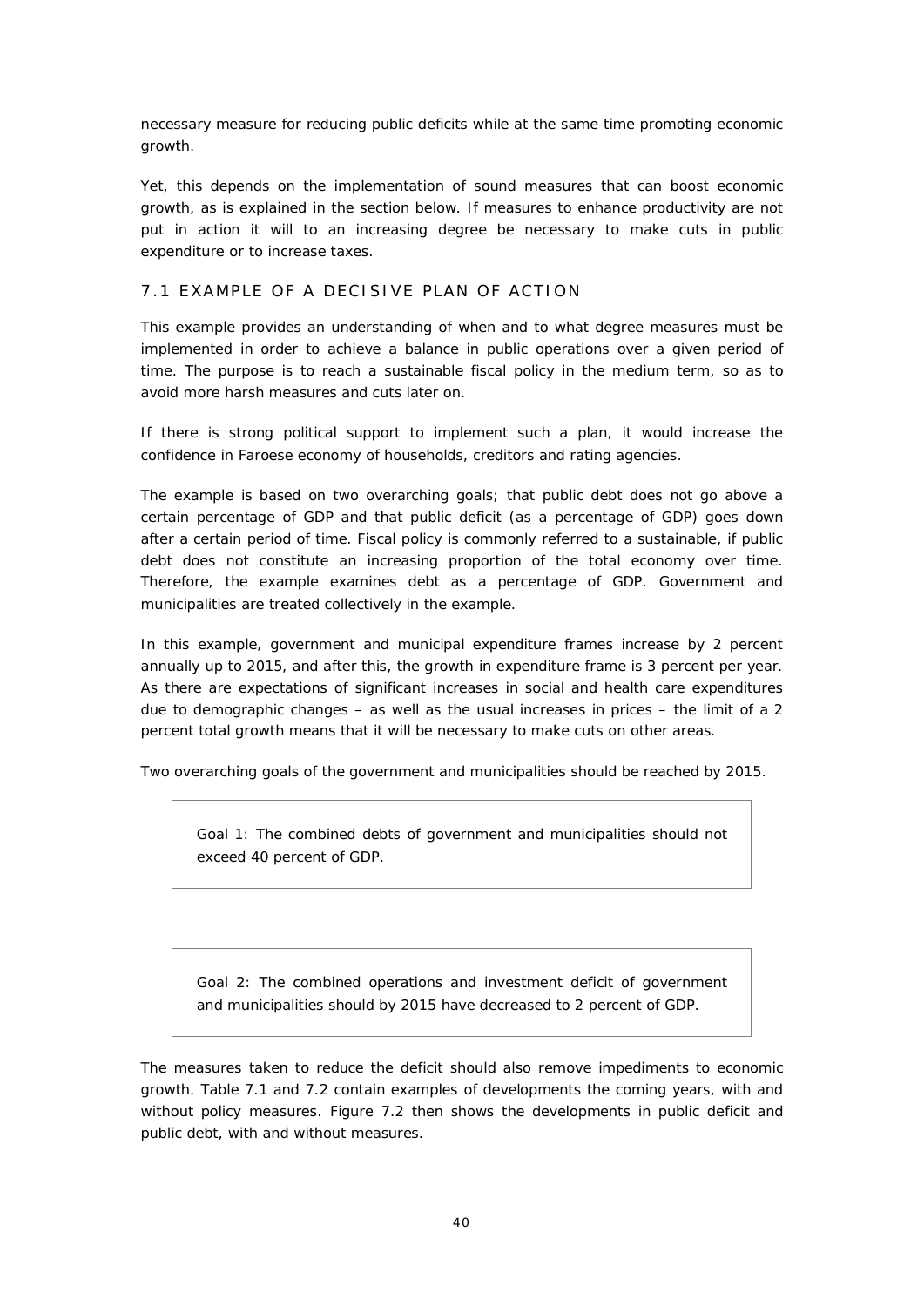necessary measure for reducing public deficits while at the same time promoting economic growth.

Yet, this depends on the implementation of sound measures that can boost economic growth, as is explained in the section below. If measures to enhance productivity are not put in action it will to an increasing degree be necessary to make cuts in public expenditure or to increase taxes.

## 7.1 EXAMPLE OF A DECISIVE PLAN OF ACTION

This example provides an understanding of when and to what degree measures must be implemented in order to achieve a balance in public operations over a given period of time. The purpose is to reach a sustainable fiscal policy in the medium term, so as to avoid more harsh measures and cuts later on.

If there is strong political support to implement such a plan, it would increase the confidence in Faroese economy of households, creditors and rating agencies.

The example is based on two overarching goals; that public debt does not go above a certain percentage of GDP and that public deficit (as a percentage of GDP) goes down after a certain period of time. Fiscal policy is commonly referred to a sustainable, if public debt does not constitute an increasing proportion of the total economy over time. Therefore, the example examines debt as a percentage of GDP. Government and municipalities are treated collectively in the example.

In this example, government and municipal expenditure frames increase by 2 percent annually up to 2015, and after this, the growth in expenditure frame is 3 percent per year. As there are expectations of significant increases in social and health care expenditures due to demographic changes – as well as the usual increases in prices – the limit of a 2 percent total growth means that it will be necessary to make cuts on other areas.

Two overarching goals of the government and municipalities should be reached by 2015.

> Goal 1: The combined debts of government and municipalities should not exceed 40 percent of GDP.

> Goal 2: The combined operations and investment deficit of government and municipalities should by 2015 have decreased to 2 percent of GDP.

The measures taken to reduce the deficit should also remove impediments to economic growth. Table 7.1 and 7.2 contain examples of developments the coming years, with and without policy measures. Figure 7.2 then shows the developments in public deficit and public debt, with and without measures.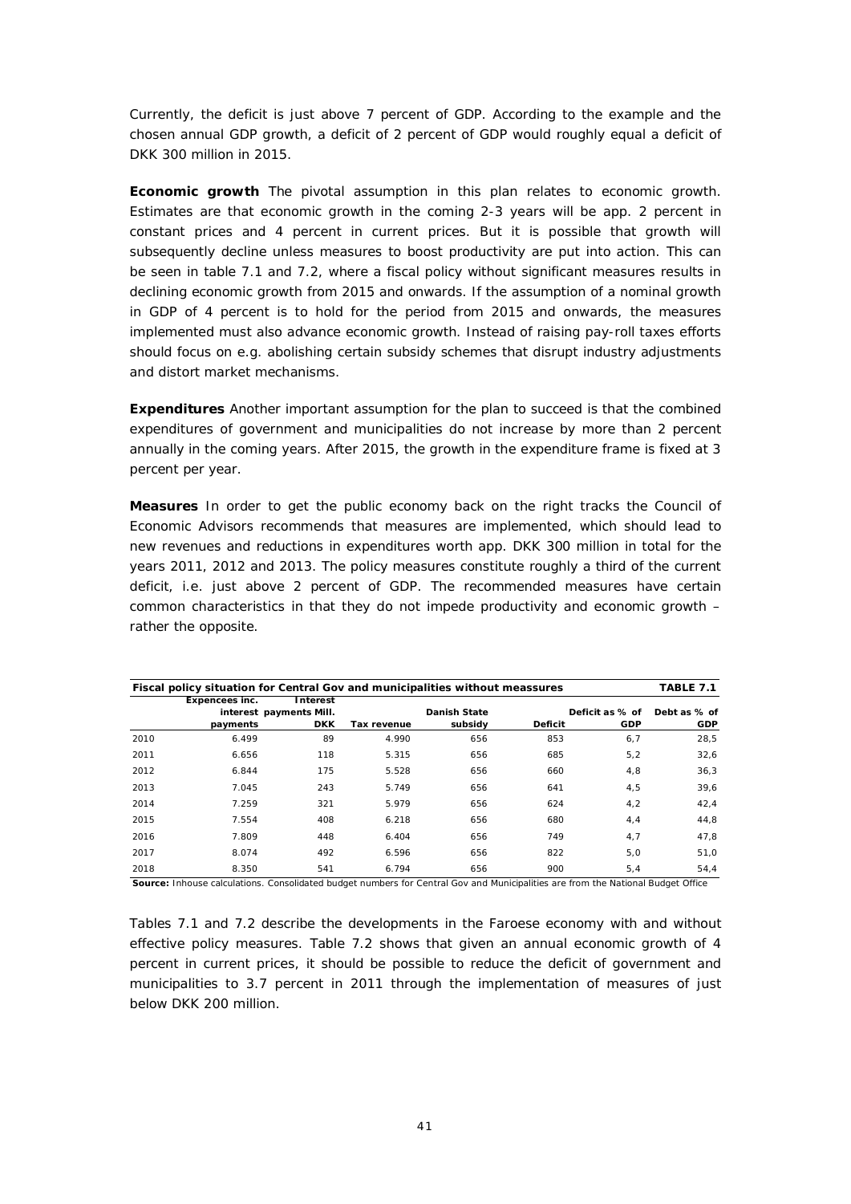Currently, the deficit is just above 7 percent of GDP. According to the example and the chosen annual GDP growth, a deficit of 2 percent of GDP would roughly equal a deficit of DKK 300 million in 2015.

**Economic growth** The pivotal assumption in this plan relates to economic growth. Estimates are that economic growth in the coming 2-3 years will be app. 2 percent in constant prices and 4 percent in current prices. But it is possible that growth will subsequently decline unless measures to boost productivity are put into action. This can be seen in table 7.1 and 7.2, where a fiscal policy without significant measures results in declining economic growth from 2015 and onwards. If the assumption of a nominal growth in GDP of 4 percent is to hold for the period from 2015 and onwards, the measures implemented must also advance economic growth. Instead of raising pay-roll taxes efforts should focus on e.g. abolishing certain subsidy schemes that disrupt industry adjustments and distort market mechanisms.

**Expenditures** Another important assumption for the plan to succeed is that the combined expenditures of government and municipalities do not increase by more than 2 percent annually in the coming years. After 2015, the growth in the expenditure frame is fixed at 3 percent per year.

**Measures** In order to get the public economy back on the right tracks the Council of Economic Advisors recommends that measures are implemented, which should lead to new revenues and reductions in expenditures worth app. DKK 300 million in total for the years 2011, 2012 and 2013. The policy measures constitute roughly a third of the current deficit, i.e. just above 2 percent of GDP. The recommended measures have certain common characteristics in that they do not impede productivity and economic growth – rather the opposite.

**Fiscal policy situation for Central Gov and municipalities without meassures** — **TABLE 7.1**

| | Expencees inc. interest payments | Interest payments Mill. DKK | Tax revenue | Danish State subsidy | Deficit | Deficit as % of GDP | Debt as % of GDP |
|---|---|---|---|---|---|---|---|
| 2010 | 6.499 | 89 | 4.990 | 656 | 853 | 6,7 | 28,5 |
| 2011 | 6.656 | 118 | 5.315 | 656 | 685 | 5,2 | 32,6 |
| 2012 | 6.844 | 175 | 5.528 | 656 | 660 | 4,8 | 36,3 |
| 2013 | 7.045 | 243 | 5.749 | 656 | 641 | 4,5 | 39,6 |
| 2014 | 7.259 | 321 | 5.979 | 656 | 624 | 4,2 | 42,4 |
| 2015 | 7.554 | 408 | 6.218 | 656 | 680 | 4,4 | 44,8 |
| 2016 | 7.809 | 448 | 6.404 | 656 | 749 | 4,7 | 47,8 |
| 2017 | 8.074 | 492 | 6.596 | 656 | 822 | 5,0 | 51,0 |
| 2018 | 8.350 | 541 | 6.794 | 656 | 900 | 5,4 | 54,4 |

**Source:** Inhouse calculations. Consolidated budget numbers for Central Gov and Municipalities are from the National Budget Office

Tables 7.1 and 7.2 describe the developments in the Faroese economy with and without effective policy measures. Table 7.2 shows that given an annual economic growth of 4 percent in current prices, it should be possible to reduce the deficit of government and municipalities to 3.7 percent in 2011 through the implementation of measures of just below DKK 200 million.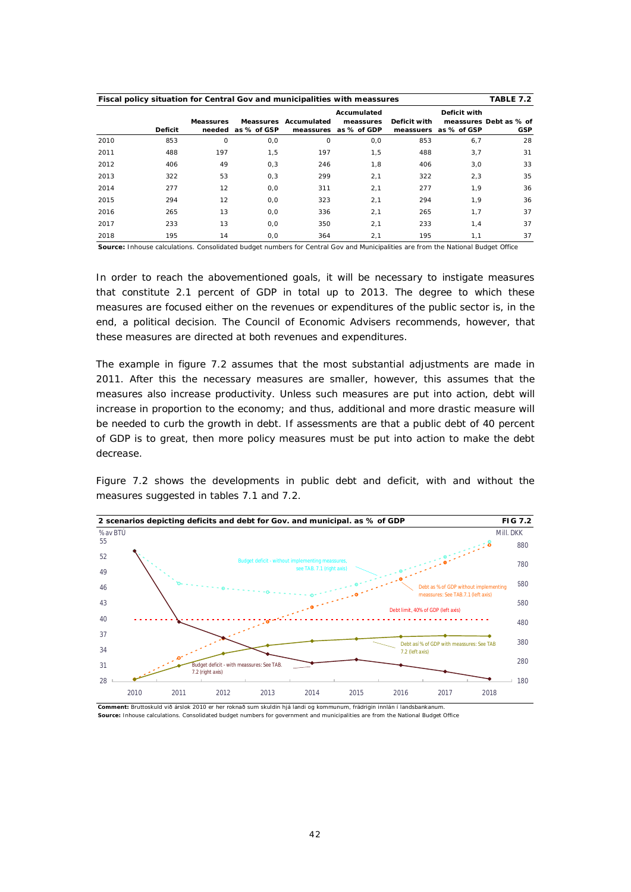**Fiscal policy situation for Central Gov and municipalities with meassures** — **TABLE 7.2**

| | Deficit | Meassures needed | Meassures as % of GSP | Accumulated meassures | Accumulated measures as % of GDP | Deficit with meassures | Deficit with measures as % of GSP | Debt as % of GSP |
|---|---|---|---|---|---|---|---|---|
| 2010 | 853 | 0 | 0,0 | 0 | 0,0 | 853 | 6,7 | 28 |
| 2011 | 488 | 197 | 1,5 | 197 | 1,5 | 488 | 3,7 | 31 |
| 2012 | 406 | 49 | 0,3 | 246 | 1,8 | 406 | 3,0 | 33 |
| 2013 | 322 | 53 | 0,3 | 299 | 2,1 | 322 | 2,3 | 35 |
| 2014 | 277 | 12 | 0,0 | 311 | 2,1 | 277 | 1,9 | 36 |
| 2015 | 294 | 12 | 0,0 | 323 | 2,1 | 294 | 1,9 | 36 |
| 2016 | 265 | 13 | 0,0 | 336 | 2,1 | 265 | 1,7 | 37 |
| 2017 | 233 | 13 | 0,0 | 350 | 2,1 | 233 | 1,4 | 37 |
| 2018 | 195 | 14 | 0,0 | 364 | 2,1 | 195 | 1,1 | 37 |

**Source:** Inhouse calculations. Consolidated budget numbers for Central Gov and Municipalities are from the National Budget Office

In order to reach the abovementioned goals, it will be necessary to instigate measures that constitute 2.1 percent of GDP in total up to 2013. The degree to which these measures are focused either on the revenues or expenditures of the public sector is, in the end, a political decision. The Council of Economic Advisers recommends, however, that these measures are directed at both revenues and expenditures.

The example in figure 7.2 assumes that the most substantial adjustments are made in 2011. After this the necessary measures are smaller, however, this assumes that the measures also increase productivity. Unless such measures are put into action, debt will increase in proportion to the economy; and thus, additional and more drastic measure will be needed to curb the growth in debt. If assessments are that a public debt of 40 percent of GDP is to great, then more policy measures must be put into action to make the debt decrease.

Figure 7.2 shows the developments in public debt and deficit, with and without the measures suggested in tables 7.1 and 7.2.

**2 scenarios depicting deficits and debt for Gov. and municipal. as % of GDP** — **FIG 7.2**

**Comment:** Bruttoskuld við árslok 2010 er her roknað sum skuldin hjá landi og kommunum, frádrigin innlán í landsbankanum.
**Source:** Inhouse calculations. Consolidated budget numbers for government and municipalities are from the National Budget Office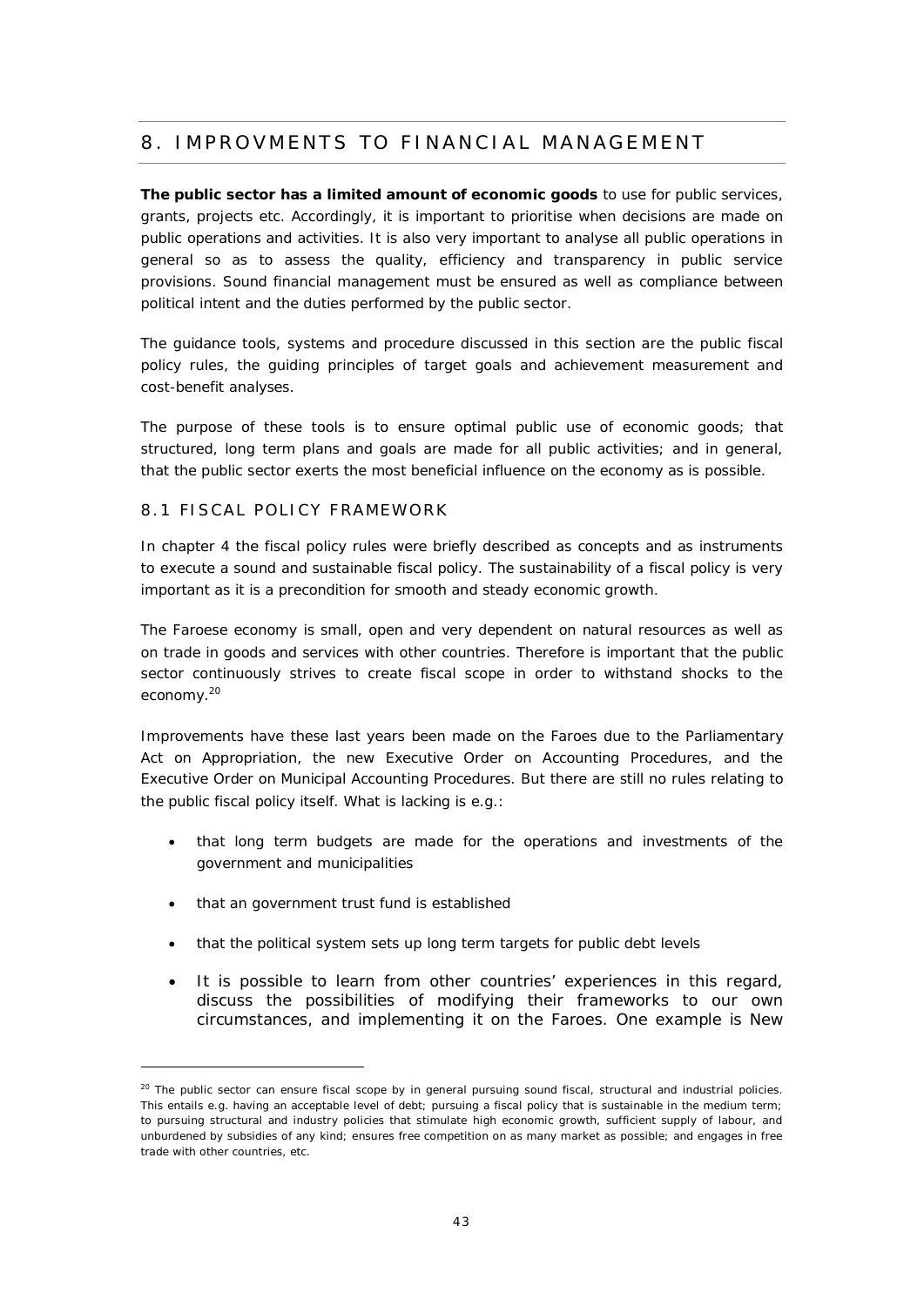# 8. IMPROVMENTS TO FINANCIAL MANAGEMENT

**The public sector has a limited amount of economic goods** to use for public services, grants, projects etc. Accordingly, it is important to prioritise when decisions are made on public operations and activities. It is also very important to analyse all public operations in general so as to assess the quality, efficiency and transparency in public service provisions. Sound financial management must be ensured as well as compliance between political intent and the duties performed by the public sector.

The guidance tools, systems and procedure discussed in this section are the public fiscal policy rules, the guiding principles of target goals and achievement measurement and cost-benefit analyses.

The purpose of these tools is to ensure optimal public use of economic goods; that structured, long term plans and goals are made for all public activities; and in general, that the public sector exerts the most beneficial influence on the economy as is possible.

## 8.1 FISCAL POLICY FRAMEWORK

In chapter 4 the fiscal policy rules were briefly described as concepts and as instruments to execute a sound and sustainable fiscal policy. The sustainability of a fiscal policy is very important as it is a precondition for smooth and steady economic growth.

The Faroese economy is small, open and very dependent on natural resources as well as on trade in goods and services with other countries. Therefore is important that the public sector continuously strives to create fiscal scope in order to withstand shocks to the economy.[20]

Improvements have these last years been made on the Faroes due to the Parliamentary Act on Appropriation, the new Executive Order on Accounting Procedures, and the Executive Order on Municipal Accounting Procedures. But there are still no rules relating to the public fiscal policy itself. What is lacking is e.g.:

- that long term budgets are made for the operations and investments of the government and municipalities
- that an government trust fund is established
- that the political system sets up long term targets for public debt levels
- It is possible to learn from other countries' experiences in this regard, discuss the possibilities of modifying their frameworks to our own circumstances, and implementing it on the Faroes. One example is New

[20] The public sector can ensure fiscal scope by in general pursuing sound fiscal, structural and industrial policies. This entails e.g. having an acceptable level of debt; pursuing a fiscal policy that is sustainable in the medium term; to pursuing structural and industry policies that stimulate high economic growth, sufficient supply of labour, and unburdened by subsidies of any kind; ensures free competition on as many market as possible; and engages in free trade with other countries, etc.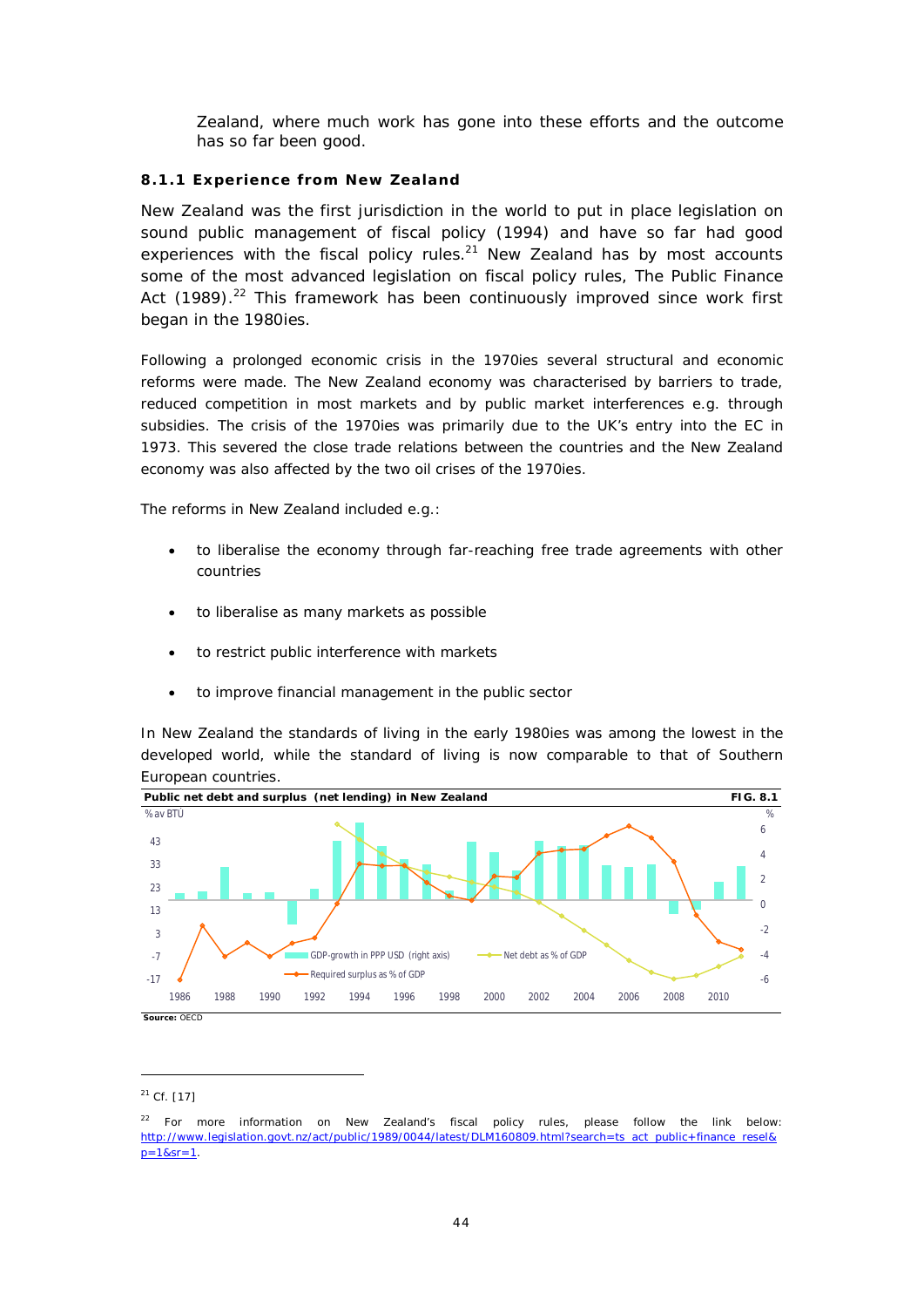Zealand, where much work has gone into these efforts and the outcome has so far been good.

### 8.1.1 Experience from New Zealand

New Zealand was the first jurisdiction in the world to put in place legislation on sound public management of fiscal policy (1994) and have so far had good experiences with the fiscal policy rules.[21] New Zealand has by most accounts some of the most advanced legislation on fiscal policy rules, The Public Finance Act (1989).[22] This framework has been continuously improved since work first began in the 1980ies.

Following a prolonged economic crisis in the 1970ies several structural and economic reforms were made. The New Zealand economy was characterised by barriers to trade, reduced competition in most markets and by public market interferences e.g. through subsidies. The crisis of the 1970ies was primarily due to the UK's entry into the EC in 1973. This severed the close trade relations between the countries and the New Zealand economy was also affected by the two oil crises of the 1970ies.

The reforms in New Zealand included e.g.:

- to liberalise the economy through far-reaching free trade agreements with other countries
- to liberalise as many markets as possible
- to restrict public interference with markets
- to improve financial management in the public sector

In New Zealand the standards of living in the early 1980ies was among the lowest in the developed world, while the standard of living is now comparable to that of Southern European countries.

**Public net debt and surplus (net lending) in New Zealand** **FIG. 8.1**

Source: OECD

---

[21] Cf. [17]

[22] For more information on New Zealand's fiscal policy rules, please follow the link below: http://www.legislation.govt.nz/act/public/1989/0044/latest/DLM160809.html?search=ts_act_public+finance_resel&p=1&sr=1.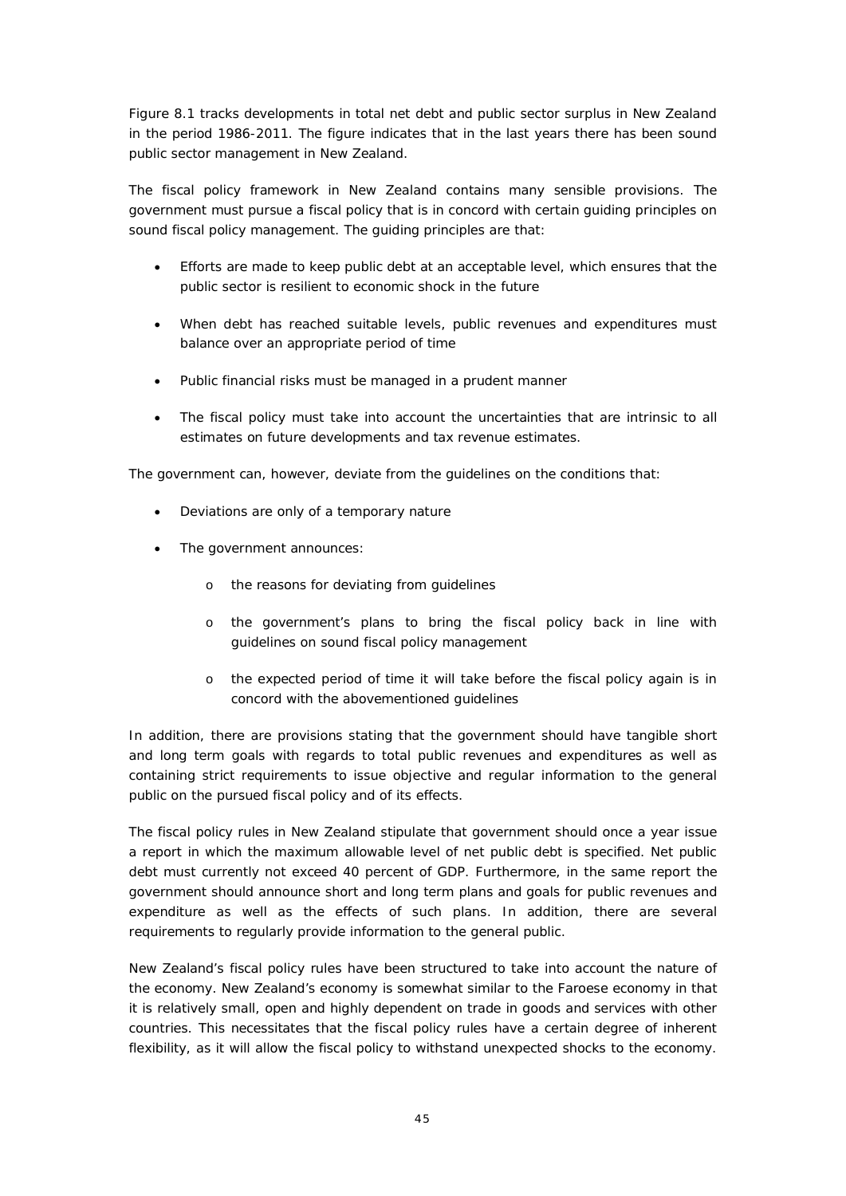Figure 8.1 tracks developments in total net debt and public sector surplus in New Zealand in the period 1986-2011. The figure indicates that in the last years there has been sound public sector management in New Zealand.

The fiscal policy framework in New Zealand contains many sensible provisions. The government must pursue a fiscal policy that is in concord with certain guiding principles on sound fiscal policy management. The guiding principles are that:

- Efforts are made to keep public debt at an acceptable level, which ensures that the public sector is resilient to economic shock in the future
- When debt has reached suitable levels, public revenues and expenditures must balance over an appropriate period of time
- Public financial risks must be managed in a prudent manner
- The fiscal policy must take into account the uncertainties that are intrinsic to all estimates on future developments and tax revenue estimates.

The government can, however, deviate from the guidelines on the conditions that:

- Deviations are only of a temporary nature
- The government announces:
    - the reasons for deviating from guidelines
    - the government's plans to bring the fiscal policy back in line with guidelines on sound fiscal policy management
    - the expected period of time it will take before the fiscal policy again is in concord with the abovementioned guidelines

In addition, there are provisions stating that the government should have tangible short and long term goals with regards to total public revenues and expenditures as well as containing strict requirements to issue objective and regular information to the general public on the pursued fiscal policy and of its effects.

The fiscal policy rules in New Zealand stipulate that government should once a year issue a report in which the maximum allowable level of net public debt is specified. Net public debt must currently not exceed 40 percent of GDP. Furthermore, in the same report the government should announce short and long term plans and goals for public revenues and expenditure as well as the effects of such plans. In addition, there are several requirements to regularly provide information to the general public.

New Zealand's fiscal policy rules have been structured to take into account the nature of the economy. New Zealand's economy is somewhat similar to the Faroese economy in that it is relatively small, open and highly dependent on trade in goods and services with other countries. This necessitates that the fiscal policy rules have a certain degree of inherent flexibility, as it will allow the fiscal policy to withstand unexpected shocks to the economy.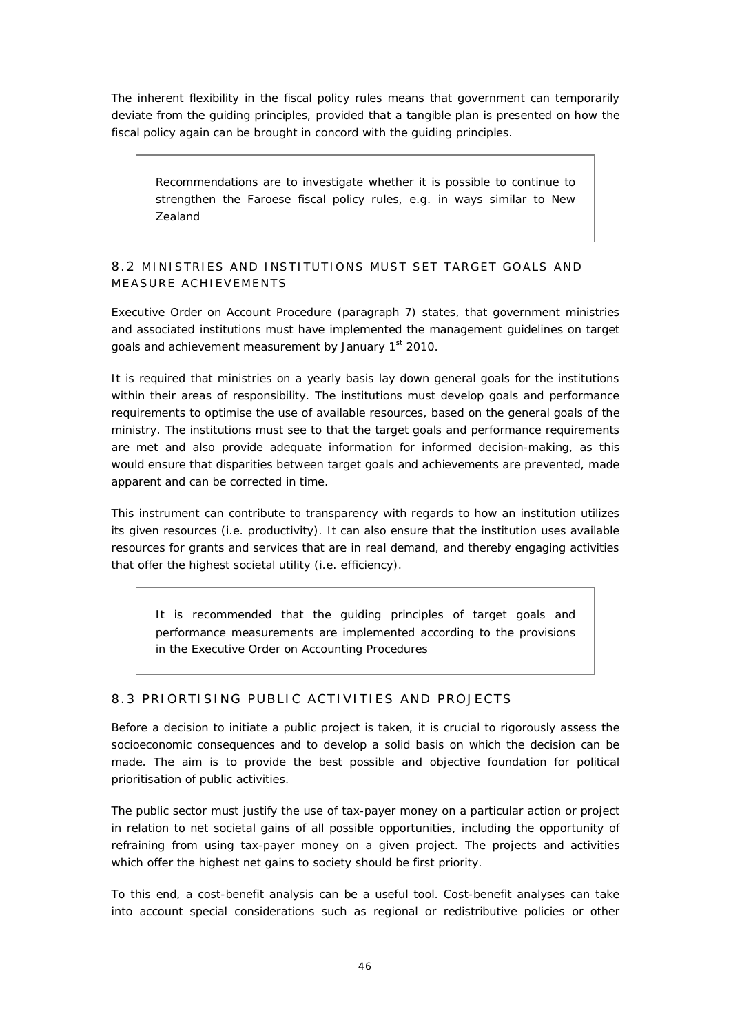The inherent flexibility in the fiscal policy rules means that government can temporarily deviate from the guiding principles, provided that a tangible plan is presented on how the fiscal policy again can be brought in concord with the guiding principles.

> Recommendations are to investigate whether it is possible to continue to strengthen the Faroese fiscal policy rules, e.g. in ways similar to New Zealand

## 8.2 MINISTRIES AND INSTITUTIONS MUST SET TARGET GOALS AND MEASURE ACHIEVEMENTS

Executive Order on Account Procedure (paragraph 7) states, that government ministries and associated institutions must have implemented the management guidelines on target goals and achievement measurement by January 1st 2010.

It is required that ministries on a yearly basis lay down general goals for the institutions within their areas of responsibility. The institutions must develop goals and performance requirements to optimise the use of available resources, based on the general goals of the ministry. The institutions must see to that the target goals and performance requirements are met and also provide adequate information for informed decision-making, as this would ensure that disparities between target goals and achievements are prevented, made apparent and can be corrected in time.

This instrument can contribute to transparency with regards to how an institution utilizes its given resources (i.e. productivity). It can also ensure that the institution uses available resources for grants and services that are in real demand, and thereby engaging activities that offer the highest societal utility (i.e. efficiency).

> It is recommended that the guiding principles of target goals and performance measurements are implemented according to the provisions in the Executive Order on Accounting Procedures

## 8.3 PRIORTISING PUBLIC ACTIVITIES AND PROJECTS

Before a decision to initiate a public project is taken, it is crucial to rigorously assess the socioeconomic consequences and to develop a solid basis on which the decision can be made. The aim is to provide the best possible and objective foundation for political prioritisation of public activities.

The public sector must justify the use of tax-payer money on a particular action or project in relation to net societal gains of all possible opportunities, including the opportunity of refraining from using tax-payer money on a given project. The projects and activities which offer the highest net gains to society should be first priority.

To this end, a cost-benefit analysis can be a useful tool. Cost-benefit analyses can take into account special considerations such as regional or redistributive policies or other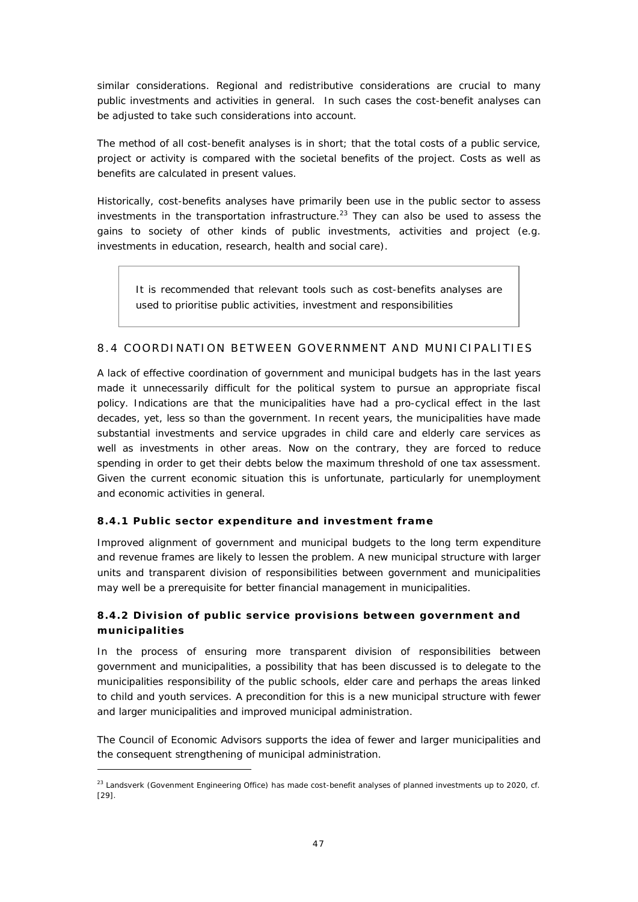similar considerations. Regional and redistributive considerations are crucial to many public investments and activities in general. In such cases the cost-benefit analyses can be adjusted to take such considerations into account.

The method of all cost-benefit analyses is in short; that the total costs of a public service, project or activity is compared with the societal benefits of the project. Costs as well as benefits are calculated in present values.

Historically, cost-benefits analyses have primarily been use in the public sector to assess investments in the transportation infrastructure.[23] They can also be used to assess the gains to society of other kinds of public investments, activities and project (e.g. investments in education, research, health and social care).

> It is recommended that relevant tools such as cost-benefits analyses are used to prioritise public activities, investment and responsibilities

## 8.4 COORDINATION BETWEEN GOVERNMENT AND MUNICIPALITIES

A lack of effective coordination of government and municipal budgets has in the last years made it unnecessarily difficult for the political system to pursue an appropriate fiscal policy. Indications are that the municipalities have had a pro-cyclical effect in the last decades, yet, less so than the government. In recent years, the municipalities have made substantial investments and service upgrades in child care and elderly care services as well as investments in other areas. Now on the contrary, they are forced to reduce spending in order to get their debts below the maximum threshold of one tax assessment. Given the current economic situation this is unfortunate, particularly for unemployment and economic activities in general.

### 8.4.1 Public sector expenditure and investment frame

Improved alignment of government and municipal budgets to the long term expenditure and revenue frames are likely to lessen the problem. A new municipal structure with larger units and transparent division of responsibilities between government and municipalities may well be a prerequisite for better financial management in municipalities.

### 8.4.2 Division of public service provisions between government and municipalities

In the process of ensuring more transparent division of responsibilities between government and municipalities, a possibility that has been discussed is to delegate to the municipalities responsibility of the public schools, elder care and perhaps the areas linked to child and youth services. A precondition for this is a new municipal structure with fewer and larger municipalities and improved municipal administration.

The Council of Economic Advisors supports the idea of fewer and larger municipalities and the consequent strengthening of municipal administration.

---

[23] Landsverk (Govenment Engineering Office) has made cost-benefit analyses of planned investments up to 2020, cf. [29].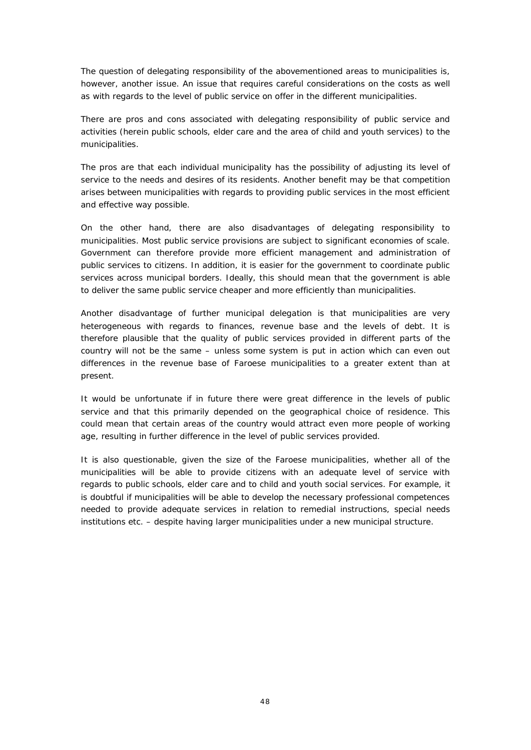The question of delegating responsibility of the abovementioned areas to municipalities is, however, another issue. An issue that requires careful considerations on the costs as well as with regards to the level of public service on offer in the different municipalities.

There are pros and cons associated with delegating responsibility of public service and activities (herein public schools, elder care and the area of child and youth services) to the municipalities.

The pros are that each individual municipality has the possibility of adjusting its level of service to the needs and desires of its residents. Another benefit may be that competition arises between municipalities with regards to providing public services in the most efficient and effective way possible.

On the other hand, there are also disadvantages of delegating responsibility to municipalities. Most public service provisions are subject to significant economies of scale. Government can therefore provide more efficient management and administration of public services to citizens. In addition, it is easier for the government to coordinate public services across municipal borders. Ideally, this should mean that the government is able to deliver the same public service cheaper and more efficiently than municipalities.

Another disadvantage of further municipal delegation is that municipalities are very heterogeneous with regards to finances, revenue base and the levels of debt. It is therefore plausible that the quality of public services provided in different parts of the country will not be the same – unless some system is put in action which can even out differences in the revenue base of Faroese municipalities to a greater extent than at present.

It would be unfortunate if in future there were great difference in the levels of public service and that this primarily depended on the geographical choice of residence. This could mean that certain areas of the country would attract even more people of working age, resulting in further difference in the level of public services provided.

It is also questionable, given the size of the Faroese municipalities, whether all of the municipalities will be able to provide citizens with an adequate level of service with regards to public schools, elder care and to child and youth social services. For example, it is doubtful if municipalities will be able to develop the necessary professional competences needed to provide adequate services in relation to remedial instructions, special needs institutions etc. – despite having larger municipalities under a new municipal structure.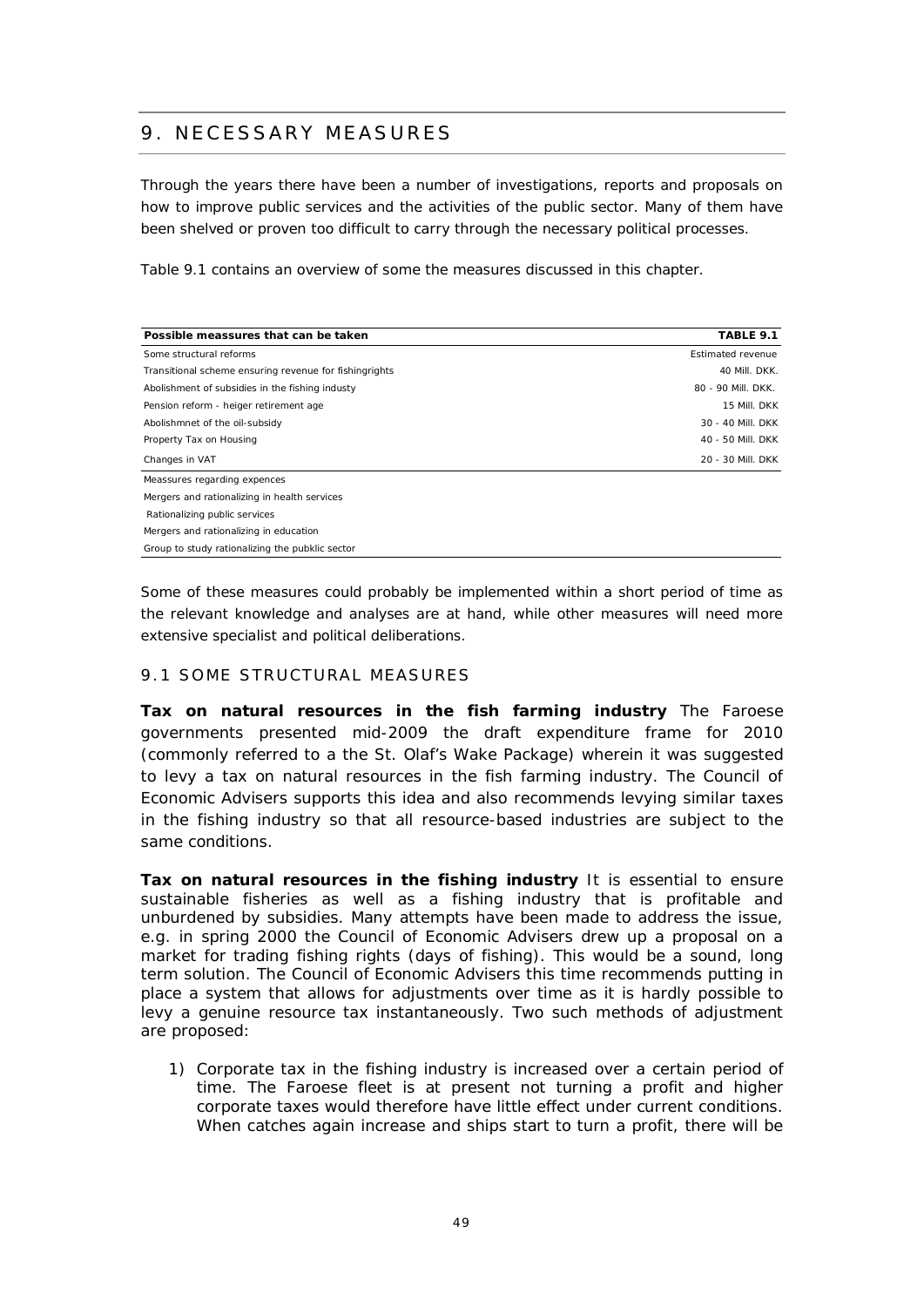# 9. NECESSARY MEASURES

Through the years there have been a number of investigations, reports and proposals on how to improve public services and the activities of the public sector. Many of them have been shelved or proven too difficult to carry through the necessary political processes.

Table 9.1 contains an overview of some the measures discussed in this chapter.

| Possible meassures that can be taken | TABLE 9.1 |
|---|---|
| Some structural reforms | Estimated revenue |
| Transitional scheme ensuring revenue for fishingrights | 40 Mill. DKK. |
| Abolishment of subsidies in the fishing industy | 80 - 90 Mill. DKK. |
| Pension reform - heiger retirement age | 15 Mill. DKK |
| Abolishmnet of the oil-subsidy | 30 - 40 Mill. DKK |
| Property Tax on Housing | 40 - 50 Mill. DKK |
| Changes in VAT | 20 - 30 Mill. DKK |
| Meassures regarding expences | |
| Mergers and rationalizing in health services | |
| Rationalizing public services | |
| Mergers and rationalizing in education | |
| Group to study rationalizing the pubklic sector | |

Some of these measures could probably be implemented within a short period of time as the relevant knowledge and analyses are at hand, while other measures will need more extensive specialist and political deliberations.

## 9.1 SOME STRUCTURAL MEASURES

**Tax on natural resources in the fish farming industry** The Faroese governments presented mid-2009 the draft expenditure frame for 2010 (commonly referred to a the St. Olaf's Wake Package) wherein it was suggested to levy a tax on natural resources in the fish farming industry. The Council of Economic Advisers supports this idea and also recommends levying similar taxes in the fishing industry so that all resource-based industries are subject to the same conditions.

**Tax on natural resources in the fishing industry** It is essential to ensure sustainable fisheries as well as a fishing industry that is profitable and unburdened by subsidies. Many attempts have been made to address the issue, e.g. in spring 2000 the Council of Economic Advisers drew up a proposal on a market for trading fishing rights (days of fishing). This would be a sound, long term solution. The Council of Economic Advisers this time recommends putting in place a system that allows for adjustments over time as it is hardly possible to levy a genuine resource tax instantaneously. Two such methods of adjustment are proposed:

1) Corporate tax in the fishing industry is increased over a certain period of time. The Faroese fleet is at present not turning a profit and higher corporate taxes would therefore have little effect under current conditions. When catches again increase and ships start to turn a profit, there will be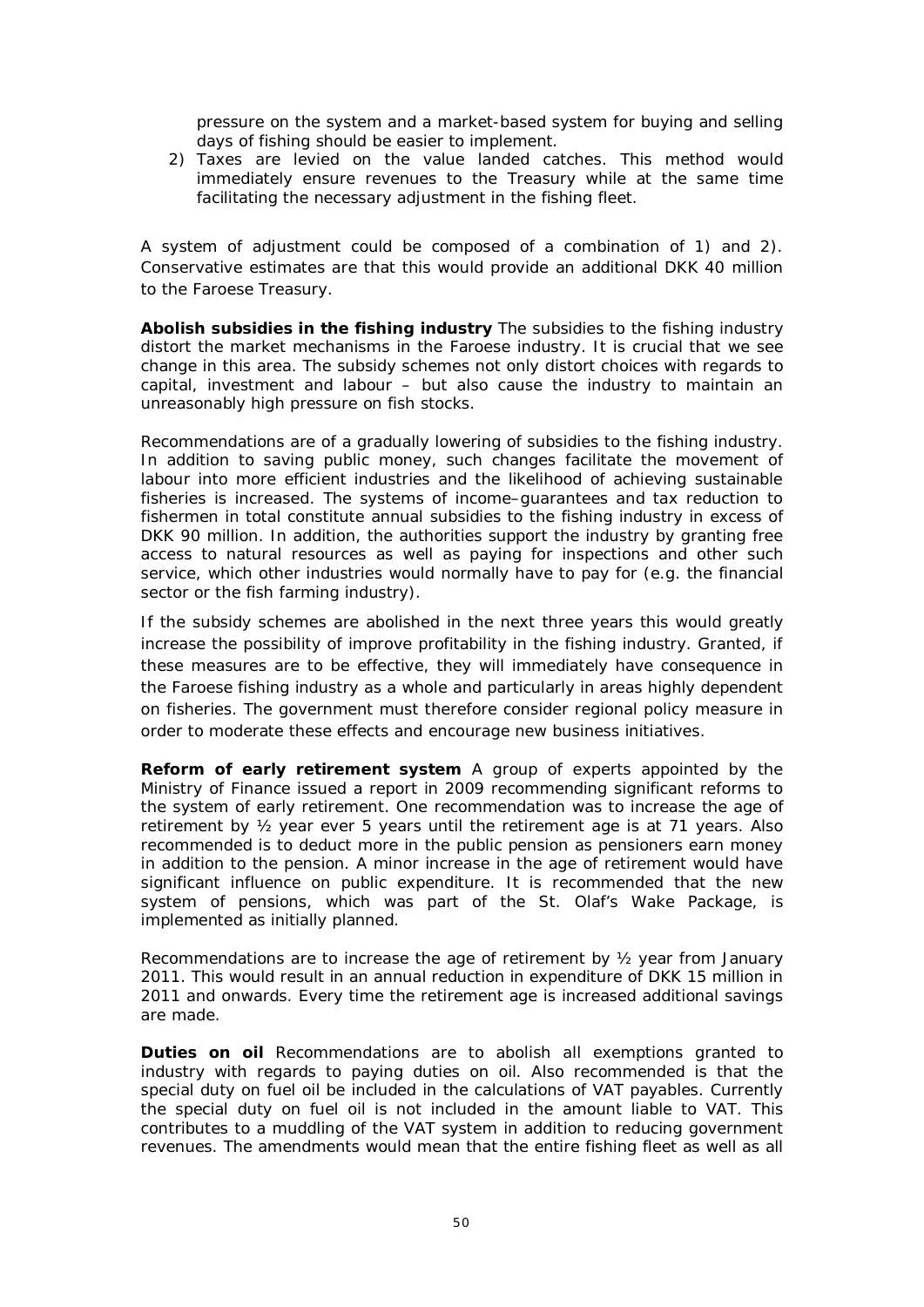pressure on the system and a market-based system for buying and selling days of fishing should be easier to implement.

2) Taxes are levied on the value landed catches. This method would immediately ensure revenues to the Treasury while at the same time facilitating the necessary adjustment in the fishing fleet.

A system of adjustment could be composed of a combination of 1) and 2). Conservative estimates are that this would provide an additional DKK 40 million to the Faroese Treasury.

**Abolish subsidies in the fishing industry** The subsidies to the fishing industry distort the market mechanisms in the Faroese industry. It is crucial that we see change in this area. The subsidy schemes not only distort choices with regards to capital, investment and labour – but also cause the industry to maintain an unreasonably high pressure on fish stocks.

Recommendations are of a gradually lowering of subsidies to the fishing industry. In addition to saving public money, such changes facilitate the movement of labour into more efficient industries and the likelihood of achieving sustainable fisheries is increased. The systems of income–guarantees and tax reduction to fishermen in total constitute annual subsidies to the fishing industry in excess of DKK 90 million. In addition, the authorities support the industry by granting free access to natural resources as well as paying for inspections and other such service, which other industries would normally have to pay for (e.g. the financial sector or the fish farming industry).

If the subsidy schemes are abolished in the next three years this would greatly increase the possibility of improve profitability in the fishing industry. Granted, if these measures are to be effective, they will immediately have consequence in the Faroese fishing industry as a whole and particularly in areas highly dependent on fisheries. The government must therefore consider regional policy measure in order to moderate these effects and encourage new business initiatives.

**Reform of early retirement system** A group of experts appointed by the Ministry of Finance issued a report in 2009 recommending significant reforms to the system of early retirement. One recommendation was to increase the age of retirement by ½ year ever 5 years until the retirement age is at 71 years. Also recommended is to deduct more in the public pension as pensioners earn money in addition to the pension. A minor increase in the age of retirement would have significant influence on public expenditure. It is recommended that the new system of pensions, which was part of the St. Olaf's Wake Package, is implemented as initially planned.

Recommendations are to increase the age of retirement by ½ year from January 2011. This would result in an annual reduction in expenditure of DKK 15 million in 2011 and onwards. Every time the retirement age is increased additional savings are made.

**Duties on oil** Recommendations are to abolish all exemptions granted to industry with regards to paying duties on oil. Also recommended is that the special duty on fuel oil be included in the calculations of VAT payables. Currently the special duty on fuel oil is not included in the amount liable to VAT. This contributes to a muddling of the VAT system in addition to reducing government revenues. The amendments would mean that the entire fishing fleet as well as all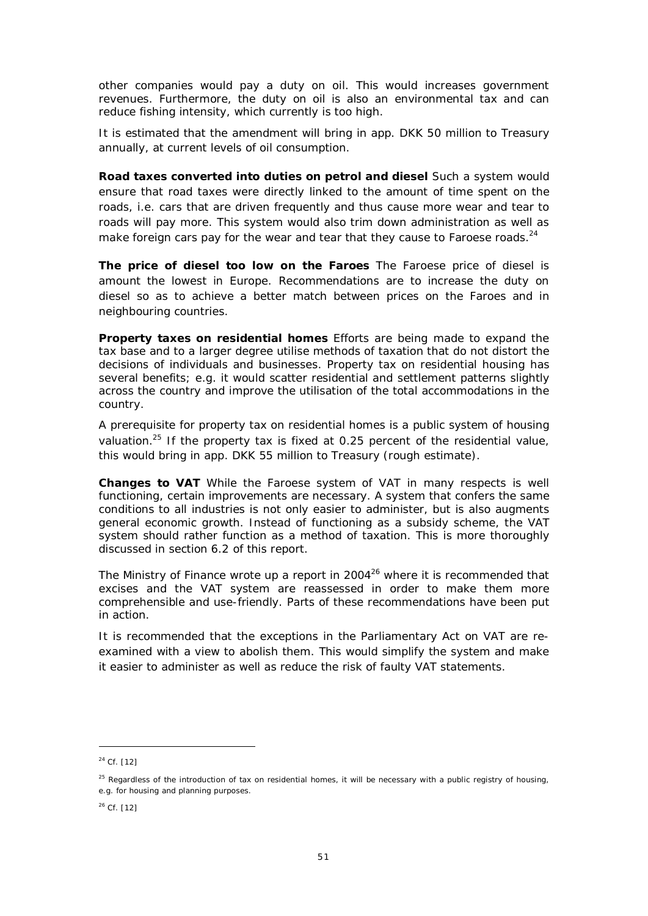other companies would pay a duty on oil. This would increases government revenues. Furthermore, the duty on oil is also an environmental tax and can reduce fishing intensity, which currently is too high.

It is estimated that the amendment will bring in app. DKK 50 million to Treasury annually, at current levels of oil consumption.

**Road taxes converted into duties on petrol and diesel** Such a system would ensure that road taxes were directly linked to the amount of time spent on the roads, i.e. cars that are driven frequently and thus cause more wear and tear to roads will pay more. This system would also trim down administration as well as make foreign cars pay for the wear and tear that they cause to Faroese roads.[24]

**The price of diesel too low on the Faroes** The Faroese price of diesel is amount the lowest in Europe. Recommendations are to increase the duty on diesel so as to achieve a better match between prices on the Faroes and in neighbouring countries.

**Property taxes on residential homes** Efforts are being made to expand the tax base and to a larger degree utilise methods of taxation that do not distort the decisions of individuals and businesses. Property tax on residential housing has several benefits; e.g. it would scatter residential and settlement patterns slightly across the country and improve the utilisation of the total accommodations in the country.

A prerequisite for property tax on residential homes is a public system of housing valuation.[25] If the property tax is fixed at 0.25 percent of the residential value, this would bring in app. DKK 55 million to Treasury (rough estimate).

**Changes to VAT** While the Faroese system of VAT in many respects is well functioning, certain improvements are necessary. A system that confers the same conditions to all industries is not only easier to administer, but is also augments general economic growth. Instead of functioning as a subsidy scheme, the VAT system should rather function as a method of taxation. This is more thoroughly discussed in section 6.2 of this report.

The Ministry of Finance wrote up a report in 2004[26] where it is recommended that excises and the VAT system are reassessed in order to make them more comprehensible and use-friendly. Parts of these recommendations have been put in action.

It is recommended that the exceptions in the Parliamentary Act on VAT are re-examined with a view to abolish them. This would simplify the system and make it easier to administer as well as reduce the risk of faulty VAT statements.

---

[24] Cf. [12]

[25] Regardless of the introduction of tax on residential homes, it will be necessary with a public registry of housing, e.g. for housing and planning purposes.

[26] Cf. [12]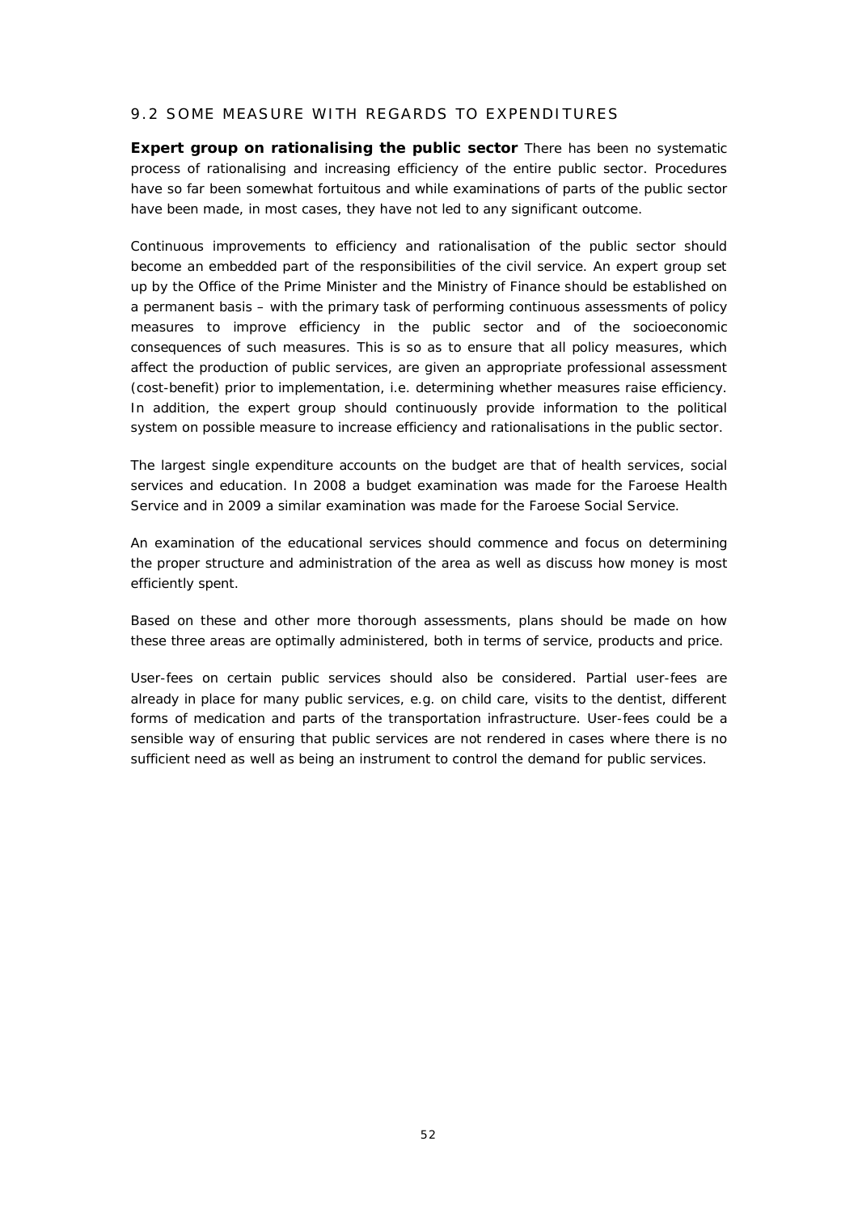## 9.2 SOME MEASURE WITH REGARDS TO EXPENDITURES

**Expert group on rationalising the public sector** There has been no systematic process of rationalising and increasing efficiency of the entire public sector. Procedures have so far been somewhat fortuitous and while examinations of parts of the public sector have been made, in most cases, they have not led to any significant outcome.

Continuous improvements to efficiency and rationalisation of the public sector should become an embedded part of the responsibilities of the civil service. An expert group set up by the Office of the Prime Minister and the Ministry of Finance should be established on a permanent basis – with the primary task of performing continuous assessments of policy measures to improve efficiency in the public sector and of the socioeconomic consequences of such measures. This is so as to ensure that all policy measures, which affect the production of public services, are given an appropriate professional assessment (cost-benefit) prior to implementation, i.e. determining whether measures raise efficiency. In addition, the expert group should continuously provide information to the political system on possible measure to increase efficiency and rationalisations in the public sector.

The largest single expenditure accounts on the budget are that of health services, social services and education. In 2008 a budget examination was made for the Faroese Health Service and in 2009 a similar examination was made for the Faroese Social Service.

An examination of the educational services should commence and focus on determining the proper structure and administration of the area as well as discuss how money is most efficiently spent.

Based on these and other more thorough assessments, plans should be made on how these three areas are optimally administered, both in terms of service, products and price.

User-fees on certain public services should also be considered. Partial user-fees are already in place for many public services, e.g. on child care, visits to the dentist, different forms of medication and parts of the transportation infrastructure. User-fees could be a sensible way of ensuring that public services are not rendered in cases where there is no sufficient need as well as being an instrument to control the demand for public services.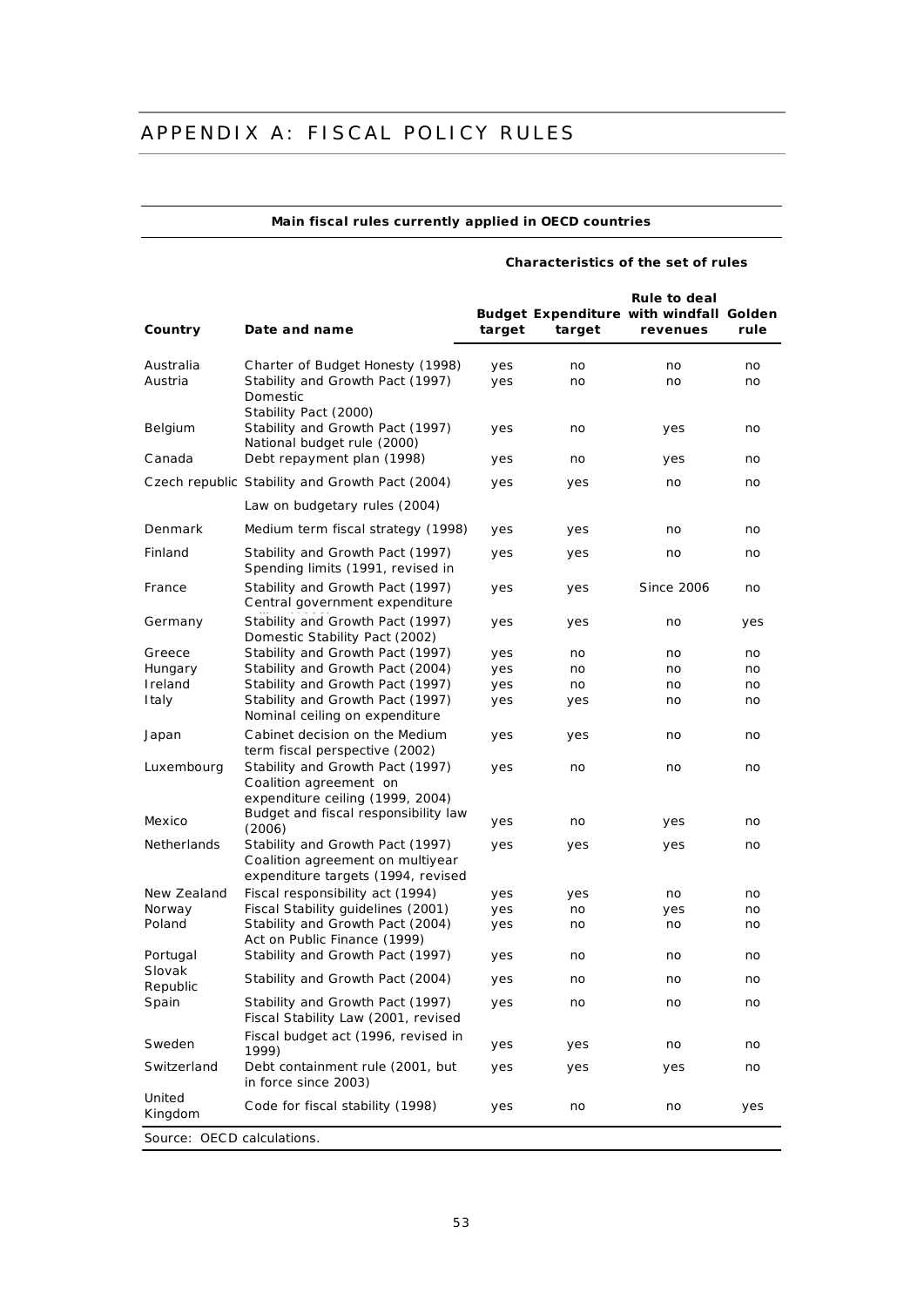# APPENDIX A: FISCAL POLICY RULES

**Main fiscal rules currently applied in OECD countries**

| Country | Date and name | Characteristics of the set of rules | | | |
|---|---|---|---|---|---|
| | | Budget target | Expenditure target | Rule to deal with windfall revenues | Golden rule |
| Australia | Charter of Budget Honesty (1998) | yes | no | no | no |
| Austria | Stability and Growth Pact (1997) Domestic Stability Pact (2000) | yes | no | no | no |
| Belgium | Stability and Growth Pact (1997) National budget rule (2000) | yes | no | yes | no |
| Canada | Debt repayment plan (1998) | yes | no | yes | no |
| Czech republic | Stability and Growth Pact (2004) Law on budgetary rules (2004) | yes | yes | no | no |
| Denmark | Medium term fiscal strategy (1998) | yes | yes | no | no |
| Finland | Stability and Growth Pact (1997) Spending limits (1991, revised in | yes | yes | no | no |
| France | Stability and Growth Pact (1997) Central government expenditure | yes | yes | Since 2006 | no |
| Germany | Stability and Growth Pact (1997) Domestic Stability Pact (2002) | yes | yes | no | yes |
| Greece | Stability and Growth Pact (1997) | yes | no | no | no |
| Hungary | Stability and Growth Pact (2004) | yes | no | no | no |
| Ireland | Stability and Growth Pact (1997) | yes | no | no | no |
| Italy | Stability and Growth Pact (1997) Nominal ceiling on expenditure | yes | yes | no | no |
| Japan | Cabinet decision on the Medium term fiscal perspective (2002) | yes | yes | no | no |
| Luxembourg | Stability and Growth Pact (1997) Coalition agreement on expenditure ceiling (1999, 2004) | yes | no | no | no |
| Mexico | Budget and fiscal responsibility law (2006) | yes | no | yes | no |
| Netherlands | Stability and Growth Pact (1997) Coalition agreement on multiyear expenditure targets (1994, revised | yes | yes | yes | no |
| New Zealand | Fiscal responsibility act (1994) | yes | yes | no | no |
| Norway | Fiscal Stability guidelines (2001) | yes | no | yes | no |
| Poland | Stability and Growth Pact (2004) Act on Public Finance (1999) | yes | no | no | no |
| Portugal | Stability and Growth Pact (1997) | yes | no | no | no |
| Slovak Republic | Stability and Growth Pact (2004) | yes | no | no | no |
| Spain | Stability and Growth Pact (1997) Fiscal Stability Law (2001, revised | yes | no | no | no |
| Sweden | Fiscal budget act (1996, revised in 1999) | yes | yes | no | no |
| Switzerland | Debt containment rule (2001, but in force since 2003) | yes | yes | yes | no |
| United Kingdom | Code for fiscal stability (1998) | yes | no | no | yes |

Source: OECD calculations.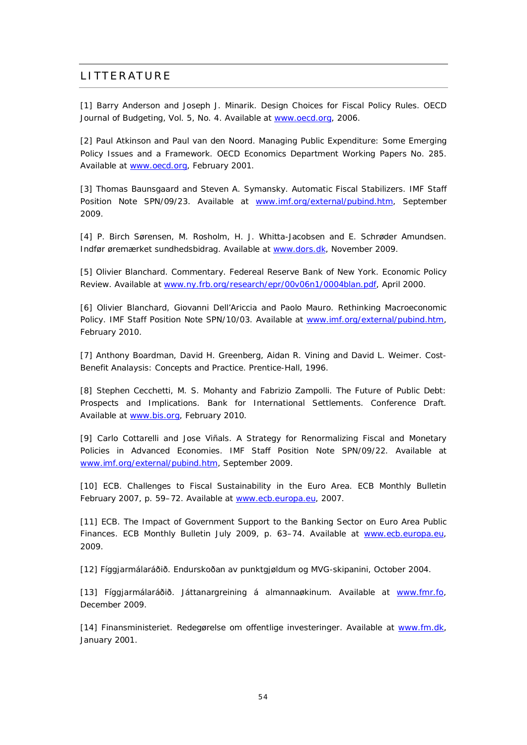# LITTERATURE

[1] Barry Anderson and Joseph J. Minarik. Design Choices for Fiscal Policy Rules. OECD Journal of Budgeting, Vol. 5, No. 4. Available at www.oecd.org, 2006.

[2] Paul Atkinson and Paul van den Noord. Managing Public Expenditure: Some Emerging Policy Issues and a Framework. OECD Economics Department Working Papers No. 285. Available at www.oecd.org, February 2001.

[3] Thomas Baunsgaard and Steven A. Symansky. Automatic Fiscal Stabilizers. IMF Staff Position Note SPN/09/23. Available at www.imf.org/external/pubind.htm, September 2009.

[4] P. Birch Sørensen, M. Rosholm, H. J. Whitta-Jacobsen and E. Schrøder Amundsen. Indfør øremærket sundhedsbidrag. Available at www.dors.dk, November 2009.

[5] Olivier Blanchard. Commentary. Federeal Reserve Bank of New York. Economic Policy Review. Available at www.ny.frb.org/research/epr/00v06n1/0004blan.pdf, April 2000.

[6] Olivier Blanchard, Giovanni Dell'Ariccia and Paolo Mauro. Rethinking Macroeconomic Policy. IMF Staff Position Note SPN/10/03. Available at www.imf.org/external/pubind.htm, February 2010.

[7] Anthony Boardman, David H. Greenberg, Aidan R. Vining and David L. Weimer. Cost-Benefit Analaysis: Concepts and Practice. Prentice-Hall, 1996.

[8] Stephen Cecchetti, M. S. Mohanty and Fabrizio Zampolli. The Future of Public Debt: Prospects and Implications. Bank for International Settlements. Conference Draft. Available at www.bis.org, February 2010.

[9] Carlo Cottarelli and Jose Viñals. A Strategy for Renormalizing Fiscal and Monetary Policies in Advanced Economies. IMF Staff Position Note SPN/09/22. Available at www.imf.org/external/pubind.htm, September 2009.

[10] ECB. Challenges to Fiscal Sustainability in the Euro Area. ECB Monthly Bulletin February 2007, p. 59–72. Available at www.ecb.europa.eu, 2007.

[11] ECB. The Impact of Government Support to the Banking Sector on Euro Area Public Finances. ECB Monthly Bulletin July 2009, p. 63–74. Available at www.ecb.europa.eu, 2009.

[12] Fíggjarmálaráðið. Endurskoðan av punktgjøldum og MVG-skipanini, October 2004.

[13] Fíggjarmálaráðið. Játtanargreining á almannaøkinum. Available at www.fmr.fo, December 2009.

[14] Finansministeriet. Redegørelse om offentlige investeringer. Available at www.fm.dk, January 2001.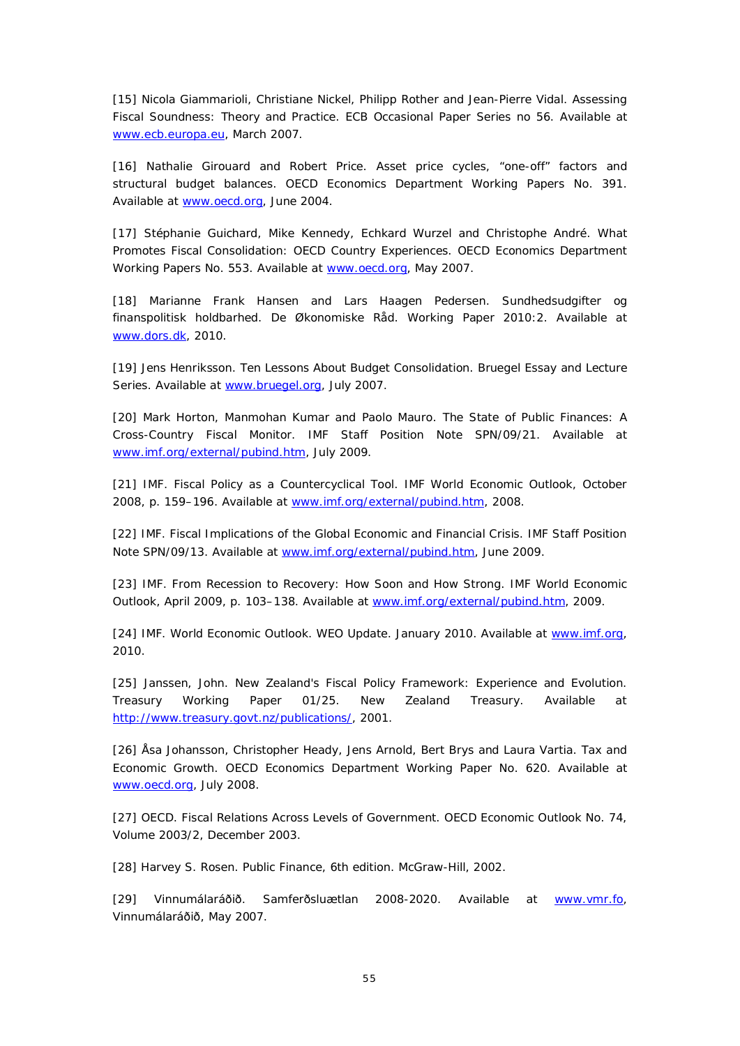[15] Nicola Giammarioli, Christiane Nickel, Philipp Rother and Jean-Pierre Vidal. Assessing Fiscal Soundness: Theory and Practice. ECB Occasional Paper Series no 56. Available at www.ecb.europa.eu, March 2007.

[16] Nathalie Girouard and Robert Price. Asset price cycles, "one-off" factors and structural budget balances. OECD Economics Department Working Papers No. 391. Available at www.oecd.org, June 2004.

[17] Stéphanie Guichard, Mike Kennedy, Echkard Wurzel and Christophe André. What Promotes Fiscal Consolidation: OECD Country Experiences. OECD Economics Department Working Papers No. 553. Available at www.oecd.org, May 2007.

[18] Marianne Frank Hansen and Lars Haagen Pedersen. Sundhedsudgifter og finanspolitisk holdbarhed. De Økonomiske Råd. Working Paper 2010:2. Available at www.dors.dk, 2010.

[19] Jens Henriksson. Ten Lessons About Budget Consolidation. Bruegel Essay and Lecture Series. Available at www.bruegel.org, July 2007.

[20] Mark Horton, Manmohan Kumar and Paolo Mauro. The State of Public Finances: A Cross-Country Fiscal Monitor. IMF Staff Position Note SPN/09/21. Available at www.imf.org/external/pubind.htm, July 2009.

[21] IMF. Fiscal Policy as a Countercyclical Tool. IMF World Economic Outlook, October 2008, p. 159–196. Available at www.imf.org/external/pubind.htm, 2008.

[22] IMF. Fiscal Implications of the Global Economic and Financial Crisis. IMF Staff Position Note SPN/09/13. Available at www.imf.org/external/pubind.htm, June 2009.

[23] IMF. From Recession to Recovery: How Soon and How Strong. IMF World Economic Outlook, April 2009, p. 103–138. Available at www.imf.org/external/pubind.htm, 2009.

[24] IMF. World Economic Outlook. WEO Update. January 2010. Available at www.imf.org, 2010.

[25] Janssen, John. New Zealand's Fiscal Policy Framework: Experience and Evolution. Treasury Working Paper 01/25. New Zealand Treasury. Available at http://www.treasury.govt.nz/publications/, 2001.

[26] Åsa Johansson, Christopher Heady, Jens Arnold, Bert Brys and Laura Vartia. Tax and Economic Growth. OECD Economics Department Working Paper No. 620. Available at www.oecd.org, July 2008.

[27] OECD. Fiscal Relations Across Levels of Government. OECD Economic Outlook No. 74, Volume 2003/2, December 2003.

[28] Harvey S. Rosen. Public Finance, 6th edition. McGraw-Hill, 2002.

[29] Vinnumálaráðið. Samferðsluætlan 2008-2020. Available at www.vmr.fo, Vinnumálaráðið, May 2007.